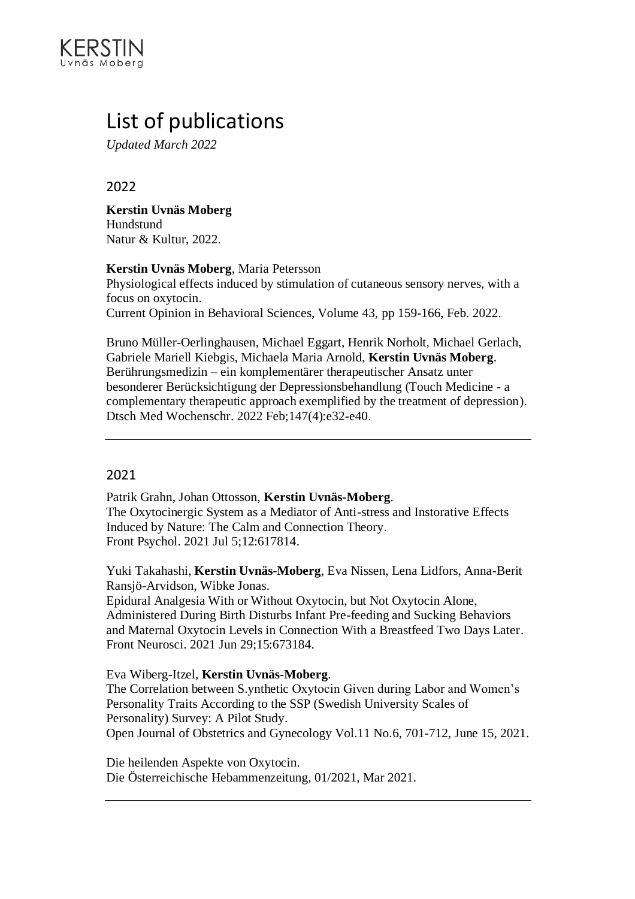KERSTIN
Uvnäs Moberg

# List of publications

*Updated March 2022*

## 2022

**Kerstin Uvnäs Moberg**
Hundstund
Natur & Kultur, 2022.

**Kerstin Uvnäs Moberg**, Maria Petersson
Physiological effects induced by stimulation of cutaneous sensory nerves, with a focus on oxytocin.
Current Opinion in Behavioral Sciences, Volume 43, pp 159-166, Feb. 2022.

Bruno Müller-Oerlinghausen, Michael Eggart, Henrik Norholt, Michael Gerlach, Gabriele Mariell Kiebgis, Michaela Maria Arnold, **Kerstin Uvnäs Moberg**.
Berührungsmedizin – ein komplementärer therapeutischer Ansatz unter besonderer Berücksichtigung der Depressionsbehandlung (Touch Medicine - a complementary therapeutic approach exemplified by the treatment of depression).
Dtsch Med Wochenschr. 2022 Feb;147(4):e32-e40.

---

## 2021

Patrik Grahn, Johan Ottosson, **Kerstin Uvnäs-Moberg**.
The Oxytocinergic System as a Mediator of Anti-stress and Instorative Effects Induced by Nature: The Calm and Connection Theory.
Front Psychol. 2021 Jul 5;12:617814.

Yuki Takahashi, **Kerstin Uvnäs-Moberg**, Eva Nissen, Lena Lidfors, Anna-Berit Ransjö-Arvidson, Wibke Jonas.
Epidural Analgesia With or Without Oxytocin, but Not Oxytocin Alone, Administered During Birth Disturbs Infant Pre-feeding and Sucking Behaviors and Maternal Oxytocin Levels in Connection With a Breastfeed Two Days Later.
Front Neurosci. 2021 Jun 29;15:673184.

Eva Wiberg-Itzel, **Kerstin Uvnäs-Moberg**.
The Correlation between S.ynthetic Oxytocin Given during Labor and Women's Personality Traits According to the SSP (Swedish University Scales of Personality) Survey: A Pilot Study.
Open Journal of Obstetrics and Gynecology Vol.11 No.6, 701-712, June 15, 2021.

Die heilenden Aspekte von Oxytocin.
Die Österreichische Hebammenzeitung, 01/2021, Mar 2021.

---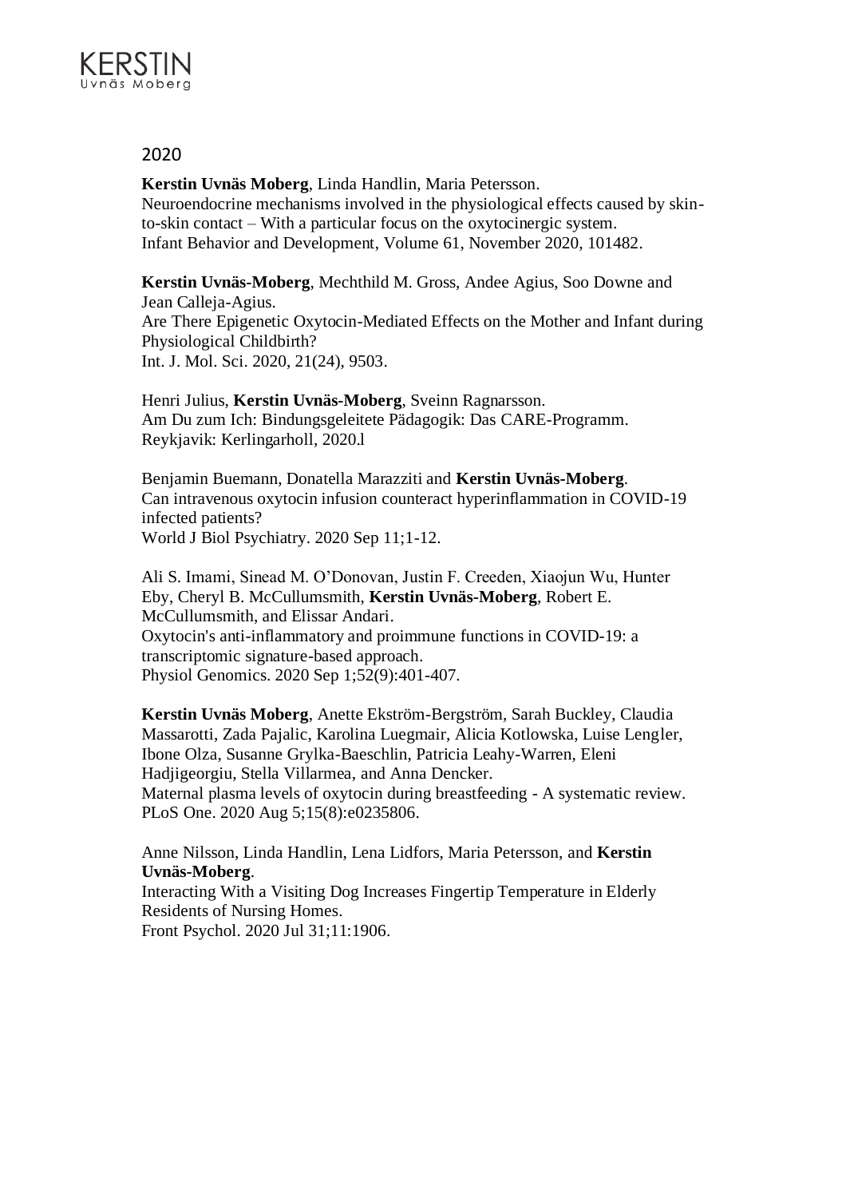## 2020

**Kerstin Uvnäs Moberg**, Linda Handlin, Maria Petersson.
Neuroendocrine mechanisms involved in the physiological effects caused by skin-to-skin contact – With a particular focus on the oxytocinergic system.
Infant Behavior and Development, Volume 61, November 2020, 101482.

**Kerstin Uvnäs-Moberg**, Mechthild M. Gross, Andee Agius, Soo Downe and Jean Calleja-Agius.
Are There Epigenetic Oxytocin-Mediated Effects on the Mother and Infant during Physiological Childbirth?
Int. J. Mol. Sci. 2020, 21(24), 9503.

Henri Julius, **Kerstin Uvnäs-Moberg**, Sveinn Ragnarsson.
Am Du zum Ich: Bindungsgeleitete Pädagogik: Das CARE-Programm.
Reykjavik: Kerlingarholl, 2020.l

Benjamin Buemann, Donatella Marazziti and **Kerstin Uvnäs-Moberg**.
Can intravenous oxytocin infusion counteract hyperinflammation in COVID-19 infected patients?
World J Biol Psychiatry. 2020 Sep 11;1-12.

Ali S. Imami, Sinead M. O'Donovan, Justin F. Creeden, Xiaojun Wu, Hunter Eby, Cheryl B. McCullumsmith, **Kerstin Uvnäs-Moberg**, Robert E. McCullumsmith, and Elissar Andari.
Oxytocin's anti-inflammatory and proimmune functions in COVID-19: a transcriptomic signature-based approach.
Physiol Genomics. 2020 Sep 1;52(9):401-407.

**Kerstin Uvnäs Moberg**, Anette Ekström-Bergström, Sarah Buckley, Claudia Massarotti, Zada Pajalic, Karolina Luegmair, Alicia Kotlowska, Luise Lengler, Ibone Olza, Susanne Grylka-Baeschlin, Patricia Leahy-Warren, Eleni Hadjigeorgiu, Stella Villarmea, and Anna Dencker.
Maternal plasma levels of oxytocin during breastfeeding - A systematic review.
PLoS One. 2020 Aug 5;15(8):e0235806.

Anne Nilsson, Linda Handlin, Lena Lidfors, Maria Petersson, and **Kerstin Uvnäs-Moberg**.
Interacting With a Visiting Dog Increases Fingertip Temperature in Elderly Residents of Nursing Homes.
Front Psychol. 2020 Jul 31;11:1906.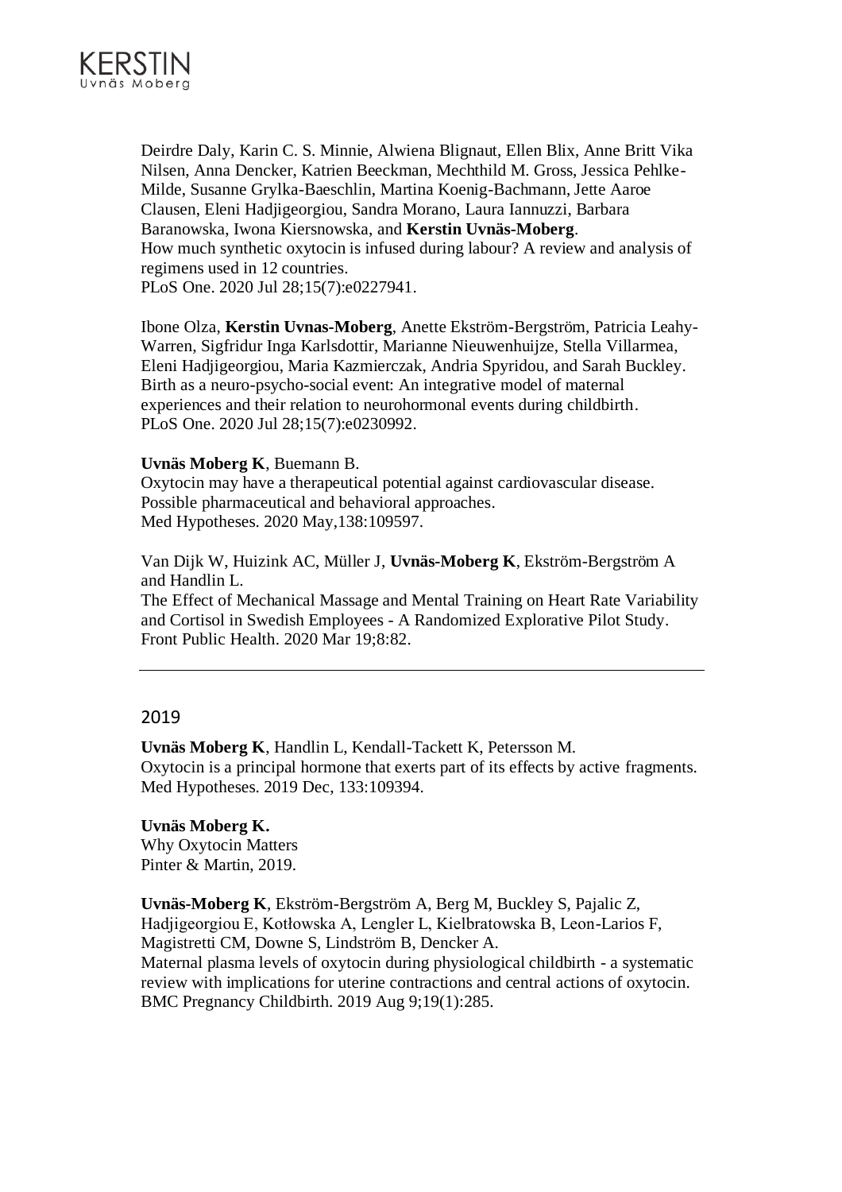Deirdre Daly, Karin C. S. Minnie, Alwiena Blignaut, Ellen Blix, Anne Britt Vika Nilsen, Anna Dencker, Katrien Beeckman, Mechthild M. Gross, Jessica Pehlke-Milde, Susanne Grylka-Baeschlin, Martina Koenig-Bachmann, Jette Aaroe Clausen, Eleni Hadjigeorgiou, Sandra Morano, Laura Iannuzzi, Barbara Baranowska, Iwona Kiersnowska, and **Kerstin Uvnäs-Moberg**.
How much synthetic oxytocin is infused during labour? A review and analysis of regimens used in 12 countries.
PLoS One. 2020 Jul 28;15(7):e0227941.

Ibone Olza, **Kerstin Uvnas-Moberg**, Anette Ekström-Bergström, Patricia Leahy-Warren, Sigfridur Inga Karlsdottir, Marianne Nieuwenhuijze, Stella Villarmea, Eleni Hadjigeorgiou, Maria Kazmierczak, Andria Spyridou, and Sarah Buckley.
Birth as a neuro-psycho-social event: An integrative model of maternal experiences and their relation to neurohormonal events during childbirth.
PLoS One. 2020 Jul 28;15(7):e0230992.

**Uvnäs Moberg K**, Buemann B.
Oxytocin may have a therapeutical potential against cardiovascular disease. Possible pharmaceutical and behavioral approaches.
Med Hypotheses. 2020 May,138:109597.

Van Dijk W, Huizink AC, Müller J, **Uvnäs-Moberg K**, Ekström-Bergström A and Handlin L.
The Effect of Mechanical Massage and Mental Training on Heart Rate Variability and Cortisol in Swedish Employees - A Randomized Explorative Pilot Study.
Front Public Health. 2020 Mar 19;8:82.

---

## 2019

**Uvnäs Moberg K**, Handlin L, Kendall-Tackett K, Petersson M.
Oxytocin is a principal hormone that exerts part of its effects by active fragments.
Med Hypotheses. 2019 Dec, 133:109394.

**Uvnäs Moberg K.**
Why Oxytocin Matters
Pinter & Martin, 2019.

**Uvnäs-Moberg K**, Ekström-Bergström A, Berg M, Buckley S, Pajalic Z, Hadjigeorgiou E, Kotłowska A, Lengler L, Kielbratowska B, Leon-Larios F, Magistretti CM, Downe S, Lindström B, Dencker A.
Maternal plasma levels of oxytocin during physiological childbirth - a systematic review with implications for uterine contractions and central actions of oxytocin.
BMC Pregnancy Childbirth. 2019 Aug 9;19(1):285.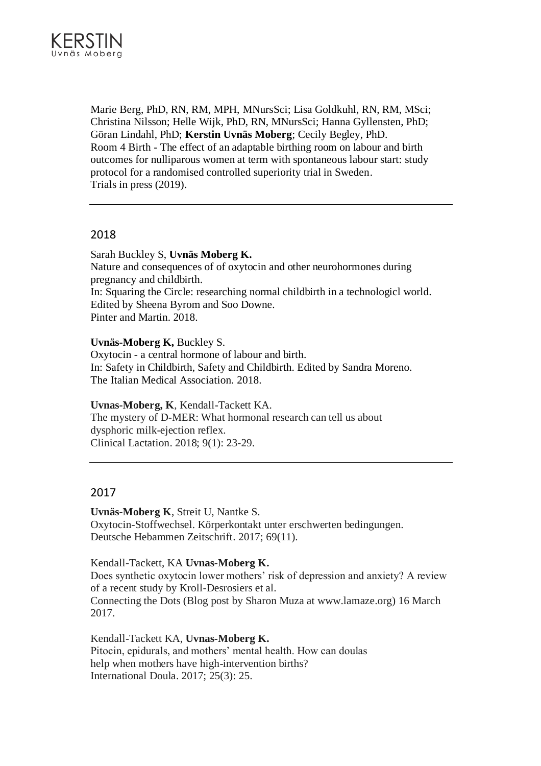Marie Berg, PhD, RN, RM, MPH, MNursSci; Lisa Goldkuhl, RN, RM, MSci; Christina Nilsson; Helle Wijk, PhD, RN, MNursSci; Hanna Gyllensten, PhD; Göran Lindahl, PhD; **Kerstin Uvnäs Moberg**; Cecily Begley, PhD.
Room 4 Birth - The effect of an adaptable birthing room on labour and birth outcomes for nulliparous women at term with spontaneous labour start: study protocol for a randomised controlled superiority trial in Sweden.
Trials in press (2019).

---

## 2018

Sarah Buckley S, **Uvnäs Moberg K.**
Nature and consequences of of oxytocin and other neurohormones during pregnancy and childbirth.
In: Squaring the Circle: researching normal childbirth in a technologicl world. Edited by Sheena Byrom and Soo Downe.
Pinter and Martin. 2018.

**Uvnäs-Moberg K,** Buckley S.
Oxytocin - a central hormone of labour and birth.
In: Safety in Childbirth, Safety and Childbirth. Edited by Sandra Moreno.
The Italian Medical Association. 2018.

**Uvnas-Moberg, K**, Kendall-Tackett KA.
The mystery of D-MER: What hormonal research can tell us about dysphoric milk-ejection reflex.
Clinical Lactation. 2018; 9(1): 23-29.

---

## 2017

**Uvnäs-Moberg K**, Streit U, Nantke S.
Oxytocin-Stoffwechsel. Körperkontakt unter erschwerten bedingungen.
Deutsche Hebammen Zeitschrift. 2017; 69(11).

Kendall-Tackett, KA **Uvnas-Moberg K.**
Does synthetic oxytocin lower mothers' risk of depression and anxiety? A review of a recent study by Kroll-Desrosiers et al.
Connecting the Dots (Blog post by Sharon Muza at www.lamaze.org) 16 March 2017.

Kendall-Tackett KA, **Uvnas-Moberg K.**
Pitocin, epidurals, and mothers' mental health. How can doulas help when mothers have high-intervention births?
International Doula. 2017; 25(3): 25.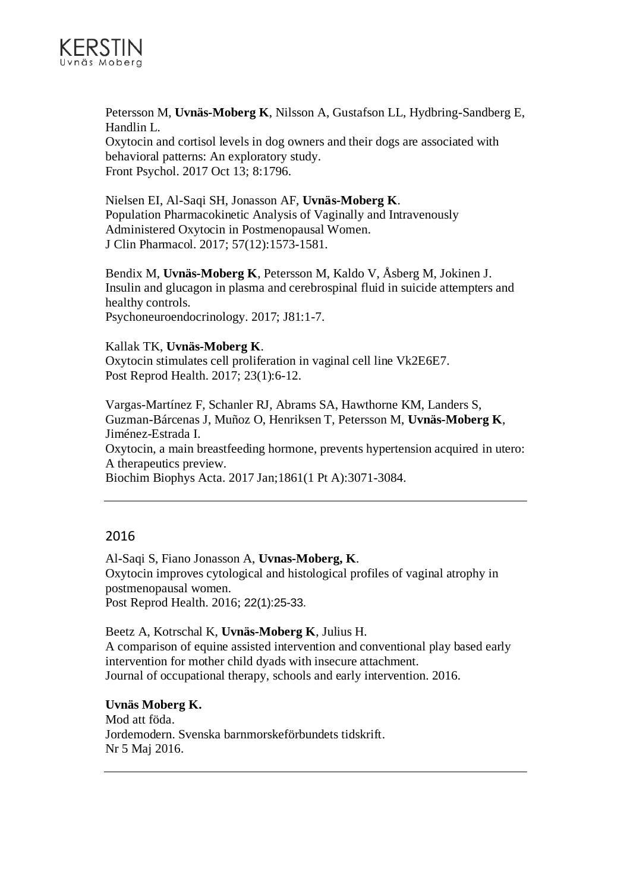Petersson M, **Uvnäs-Moberg K**, Nilsson A, Gustafson LL, Hydbring-Sandberg E, Handlin L.
Oxytocin and cortisol levels in dog owners and their dogs are associated with behavioral patterns: An exploratory study.
Front Psychol. 2017 Oct 13; 8:1796.

Nielsen EI, Al-Saqi SH, Jonasson AF, **Uvnäs-Moberg K**.
Population Pharmacokinetic Analysis of Vaginally and Intravenously Administered Oxytocin in Postmenopausal Women.
J Clin Pharmacol. 2017; 57(12):1573-1581.

Bendix M, **Uvnäs-Moberg K**, Petersson M, Kaldo V, Åsberg M, Jokinen J.
Insulin and glucagon in plasma and cerebrospinal fluid in suicide attempters and healthy controls.
Psychoneuroendocrinology. 2017; J81:1-7.

Kallak TK, **Uvnäs-Moberg K**.
Oxytocin stimulates cell proliferation in vaginal cell line Vk2E6E7.
Post Reprod Health. 2017; 23(1):6-12.

Vargas-Martínez F, Schanler RJ, Abrams SA, Hawthorne KM, Landers S, Guzman-Bárcenas J, Muñoz O, Henriksen T, Petersson M, **Uvnäs-Moberg K**, Jiménez-Estrada I.
Oxytocin, a main breastfeeding hormone, prevents hypertension acquired in utero: A therapeutics preview.
Biochim Biophys Acta. 2017 Jan;1861(1 Pt A):3071-3084.

---

## 2016

Al-Saqi S, Fiano Jonasson A, **Uvnas-Moberg, K**.
Oxytocin improves cytological and histological profiles of vaginal atrophy in postmenopausal women.
Post Reprod Health. 2016; 22(1):25-33.

Beetz A, Kotrschal K, **Uvnäs-Moberg K**, Julius H.
A comparison of equine assisted intervention and conventional play based early intervention for mother child dyads with insecure attachment.
Journal of occupational therapy, schools and early intervention. 2016.

**Uvnäs Moberg K.**
Mod att föda.
Jordemodern. Svenska barnmorskeförbundets tidskrift.
Nr 5 Maj 2016.

---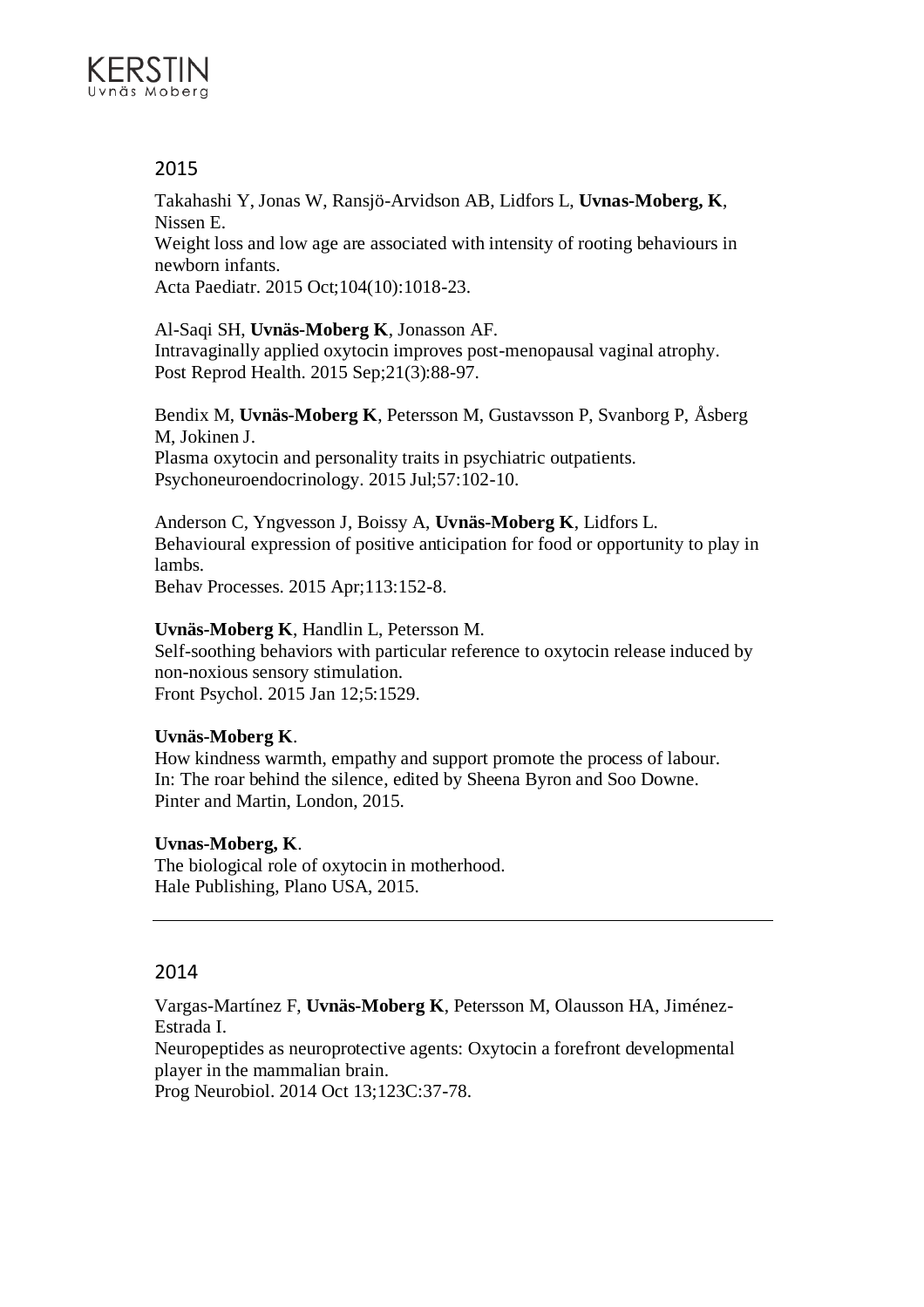## 2015

Takahashi Y, Jonas W, Ransjö-Arvidson AB, Lidfors L, **Uvnas-Moberg, K**, Nissen E.
Weight loss and low age are associated with intensity of rooting behaviours in newborn infants.
Acta Paediatr. 2015 Oct;104(10):1018-23.

Al-Saqi SH, **Uvnäs-Moberg K**, Jonasson AF.
Intravaginally applied oxytocin improves post-menopausal vaginal atrophy.
Post Reprod Health. 2015 Sep;21(3):88-97.

Bendix M, **Uvnäs-Moberg K**, Petersson M, Gustavsson P, Svanborg P, Åsberg M, Jokinen J.
Plasma oxytocin and personality traits in psychiatric outpatients.
Psychoneuroendocrinology. 2015 Jul;57:102-10.

Anderson C, Yngvesson J, Boissy A, **Uvnäs-Moberg K**, Lidfors L.
Behavioural expression of positive anticipation for food or opportunity to play in lambs.
Behav Processes. 2015 Apr;113:152-8.

**Uvnäs-Moberg K**, Handlin L, Petersson M.
Self-soothing behaviors with particular reference to oxytocin release induced by non-noxious sensory stimulation.
Front Psychol. 2015 Jan 12;5:1529.

**Uvnäs-Moberg K**.
How kindness warmth, empathy and support promote the process of labour.
In: The roar behind the silence, edited by Sheena Byron and Soo Downe.
Pinter and Martin, London, 2015.

**Uvnas-Moberg, K**.
The biological role of oxytocin in motherhood.
Hale Publishing, Plano USA, 2015.

---

## 2014

Vargas-Martínez F, **Uvnäs-Moberg K**, Petersson M, Olausson HA, Jiménez-Estrada I.
Neuropeptides as neuroprotective agents: Oxytocin a forefront developmental player in the mammalian brain.
Prog Neurobiol. 2014 Oct 13;123C:37-78.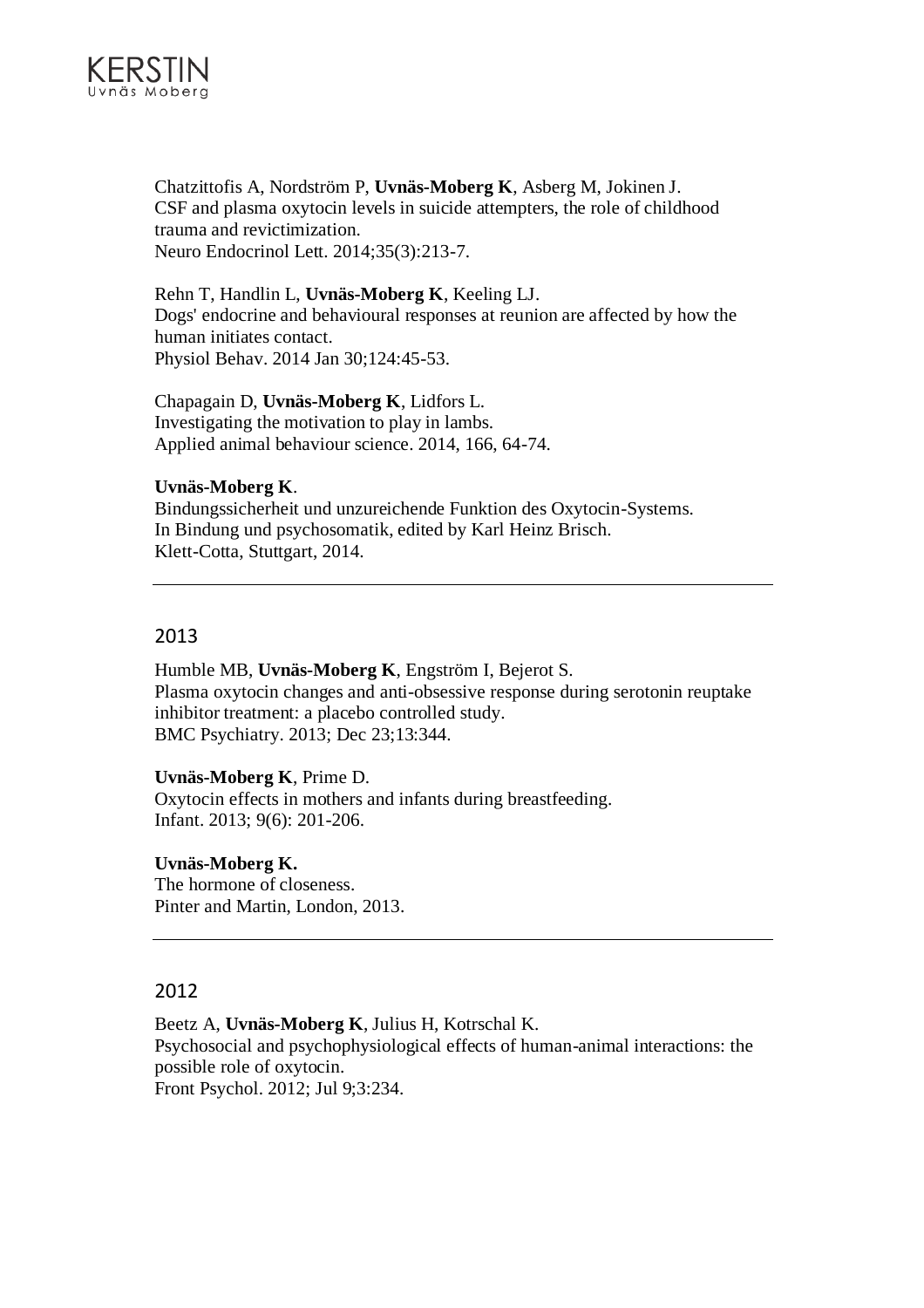Chatzittofis A, Nordström P, **Uvnäs-Moberg K**, Asberg M, Jokinen J.
CSF and plasma oxytocin levels in suicide attempters, the role of childhood trauma and revictimization.
Neuro Endocrinol Lett. 2014;35(3):213-7.

Rehn T, Handlin L, **Uvnäs-Moberg K**, Keeling LJ.
Dogs' endocrine and behavioural responses at reunion are affected by how the human initiates contact.
Physiol Behav. 2014 Jan 30;124:45-53.

Chapagain D, **Uvnäs-Moberg K**, Lidfors L.
Investigating the motivation to play in lambs.
Applied animal behaviour science. 2014, 166, 64-74.

**Uvnäs-Moberg K**.
Bindungssicherheit und unzureichende Funktion des Oxytocin-Systems.
In Bindung und psychosomatik, edited by Karl Heinz Brisch.
Klett-Cotta, Stuttgart, 2014.

---

## 2013

Humble MB, **Uvnäs-Moberg K**, Engström I, Bejerot S.
Plasma oxytocin changes and anti-obsessive response during serotonin reuptake inhibitor treatment: a placebo controlled study.
BMC Psychiatry. 2013; Dec 23;13:344.

**Uvnäs-Moberg K**, Prime D.
Oxytocin effects in mothers and infants during breastfeeding.
Infant. 2013; 9(6): 201-206.

**Uvnäs-Moberg K.**
The hormone of closeness.
Pinter and Martin, London, 2013.

---

## 2012

Beetz A, **Uvnäs-Moberg K**, Julius H, Kotrschal K.
Psychosocial and psychophysiological effects of human-animal interactions: the possible role of oxytocin.
Front Psychol. 2012; Jul 9;3:234.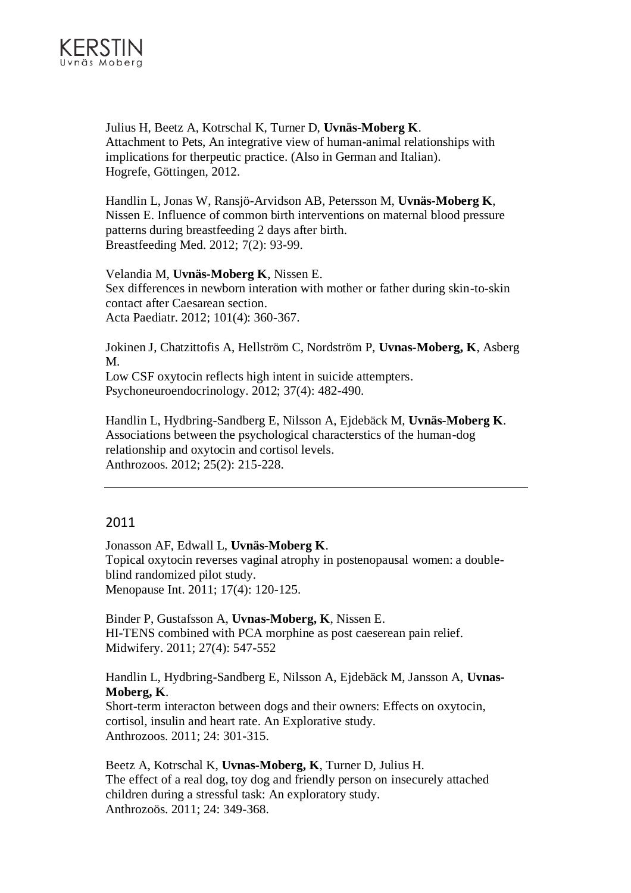Julius H, Beetz A, Kotrschal K, Turner D, **Uvnäs-Moberg K**.
Attachment to Pets, An integrative view of human-animal relationships with implications for therpeutic practice. (Also in German and Italian).
Hogrefe, Göttingen, 2012.

Handlin L, Jonas W, Ransjö-Arvidson AB, Petersson M, **Uvnäs-Moberg K**, Nissen E. Influence of common birth interventions on maternal blood pressure patterns during breastfeeding 2 days after birth.
Breastfeeding Med. 2012; 7(2): 93-99.

Velandia M, **Uvnäs-Moberg K**, Nissen E.
Sex differences in newborn interation with mother or father during skin-to-skin contact after Caesarean section.
Acta Paediatr. 2012; 101(4): 360-367.

Jokinen J, Chatzittofis A, Hellström C, Nordström P, **Uvnas-Moberg, K**, Asberg M.
Low CSF oxytocin reflects high intent in suicide attempters.
Psychoneuroendocrinology. 2012; 37(4): 482-490.

Handlin L, Hydbring-Sandberg E, Nilsson A, Ejdebäck M, **Uvnäs-Moberg K**.
Associations between the psychological characterstics of the human-dog relationship and oxytocin and cortisol levels.
Anthrozoos. 2012; 25(2): 215-228.

---

## 2011

Jonasson AF, Edwall L, **Uvnäs-Moberg K**.
Topical oxytocin reverses vaginal atrophy in postenopausal women: a double-blind randomized pilot study.
Menopause Int. 2011; 17(4): 120-125.

Binder P, Gustafsson A, **Uvnas-Moberg, K**, Nissen E.
HI-TENS combined with PCA morphine as post caeserean pain relief.
Midwifery. 2011; 27(4): 547-552

Handlin L, Hydbring-Sandberg E, Nilsson A, Ejdebäck M, Jansson A, **Uvnas-Moberg, K**.
Short-term interacton between dogs and their owners: Effects on oxytocin, cortisol, insulin and heart rate. An Explorative study.
Anthrozoos. 2011; 24: 301-315.

Beetz A, Kotrschal K, **Uvnas-Moberg, K**, Turner D, Julius H.
The effect of a real dog, toy dog and friendly person on insecurely attached children during a stressful task: An exploratory study.
Anthrozoös. 2011; 24: 349-368.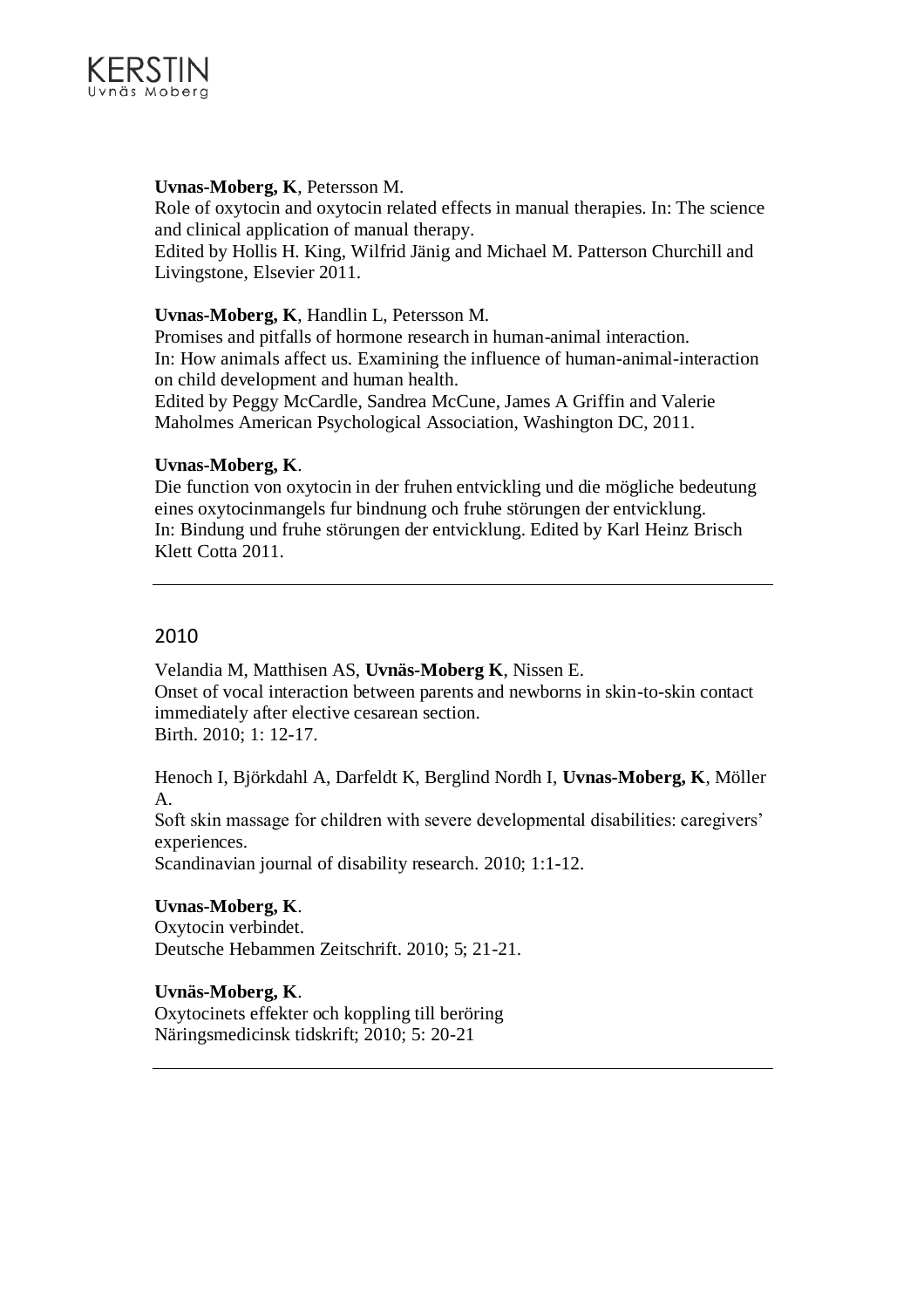**Uvnas-Moberg, K**, Petersson M.
Role of oxytocin and oxytocin related effects in manual therapies. In: The science and clinical application of manual therapy.
Edited by Hollis H. King, Wilfrid Jänig and Michael M. Patterson Churchill and Livingstone, Elsevier 2011.

**Uvnas-Moberg, K**, Handlin L, Petersson M.
Promises and pitfalls of hormone research in human-animal interaction.
In: How animals affect us. Examining the influence of human-animal-interaction on child development and human health.
Edited by Peggy McCardle, Sandrea McCune, James A Griffin and Valerie Maholmes American Psychological Association, Washington DC, 2011.

**Uvnas-Moberg, K**.
Die function von oxytocin in der fruhen entvicklung und die mögliche bedeutung eines oxytocinmangels fur bindnung och fruhe störungen der entvicklung.
In: Bindung und fruhe störungen der entvicklung. Edited by Karl Heinz Brisch Klett Cotta 2011.

---

## 2010

Velandia M, Matthisen AS, **Uvnäs-Moberg K**, Nissen E.
Onset of vocal interaction between parents and newborns in skin-to-skin contact immediately after elective cesarean section.
Birth. 2010; 1: 12-17.

Henoch I, Björkdahl A, Darfeldt K, Berglind Nordh I, **Uvnas-Moberg, K**, Möller A.
Soft skin massage for children with severe developmental disabilities: caregivers' experiences.
Scandinavian journal of disability research. 2010; 1:1-12.

**Uvnas-Moberg, K**.
Oxytocin verbindet.
Deutsche Hebammen Zeitschrift. 2010; 5; 21-21.

**Uvnäs-Moberg, K**.
Oxytocinets effekter och koppling till beröring
Näringsmedicinsk tidskrift; 2010; 5: 20-21

---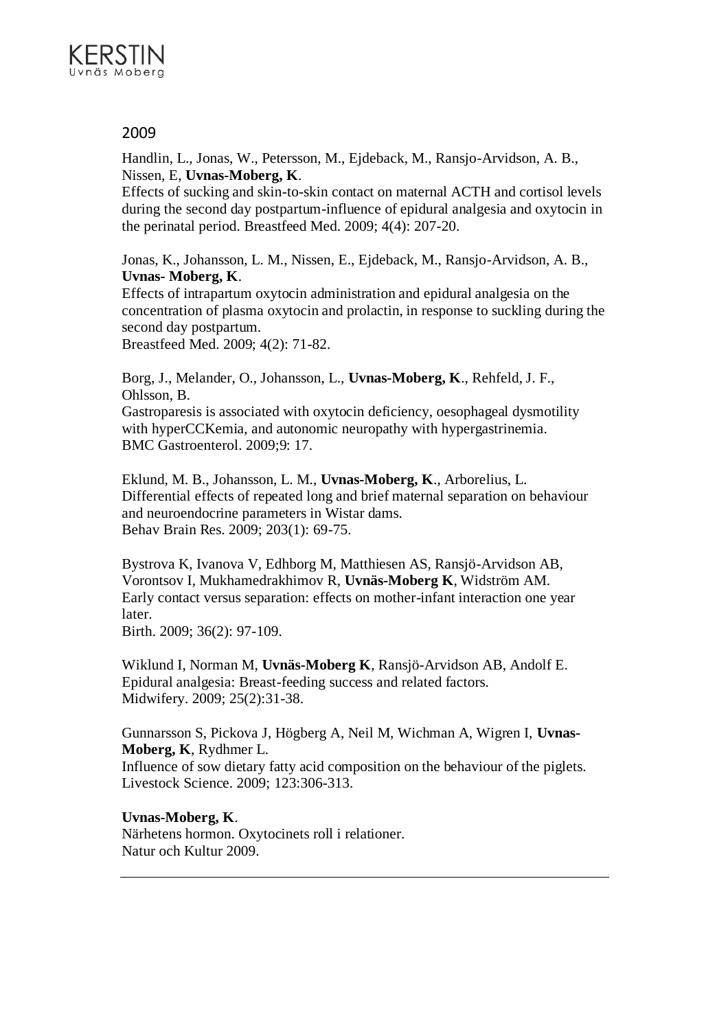## 2009

Handlin, L., Jonas, W., Petersson, M., Ejdeback, M., Ransjo-Arvidson, A. B., Nissen, E, **Uvnas-Moberg, K**.
Effects of sucking and skin-to-skin contact on maternal ACTH and cortisol levels during the second day postpartum-influence of epidural analgesia and oxytocin in the perinatal period. Breastfeed Med. 2009; 4(4): 207-20.

Jonas, K., Johansson, L. M., Nissen, E., Ejdeback, M., Ransjo-Arvidson, A. B., **Uvnas- Moberg, K**.
Effects of intrapartum oxytocin administration and epidural analgesia on the concentration of plasma oxytocin and prolactin, in response to suckling during the second day postpartum.
Breastfeed Med. 2009; 4(2): 71-82.

Borg, J., Melander, O., Johansson, L., **Uvnas-Moberg, K**., Rehfeld, J. F., Ohlsson, B.
Gastroparesis is associated with oxytocin deficiency, oesophageal dysmotility with hyperCCKemia, and autonomic neuropathy with hypergastrinemia.
BMC Gastroenterol. 2009;9: 17.

Eklund, M. B., Johansson, L. M., **Uvnas-Moberg, K**., Arborelius, L.
Differential effects of repeated long and brief maternal separation on behaviour and neuroendocrine parameters in Wistar dams.
Behav Brain Res. 2009; 203(1): 69-75.

Bystrova K, Ivanova V, Edhborg M, Matthiesen AS, Ransjö-Arvidson AB, Vorontsov I, Mukhamedrakhimov R, **Uvnäs-Moberg K**, Widström AM.
Early contact versus separation: effects on mother-infant interaction one year later.
Birth. 2009; 36(2): 97-109.

Wiklund I, Norman M, **Uvnäs-Moberg K**, Ransjö-Arvidson AB, Andolf E.
Epidural analgesia: Breast-feeding success and related factors.
Midwifery. 2009; 25(2):31-38.

Gunnarsson S, Pickova J, Högberg A, Neil M, Wichman A, Wigren I, **Uvnas-Moberg, K**, Rydhmer L.
Influence of sow dietary fatty acid composition on the behaviour of the piglets.
Livestock Science. 2009; 123:306-313.

**Uvnas-Moberg, K**.
Närhetens hormon. Oxytocinets roll i relationer.
Natur och Kultur 2009.

---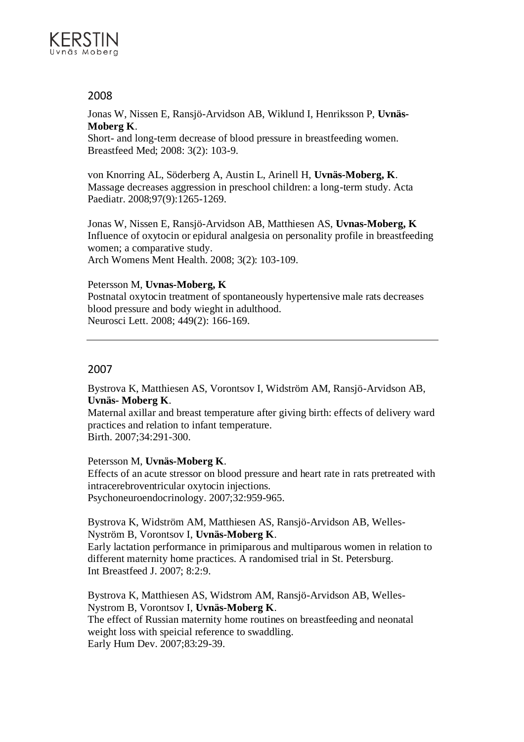## 2008

Jonas W, Nissen E, Ransjö-Arvidson AB, Wiklund I, Henriksson P, **Uvnäs-Moberg K**.
Short- and long-term decrease of blood pressure in breastfeeding women.
Breastfeed Med; 2008: 3(2): 103-9.

von Knorring AL, Söderberg A, Austin L, Arinell H, **Uvnäs-Moberg, K**.
Massage decreases aggression in preschool children: a long-term study. Acta Paediatr. 2008;97(9):1265-1269.

Jonas W, Nissen E, Ransjö-Arvidson AB, Matthiesen AS, **Uvnas-Moberg, K**
Influence of oxytocin or epidural analgesia on personality profile in breastfeeding women; a comparative study.
Arch Womens Ment Health. 2008; 3(2): 103-109.

Petersson M, **Uvnas-Moberg, K**
Postnatal oxytocin treatment of spontaneously hypertensive male rats decreases blood pressure and body wieght in adulthood.
Neurosci Lett. 2008; 449(2): 166-169.

---

## 2007

Bystrova K, Matthiesen AS, Vorontsov I, Widström AM, Ransjö-Arvidson AB, **Uvnäs- Moberg K**.
Maternal axillar and breast temperature after giving birth: effects of delivery ward practices and relation to infant temperature.
Birth. 2007;34:291-300.

Petersson M, **Uvnäs-Moberg K**.
Effects of an acute stressor on blood pressure and heart rate in rats pretreated with intracerebroventricular oxytocin injections.
Psychoneuroendocrinology. 2007;32:959-965.

Bystrova K, Widström AM, Matthiesen AS, Ransjö-Arvidson AB, Welles-Nyström B, Vorontsov I, **Uvnäs-Moberg K**.
Early lactation performance in primiparous and multiparous women in relation to different maternity home practices. A randomised trial in St. Petersburg.
Int Breastfeed J. 2007; 8:2:9.

Bystrova K, Matthiesen AS, Widstrom AM, Ransjö-Arvidson AB, Welles-Nystrom B, Vorontsov I, **Uvnäs-Moberg K**.
The effect of Russian maternity home routines on breastfeeding and neonatal weight loss with speicial reference to swaddling.
Early Hum Dev. 2007;83:29-39.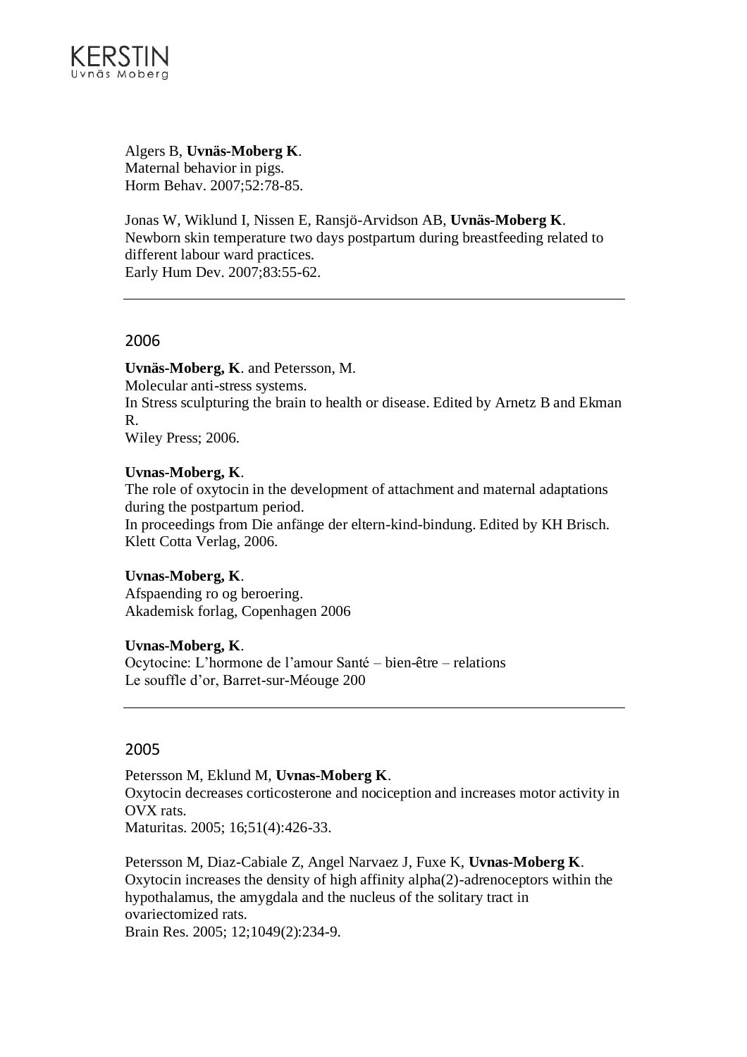Algers B, **Uvnäs-Moberg K**.
Maternal behavior in pigs.
Horm Behav. 2007;52:78-85.

Jonas W, Wiklund I, Nissen E, Ransjö-Arvidson AB, **Uvnäs-Moberg K**.
Newborn skin temperature two days postpartum during breastfeeding related to different labour ward practices.
Early Hum Dev. 2007;83:55-62.

---

## 2006

**Uvnäs-Moberg, K**. and Petersson, M.
Molecular anti-stress systems.
In Stress sculpturing the brain to health or disease. Edited by Arnetz B and Ekman R.
Wiley Press; 2006.

**Uvnas-Moberg, K**.
The role of oxytocin in the development of attachment and maternal adaptations during the postpartum period.
In proceedings from Die anfänge der eltern-kind-bindung. Edited by KH Brisch.
Klett Cotta Verlag, 2006.

**Uvnas-Moberg, K**.
Afspaending ro og beroering.
Akademisk forlag, Copenhagen 2006

**Uvnas-Moberg, K**.
Ocytocine: L'hormone de l'amour Santé – bien-être – relations
Le souffle d'or, Barret-sur-Méouge 200

---

## 2005

Petersson M, Eklund M, **Uvnas-Moberg K**.
Oxytocin decreases corticosterone and nociception and increases motor activity in OVX rats.
Maturitas. 2005; 16;51(4):426-33.

Petersson M, Diaz-Cabiale Z, Angel Narvaez J, Fuxe K, **Uvnas-Moberg K**.
Oxytocin increases the density of high affinity alpha(2)-adrenoceptors within the hypothalamus, the amygdala and the nucleus of the solitary tract in ovariectomized rats.
Brain Res. 2005; 12;1049(2):234-9.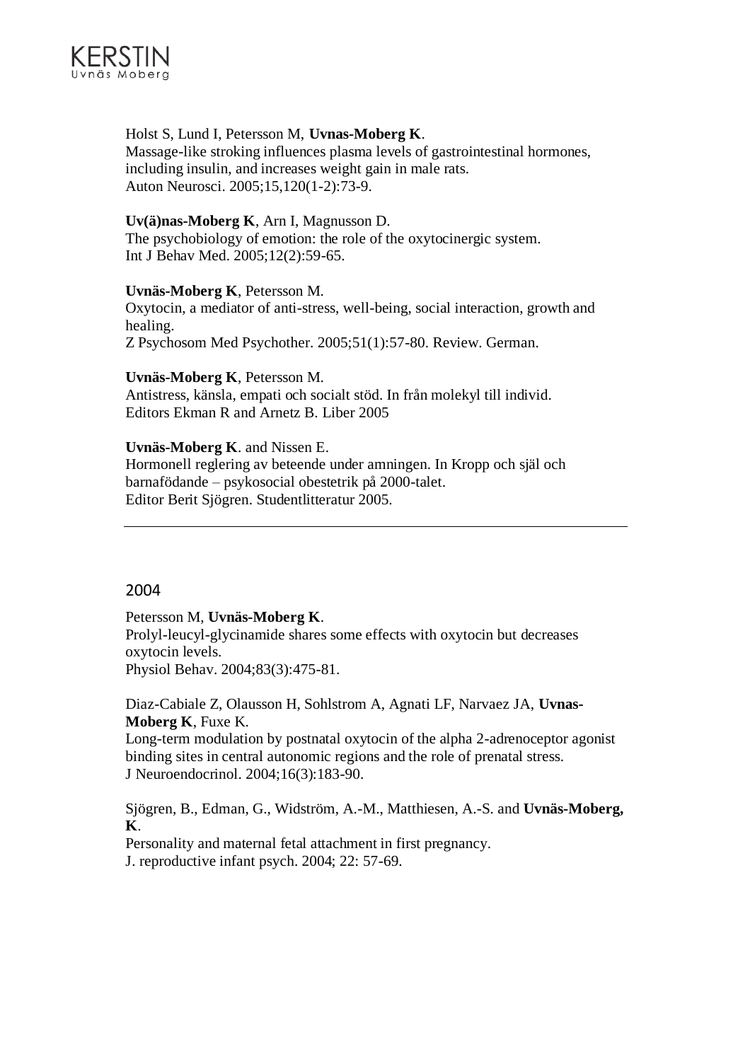Holst S, Lund I, Petersson M, **Uvnas-Moberg K**.
Massage-like stroking influences plasma levels of gastrointestinal hormones, including insulin, and increases weight gain in male rats.
Auton Neurosci. 2005;15,120(1-2):73-9.

**Uv(ä)nas-Moberg K**, Arn I, Magnusson D.
The psychobiology of emotion: the role of the oxytocinergic system.
Int J Behav Med. 2005;12(2):59-65.

**Uvnäs-Moberg K**, Petersson M.
Oxytocin, a mediator of anti-stress, well-being, social interaction, growth and healing.
Z Psychosom Med Psychother. 2005;51(1):57-80. Review. German.

**Uvnäs-Moberg K**, Petersson M.
Antistress, känsla, empati och socialt stöd. In från molekyl till individ.
Editors Ekman R and Arnetz B. Liber 2005

**Uvnäs-Moberg K**. and Nissen E.
Hormonell reglering av beteende under amningen. In Kropp och själ och barnafödande – psykosocial obestetrik på 2000-talet.
Editor Berit Sjögren. Studentlitteratur 2005.

---

## 2004

Petersson M, **Uvnäs-Moberg K**.
Prolyl-leucyl-glycinamide shares some effects with oxytocin but decreases oxytocin levels.
Physiol Behav. 2004;83(3):475-81.

Diaz-Cabiale Z, Olausson H, Sohlstrom A, Agnati LF, Narvaez JA, **Uvnas-Moberg K**, Fuxe K.
Long-term modulation by postnatal oxytocin of the alpha 2-adrenoceptor agonist binding sites in central autonomic regions and the role of prenatal stress.
J Neuroendocrinol. 2004;16(3):183-90.

Sjögren, B., Edman, G., Widström, A.-M., Matthiesen, A.-S. and **Uvnäs-Moberg, K**.
Personality and maternal fetal attachment in first pregnancy.
J. reproductive infant psych. 2004; 22: 57-69.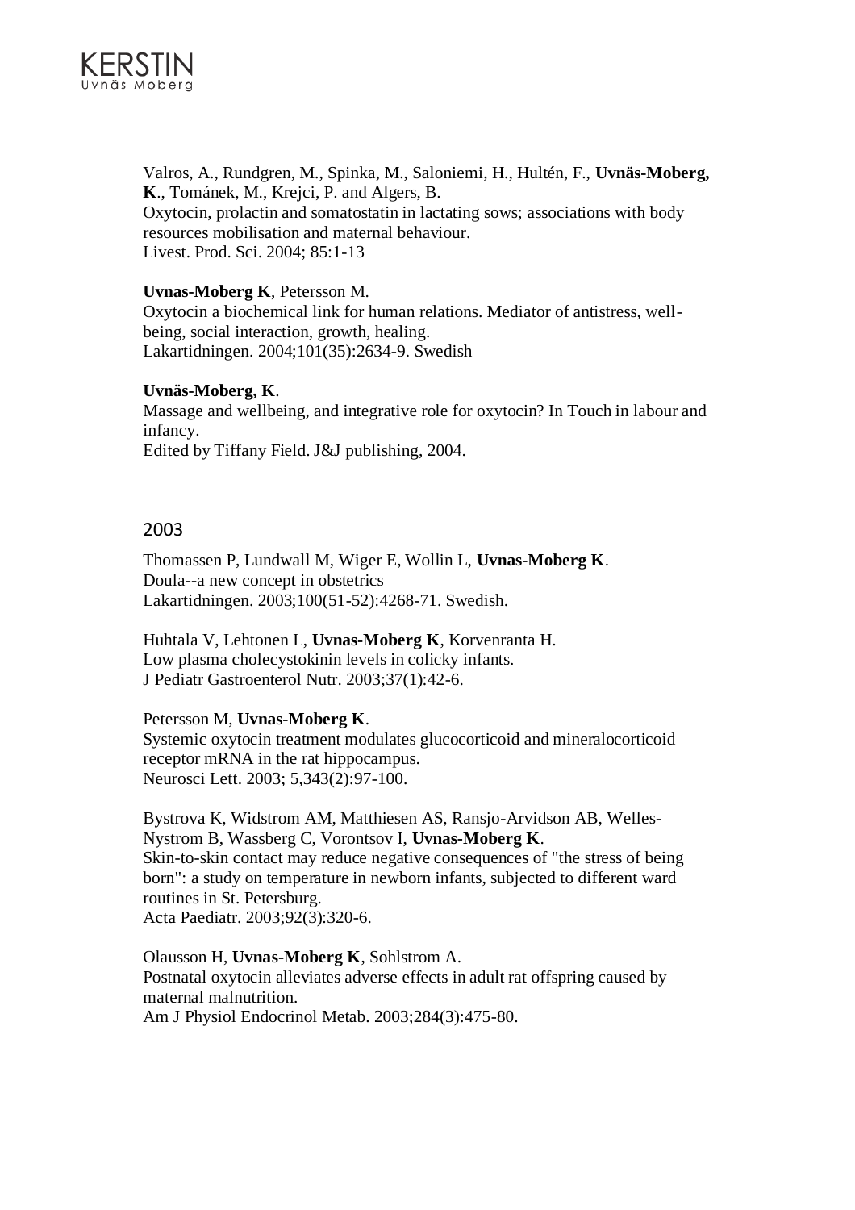Valros, A., Rundgren, M., Spinka, M., Saloniemi, H., Hultén, F., **Uvnäs-Moberg, K**., Tománek, M., Krejci, P. and Algers, B.
Oxytocin, prolactin and somatostatin in lactating sows; associations with body resources mobilisation and maternal behaviour.
Livest. Prod. Sci. 2004; 85:1-13

**Uvnas-Moberg K**, Petersson M.
Oxytocin a biochemical link for human relations. Mediator of antistress, well-being, social interaction, growth, healing.
Lakartidningen. 2004;101(35):2634-9. Swedish

**Uvnäs-Moberg, K**.
Massage and wellbeing, and integrative role for oxytocin? In Touch in labour and infancy.
Edited by Tiffany Field. J&J publishing, 2004.

---

## 2003

Thomassen P, Lundwall M, Wiger E, Wollin L, **Uvnas-Moberg K**.
Doula--a new concept in obstetrics
Lakartidningen. 2003;100(51-52):4268-71. Swedish.

Huhtala V, Lehtonen L, **Uvnas-Moberg K**, Korvenranta H.
Low plasma cholecystokinin levels in colicky infants.
J Pediatr Gastroenterol Nutr. 2003;37(1):42-6.

Petersson M, **Uvnas-Moberg K**.
Systemic oxytocin treatment modulates glucocorticoid and mineralocorticoid receptor mRNA in the rat hippocampus.
Neurosci Lett. 2003; 5,343(2):97-100.

Bystrova K, Widstrom AM, Matthiesen AS, Ransjo-Arvidson AB, Welles-Nystrom B, Wassberg C, Vorontsov I, **Uvnas-Moberg K**.
Skin-to-skin contact may reduce negative consequences of "the stress of being born": a study on temperature in newborn infants, subjected to different ward routines in St. Petersburg.
Acta Paediatr. 2003;92(3):320-6.

Olausson H, **Uvnas-Moberg K**, Sohlstrom A.
Postnatal oxytocin alleviates adverse effects in adult rat offspring caused by maternal malnutrition.
Am J Physiol Endocrinol Metab. 2003;284(3):475-80.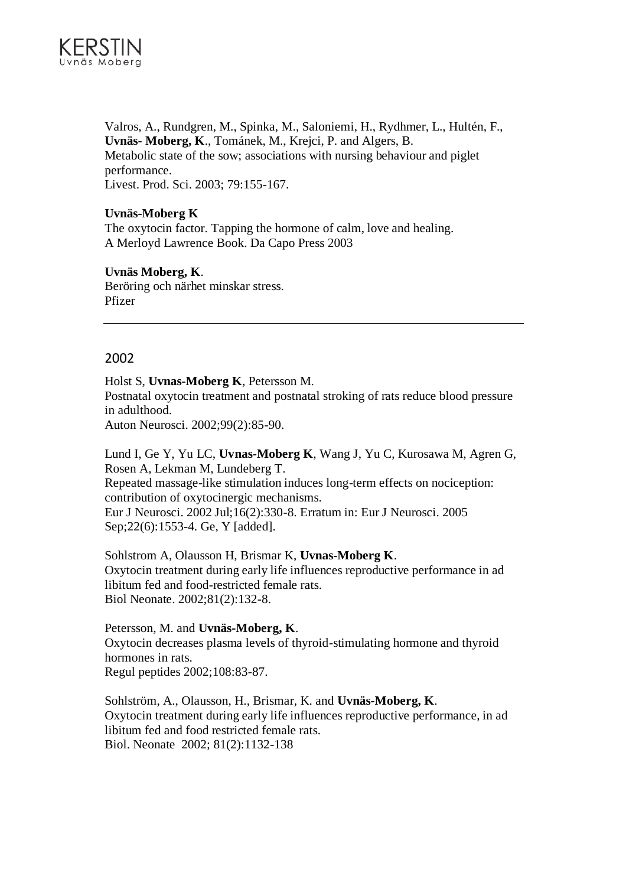Valros, A., Rundgren, M., Spinka, M., Saloniemi, H., Rydhmer, L., Hultén, F., **Uvnäs- Moberg, K**., Tománek, M., Krejci, P. and Algers, B.
Metabolic state of the sow; associations with nursing behaviour and piglet performance.
Livest. Prod. Sci. 2003; 79:155-167.

**Uvnäs-Moberg K**
The oxytocin factor. Tapping the hormone of calm, love and healing.
A Merloyd Lawrence Book. Da Capo Press 2003

**Uvnäs Moberg, K**.
Beröring och närhet minskar stress.
Pfizer

---

## 2002

Holst S, **Uvnas-Moberg K**, Petersson M.
Postnatal oxytocin treatment and postnatal stroking of rats reduce blood pressure in adulthood.
Auton Neurosci. 2002;99(2):85-90.

Lund I, Ge Y, Yu LC, **Uvnas-Moberg K**, Wang J, Yu C, Kurosawa M, Agren G, Rosen A, Lekman M, Lundeberg T.
Repeated massage-like stimulation induces long-term effects on nociception: contribution of oxytocinergic mechanisms.
Eur J Neurosci. 2002 Jul;16(2):330-8. Erratum in: Eur J Neurosci. 2005 Sep;22(6):1553-4. Ge, Y [added].

Sohlstrom A, Olausson H, Brismar K, **Uvnas-Moberg K**.
Oxytocin treatment during early life influences reproductive performance in ad libitum fed and food-restricted female rats.
Biol Neonate. 2002;81(2):132-8.

Petersson, M. and **Uvnäs-Moberg, K**.
Oxytocin decreases plasma levels of thyroid-stimulating hormone and thyroid hormones in rats.
Regul peptides 2002;108:83-87.

Sohlström, A., Olausson, H., Brismar, K. and **Uvnäs-Moberg, K**.
Oxytocin treatment during early life influences reproductive performance, in ad libitum fed and food restricted female rats.
Biol. Neonate 2002; 81(2):1132-138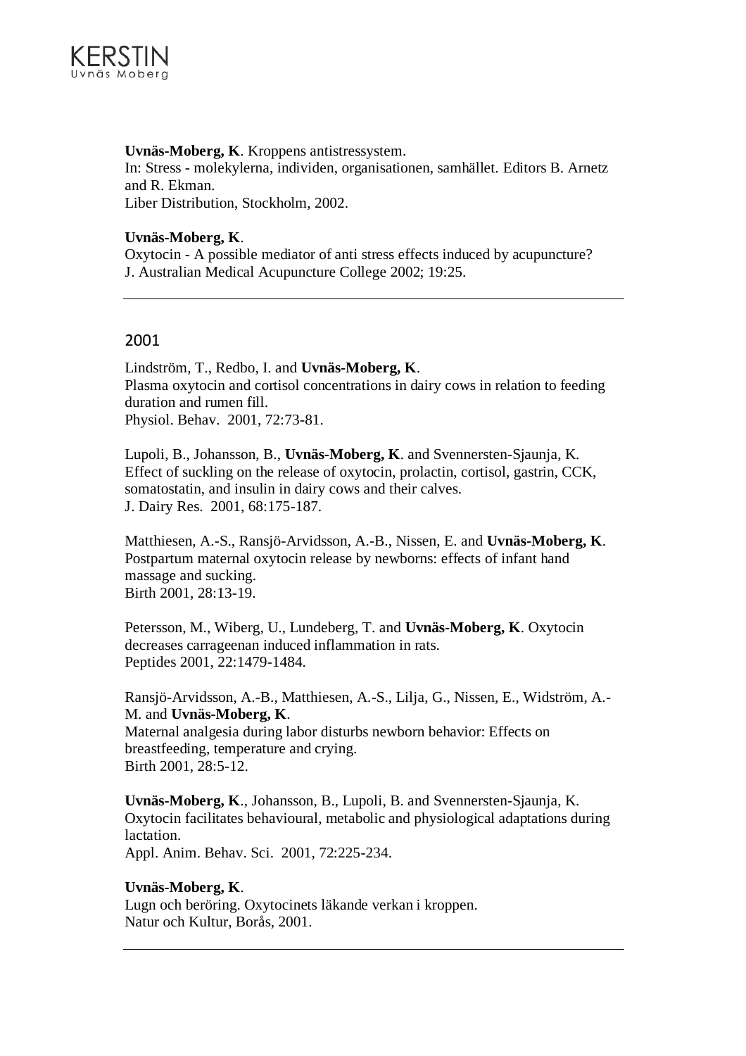**Uvnäs-Moberg, K**. Kroppens antistressystem.
In: Stress - molekylerna, individen, organisationen, samhället. Editors B. Arnetz and R. Ekman.
Liber Distribution, Stockholm, 2002.

**Uvnäs-Moberg, K**.
Oxytocin - A possible mediator of anti stress effects induced by acupuncture?
J. Australian Medical Acupuncture College 2002; 19:25.

---

## 2001

Lindström, T., Redbo, I. and **Uvnäs-Moberg, K**.
Plasma oxytocin and cortisol concentrations in dairy cows in relation to feeding duration and rumen fill.
Physiol. Behav. 2001, 72:73-81.

Lupoli, B., Johansson, B., **Uvnäs-Moberg, K**. and Svennersten-Sjaunja, K.
Effect of suckling on the release of oxytocin, prolactin, cortisol, gastrin, CCK, somatostatin, and insulin in dairy cows and their calves.
J. Dairy Res. 2001, 68:175-187.

Matthiesen, A.-S., Ransjö-Arvidsson, A.-B., Nissen, E. and **Uvnäs-Moberg, K**.
Postpartum maternal oxytocin release by newborns: effects of infant hand massage and sucking.
Birth 2001, 28:13-19.

Petersson, M., Wiberg, U., Lundeberg, T. and **Uvnäs-Moberg, K**. Oxytocin decreases carrageenan induced inflammation in rats.
Peptides 2001, 22:1479-1484.

Ransjö-Arvidsson, A.-B., Matthiesen, A.-S., Lilja, G., Nissen, E., Widström, A.-M. and **Uvnäs-Moberg, K**.
Maternal analgesia during labor disturbs newborn behavior: Effects on breastfeeding, temperature and crying.
Birth 2001, 28:5-12.

**Uvnäs-Moberg, K**., Johansson, B., Lupoli, B. and Svennersten-Sjaunja, K.
Oxytocin facilitates behavioural, metabolic and physiological adaptations during lactation.
Appl. Anim. Behav. Sci. 2001, 72:225-234.

**Uvnäs-Moberg, K**.
Lugn och beröring. Oxytocinets läkande verkan i kroppen.
Natur och Kultur, Borås, 2001.

---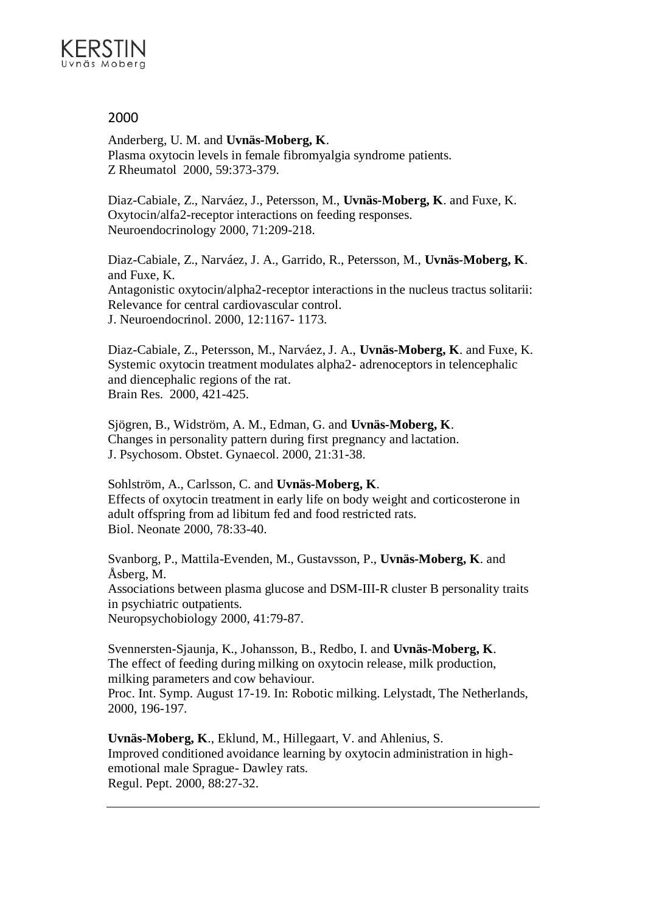## 2000

Anderberg, U. M. and **Uvnäs-Moberg, K**.
Plasma oxytocin levels in female fibromyalgia syndrome patients.
Z Rheumatol 2000, 59:373-379.

Diaz-Cabiale, Z., Narváez, J., Petersson, M., **Uvnäs-Moberg, K**. and Fuxe, K.
Oxytocin/alfa2-receptor interactions on feeding responses.
Neuroendocrinology 2000, 71:209-218.

Diaz-Cabiale, Z., Narváez, J. A., Garrido, R., Petersson, M., **Uvnäs-Moberg, K**. and Fuxe, K.
Antagonistic oxytocin/alpha2-receptor interactions in the nucleus tractus solitarii: Relevance for central cardiovascular control.
J. Neuroendocrinol. 2000, 12:1167- 1173.

Diaz-Cabiale, Z., Petersson, M., Narváez, J. A., **Uvnäs-Moberg, K**. and Fuxe, K.
Systemic oxytocin treatment modulates alpha2- adrenoceptors in telencephalic and diencephalic regions of the rat.
Brain Res. 2000, 421-425.

Sjögren, B., Widström, A. M., Edman, G. and **Uvnäs-Moberg, K**.
Changes in personality pattern during first pregnancy and lactation.
J. Psychosom. Obstet. Gynaecol. 2000, 21:31-38.

Sohlström, A., Carlsson, C. and **Uvnäs-Moberg, K**.
Effects of oxytocin treatment in early life on body weight and corticosterone in adult offspring from ad libitum fed and food restricted rats.
Biol. Neonate 2000, 78:33-40.

Svanborg, P., Mattila-Evenden, M., Gustavsson, P., **Uvnäs-Moberg, K**. and Åsberg, M.
Associations between plasma glucose and DSM-III-R cluster B personality traits in psychiatric outpatients.
Neuropsychobiology 2000, 41:79-87.

Svennersten-Sjaunja, K., Johansson, B., Redbo, I. and **Uvnäs-Moberg, K**.
The effect of feeding during milking on oxytocin release, milk production, milking parameters and cow behaviour.
Proc. Int. Symp. August 17-19. In: Robotic milking. Lelystadt, The Netherlands, 2000, 196-197.

**Uvnäs-Moberg, K**., Eklund, M., Hillegaart, V. and Ahlenius, S.
Improved conditioned avoidance learning by oxytocin administration in high-emotional male Sprague- Dawley rats.
Regul. Pept. 2000, 88:27-32.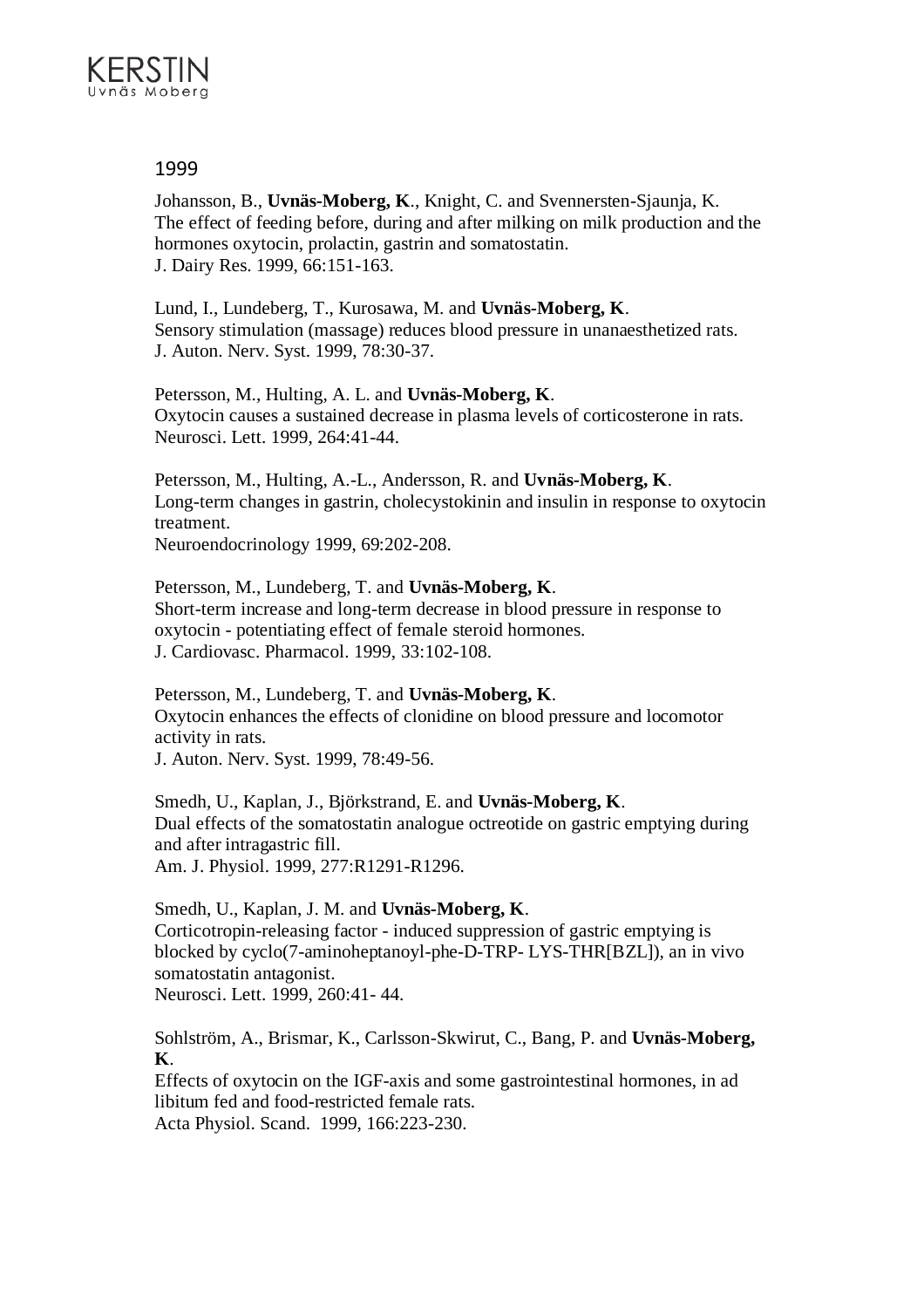## 1999

Johansson, B., **Uvnäs-Moberg, K**., Knight, C. and Svennersten-Sjaunja, K.
The effect of feeding before, during and after milking on milk production and the hormones oxytocin, prolactin, gastrin and somatostatin.
J. Dairy Res. 1999, 66:151-163.

Lund, I., Lundeberg, T., Kurosawa, M. and **Uvnäs-Moberg, K**.
Sensory stimulation (massage) reduces blood pressure in unanaesthetized rats.
J. Auton. Nerv. Syst. 1999, 78:30-37.

Petersson, M., Hulting, A. L. and **Uvnäs-Moberg, K**.
Oxytocin causes a sustained decrease in plasma levels of corticosterone in rats.
Neurosci. Lett. 1999, 264:41-44.

Petersson, M., Hulting, A.-L., Andersson, R. and **Uvnäs-Moberg, K**.
Long-term changes in gastrin, cholecystokinin and insulin in response to oxytocin treatment.
Neuroendocrinology 1999, 69:202-208.

Petersson, M., Lundeberg, T. and **Uvnäs-Moberg, K**.
Short-term increase and long-term decrease in blood pressure in response to oxytocin - potentiating effect of female steroid hormones.
J. Cardiovasc. Pharmacol. 1999, 33:102-108.

Petersson, M., Lundeberg, T. and **Uvnäs-Moberg, K**.
Oxytocin enhances the effects of clonidine on blood pressure and locomotor activity in rats.
J. Auton. Nerv. Syst. 1999, 78:49-56.

Smedh, U., Kaplan, J., Björkstrand, E. and **Uvnäs-Moberg, K**.
Dual effects of the somatostatin analogue octreotide on gastric emptying during and after intragastric fill.
Am. J. Physiol. 1999, 277:R1291-R1296.

Smedh, U., Kaplan, J. M. and **Uvnäs-Moberg, K**.
Corticotropin-releasing factor - induced suppression of gastric emptying is blocked by cyclo(7-aminoheptanoyl-phe-D-TRP- LYS-THR[BZL]), an in vivo somatostatin antagonist.
Neurosci. Lett. 1999, 260:41- 44.

Sohlström, A., Brismar, K., Carlsson-Skwirut, C., Bang, P. and **Uvnäs-Moberg, K**.
Effects of oxytocin on the IGF-axis and some gastrointestinal hormones, in ad libitum fed and food-restricted female rats.
Acta Physiol. Scand. 1999, 166:223-230.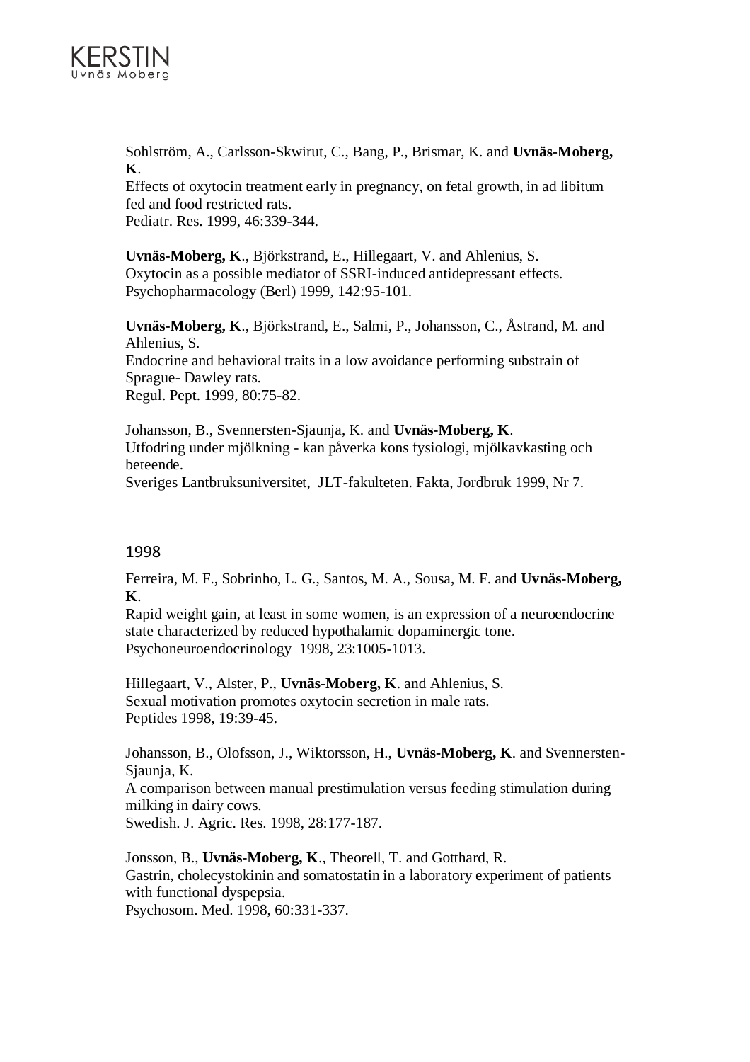Sohlström, A., Carlsson-Skwirut, C., Bang, P., Brismar, K. and **Uvnäs-Moberg, K**.
Effects of oxytocin treatment early in pregnancy, on fetal growth, in ad libitum fed and food restricted rats.
Pediatr. Res. 1999, 46:339-344.

**Uvnäs-Moberg, K**., Björkstrand, E., Hillegaart, V. and Ahlenius, S.
Oxytocin as a possible mediator of SSRI-induced antidepressant effects.
Psychopharmacology (Berl) 1999, 142:95-101.

**Uvnäs-Moberg, K**., Björkstrand, E., Salmi, P., Johansson, C., Åstrand, M. and Ahlenius, S.
Endocrine and behavioral traits in a low avoidance performing substrain of Sprague- Dawley rats.
Regul. Pept. 1999, 80:75-82.

Johansson, B., Svennersten-Sjaunja, K. and **Uvnäs-Moberg, K**.
Utfodring under mjölkning - kan påverka kons fysiologi, mjölkavkasting och beteende.
Sveriges Lantbruksuniversitet, JLT-fakulteten. Fakta, Jordbruk 1999, Nr 7.

---

## 1998

Ferreira, M. F., Sobrinho, L. G., Santos, M. A., Sousa, M. F. and **Uvnäs-Moberg, K**.
Rapid weight gain, at least in some women, is an expression of a neuroendocrine state characterized by reduced hypothalamic dopaminergic tone.
Psychoneuroendocrinology 1998, 23:1005-1013.

Hillegaart, V., Alster, P., **Uvnäs-Moberg, K**. and Ahlenius, S.
Sexual motivation promotes oxytocin secretion in male rats.
Peptides 1998, 19:39-45.

Johansson, B., Olofsson, J., Wiktorsson, H., **Uvnäs-Moberg, K**. and Svennersten-Sjaunja, K.
A comparison between manual prestimulation versus feeding stimulation during milking in dairy cows.
Swedish. J. Agric. Res. 1998, 28:177-187.

Jonsson, B., **Uvnäs-Moberg, K**., Theorell, T. and Gotthard, R.
Gastrin, cholecystokinin and somatostatin in a laboratory experiment of patients with functional dyspepsia.
Psychosom. Med. 1998, 60:331-337.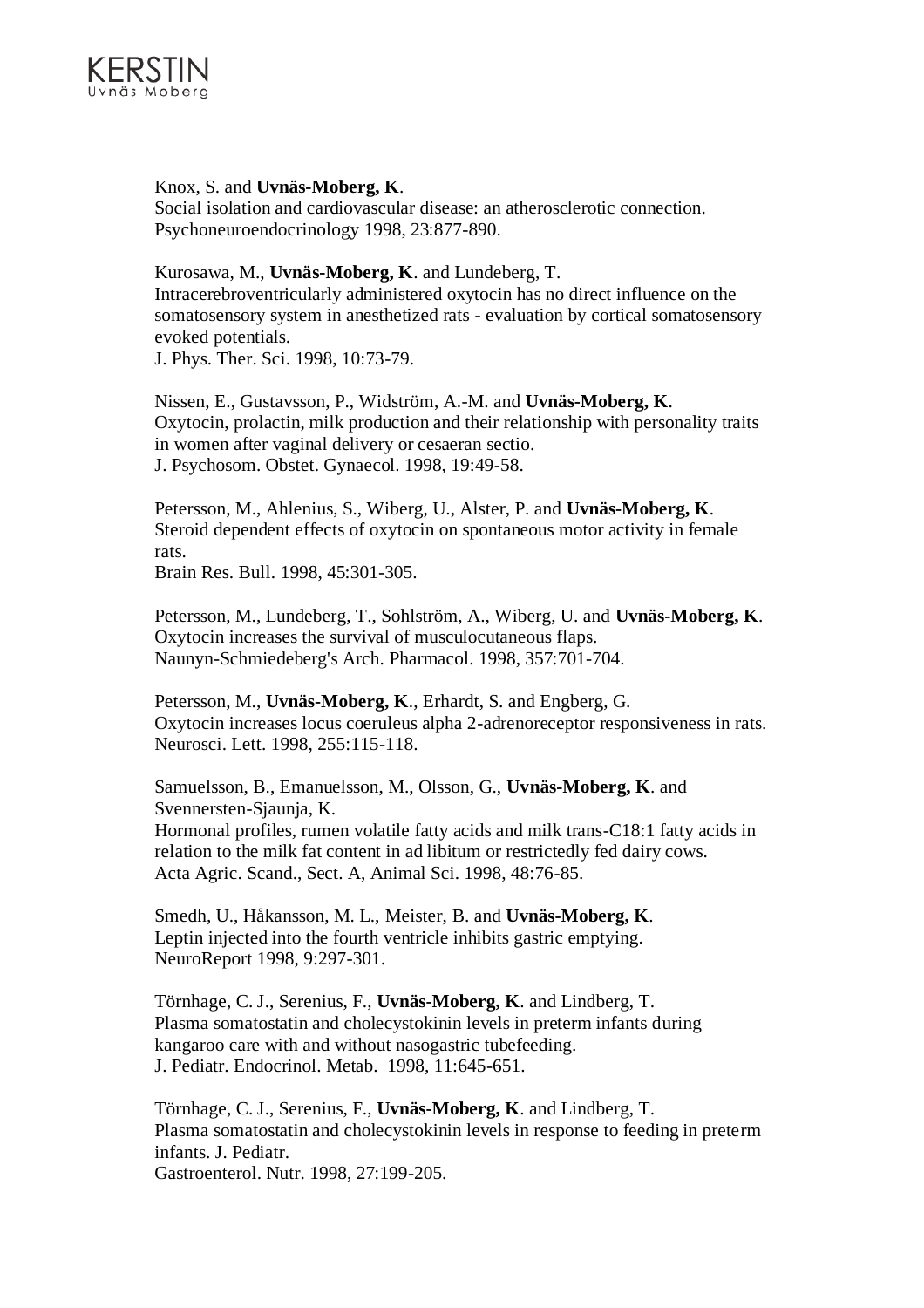Knox, S. and **Uvnäs-Moberg, K**.
Social isolation and cardiovascular disease: an atherosclerotic connection.
Psychoneuroendocrinology 1998, 23:877-890.

Kurosawa, M., **Uvnäs-Moberg, K**. and Lundeberg, T.
Intracerebroventricularly administered oxytocin has no direct influence on the somatosensory system in anesthetized rats - evaluation by cortical somatosensory evoked potentials.
J. Phys. Ther. Sci. 1998, 10:73-79.

Nissen, E., Gustavsson, P., Widström, A.-M. and **Uvnäs-Moberg, K**.
Oxytocin, prolactin, milk production and their relationship with personality traits in women after vaginal delivery or cesaeran sectio.
J. Psychosom. Obstet. Gynaecol. 1998, 19:49-58.

Petersson, M., Ahlenius, S., Wiberg, U., Alster, P. and **Uvnäs-Moberg, K**.
Steroid dependent effects of oxytocin on spontaneous motor activity in female rats.
Brain Res. Bull. 1998, 45:301-305.

Petersson, M., Lundeberg, T., Sohlström, A., Wiberg, U. and **Uvnäs-Moberg, K**.
Oxytocin increases the survival of musculocutaneous flaps.
Naunyn-Schmiedeberg's Arch. Pharmacol. 1998, 357:701-704.

Petersson, M., **Uvnäs-Moberg, K**., Erhardt, S. and Engberg, G.
Oxytocin increases locus coeruleus alpha 2-adrenoreceptor responsiveness in rats.
Neurosci. Lett. 1998, 255:115-118.

Samuelsson, B., Emanuelsson, M., Olsson, G., **Uvnäs-Moberg, K**. and Svennersten-Sjaunja, K.
Hormonal profiles, rumen volatile fatty acids and milk trans-C18:1 fatty acids in relation to the milk fat content in ad libitum or restrictedly fed dairy cows.
Acta Agric. Scand., Sect. A, Animal Sci. 1998, 48:76-85.

Smedh, U., Håkansson, M. L., Meister, B. and **Uvnäs-Moberg, K**.
Leptin injected into the fourth ventricle inhibits gastric emptying.
NeuroReport 1998, 9:297-301.

Törnhage, C. J., Serenius, F., **Uvnäs-Moberg, K**. and Lindberg, T.
Plasma somatostatin and cholecystokinin levels in preterm infants during kangaroo care with and without nasogastric tubefeeding.
J. Pediatr. Endocrinol. Metab. 1998, 11:645-651.

Törnhage, C. J., Serenius, F., **Uvnäs-Moberg, K**. and Lindberg, T.
Plasma somatostatin and cholecystokinin levels in response to feeding in preterm infants. J. Pediatr.
Gastroenterol. Nutr. 1998, 27:199-205.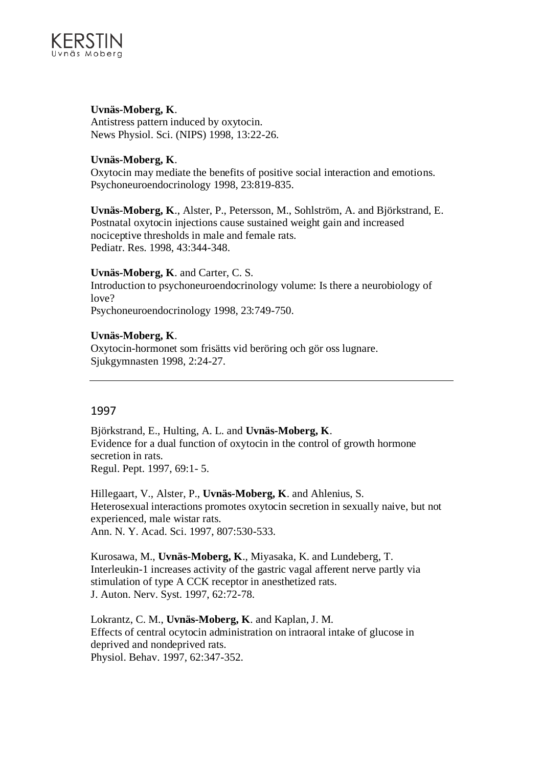**Uvnäs-Moberg, K**.
Antistress pattern induced by oxytocin.
News Physiol. Sci. (NIPS) 1998, 13:22-26.

**Uvnäs-Moberg, K**.
Oxytocin may mediate the benefits of positive social interaction and emotions.
Psychoneuroendocrinology 1998, 23:819-835.

**Uvnäs-Moberg, K**., Alster, P., Petersson, M., Sohlström, A. and Björkstrand, E.
Postnatal oxytocin injections cause sustained weight gain and increased nociceptive thresholds in male and female rats.
Pediatr. Res. 1998, 43:344-348.

**Uvnäs-Moberg, K**. and Carter, C. S.
Introduction to psychoneuroendocrinology volume: Is there a neurobiology of love?
Psychoneuroendocrinology 1998, 23:749-750.

**Uvnäs-Moberg, K**.
Oxytocin-hormonet som frisätts vid beröring och gör oss lugnare.
Sjukgymnasten 1998, 2:24-27.

---

## 1997

Björkstrand, E., Hulting, A. L. and **Uvnäs-Moberg, K**.
Evidence for a dual function of oxytocin in the control of growth hormone secretion in rats.
Regul. Pept. 1997, 69:1- 5.

Hillegaart, V., Alster, P., **Uvnäs-Moberg, K**. and Ahlenius, S.
Heterosexual interactions promotes oxytocin secretion in sexually naive, but not experienced, male wistar rats.
Ann. N. Y. Acad. Sci. 1997, 807:530-533.

Kurosawa, M., **Uvnäs-Moberg, K**., Miyasaka, K. and Lundeberg, T.
Interleukin-1 increases activity of the gastric vagal afferent nerve partly via stimulation of type A CCK receptor in anesthetized rats.
J. Auton. Nerv. Syst. 1997, 62:72-78.

Lokrantz, C. M., **Uvnäs-Moberg, K**. and Kaplan, J. M.
Effects of central ocytocin administration on intraoral intake of glucose in deprived and nondeprived rats.
Physiol. Behav. 1997, 62:347-352.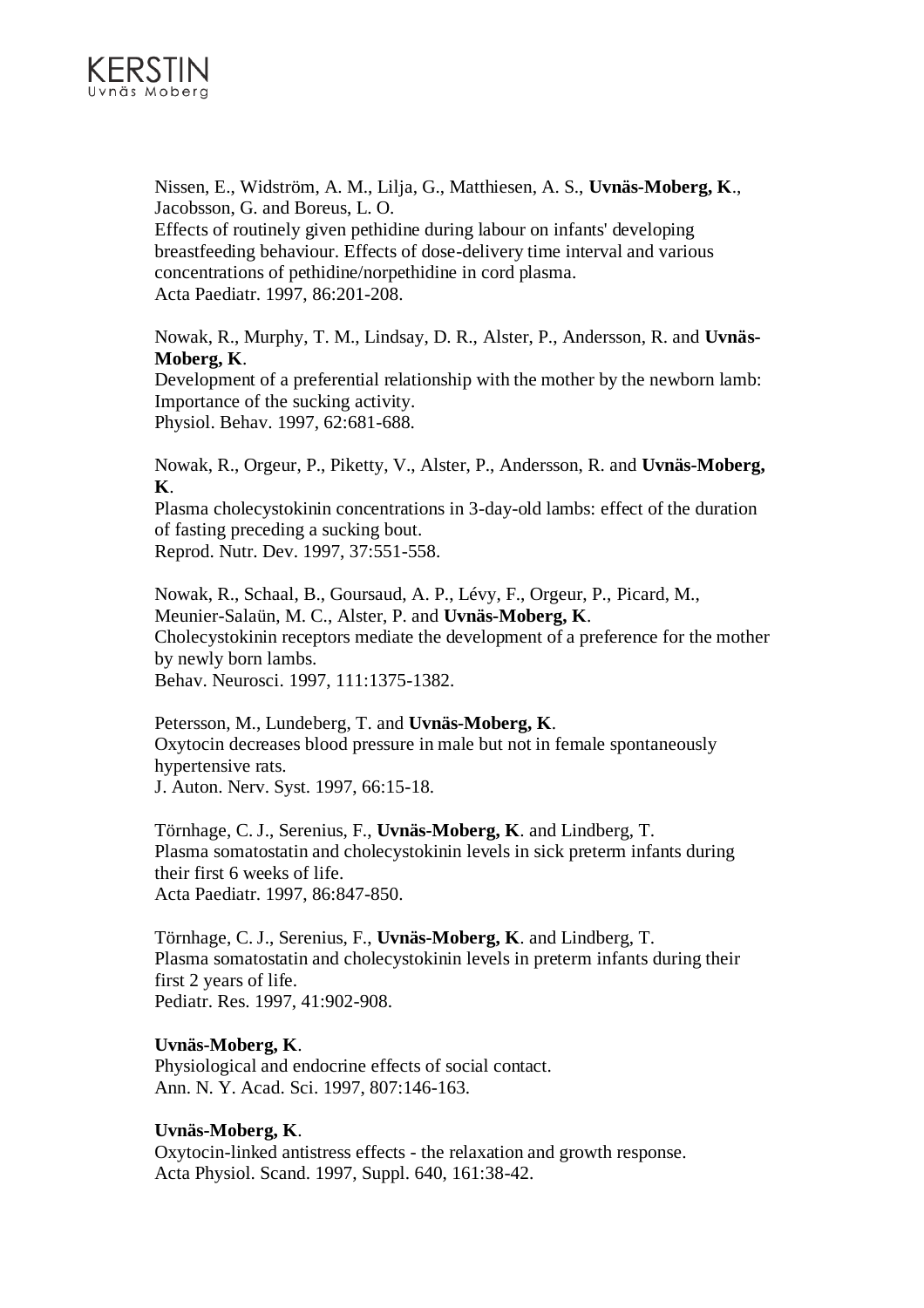Nissen, E., Widström, A. M., Lilja, G., Matthiesen, A. S., **Uvnäs-Moberg, K**., Jacobsson, G. and Boreus, L. O.
Effects of routinely given pethidine during labour on infants' developing breastfeeding behaviour. Effects of dose-delivery time interval and various concentrations of pethidine/norpethidine in cord plasma.
Acta Paediatr. 1997, 86:201-208.

Nowak, R., Murphy, T. M., Lindsay, D. R., Alster, P., Andersson, R. and **Uvnäs-Moberg, K**.
Development of a preferential relationship with the mother by the newborn lamb: Importance of the sucking activity.
Physiol. Behav. 1997, 62:681-688.

Nowak, R., Orgeur, P., Piketty, V., Alster, P., Andersson, R. and **Uvnäs-Moberg, K**.
Plasma cholecystokinin concentrations in 3-day-old lambs: effect of the duration of fasting preceding a sucking bout.
Reprod. Nutr. Dev. 1997, 37:551-558.

Nowak, R., Schaal, B., Goursaud, A. P., Lévy, F., Orgeur, P., Picard, M., Meunier-Salaün, M. C., Alster, P. and **Uvnäs-Moberg, K**.
Cholecystokinin receptors mediate the development of a preference for the mother by newly born lambs.
Behav. Neurosci. 1997, 111:1375-1382.

Petersson, M., Lundeberg, T. and **Uvnäs-Moberg, K**.
Oxytocin decreases blood pressure in male but not in female spontaneously hypertensive rats.
J. Auton. Nerv. Syst. 1997, 66:15-18.

Törnhage, C. J., Serenius, F., **Uvnäs-Moberg, K**. and Lindberg, T.
Plasma somatostatin and cholecystokinin levels in sick preterm infants during their first 6 weeks of life.
Acta Paediatr. 1997, 86:847-850.

Törnhage, C. J., Serenius, F., **Uvnäs-Moberg, K**. and Lindberg, T.
Plasma somatostatin and cholecystokinin levels in preterm infants during their first 2 years of life.
Pediatr. Res. 1997, 41:902-908.

**Uvnäs-Moberg, K**.
Physiological and endocrine effects of social contact.
Ann. N. Y. Acad. Sci. 1997, 807:146-163.

**Uvnäs-Moberg, K**.
Oxytocin-linked antistress effects - the relaxation and growth response.
Acta Physiol. Scand. 1997, Suppl. 640, 161:38-42.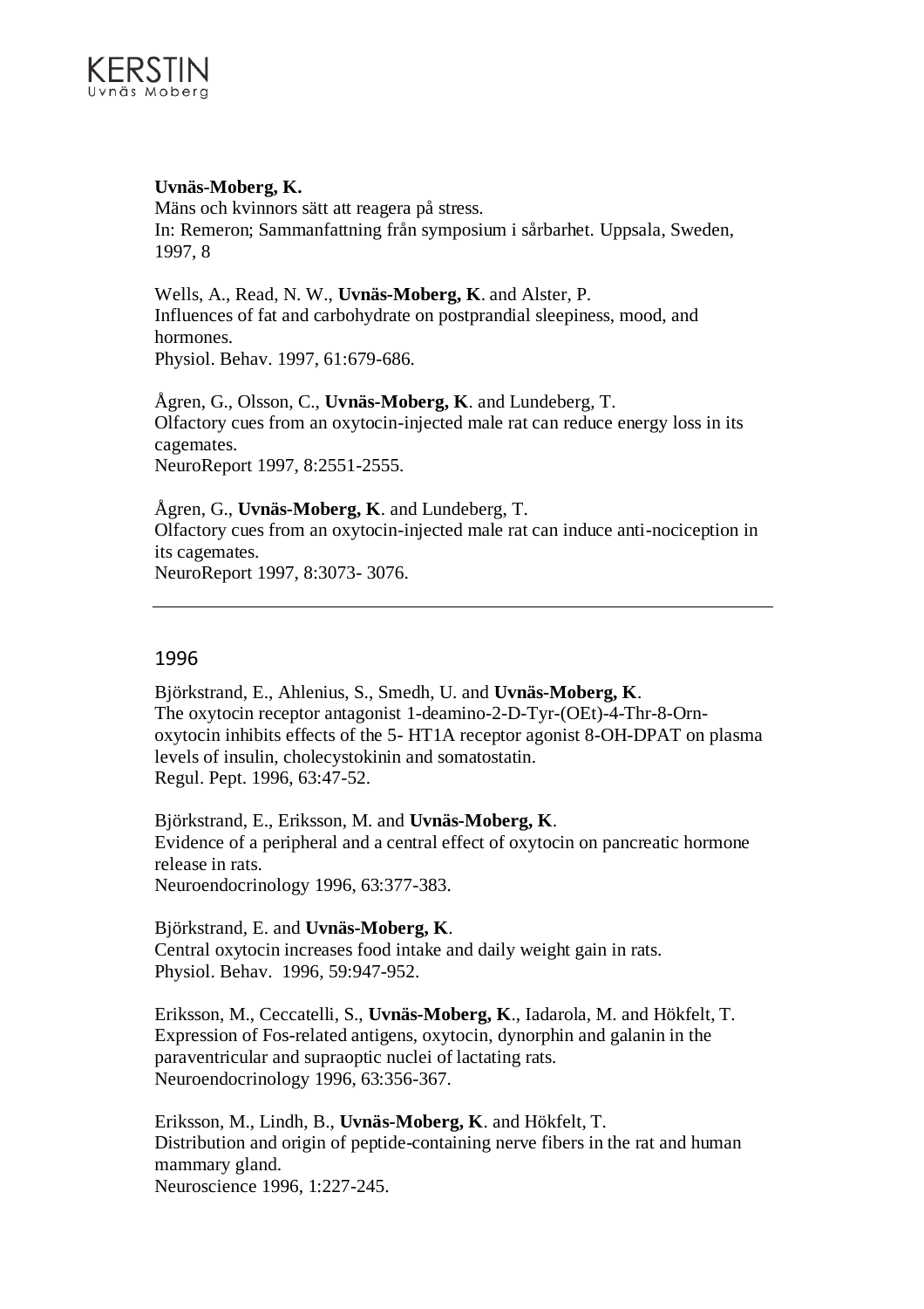**Uvnäs-Moberg, K.**
Mäns och kvinnors sätt att reagera på stress.
In: Remeron; Sammanfattning från symposium i sårbarhet. Uppsala, Sweden, 1997, 8

Wells, A., Read, N. W., **Uvnäs-Moberg, K**. and Alster, P.
Influences of fat and carbohydrate on postprandial sleepiness, mood, and hormones.
Physiol. Behav. 1997, 61:679-686.

Ågren, G., Olsson, C., **Uvnäs-Moberg, K**. and Lundeberg, T.
Olfactory cues from an oxytocin-injected male rat can reduce energy loss in its cagemates.
NeuroReport 1997, 8:2551-2555.

Ågren, G., **Uvnäs-Moberg, K**. and Lundeberg, T.
Olfactory cues from an oxytocin-injected male rat can induce anti-nociception in its cagemates.
NeuroReport 1997, 8:3073- 3076.

---

## 1996

Björkstrand, E., Ahlenius, S., Smedh, U. and **Uvnäs-Moberg, K**.
The oxytocin receptor antagonist 1-deamino-2-D-Tyr-(OEt)-4-Thr-8-Orn-oxytocin inhibits effects of the 5- HT1A receptor agonist 8-OH-DPAT on plasma levels of insulin, cholecystokinin and somatostatin.
Regul. Pept. 1996, 63:47-52.

Björkstrand, E., Eriksson, M. and **Uvnäs-Moberg, K**.
Evidence of a peripheral and a central effect of oxytocin on pancreatic hormone release in rats.
Neuroendocrinology 1996, 63:377-383.

Björkstrand, E. and **Uvnäs-Moberg, K**.
Central oxytocin increases food intake and daily weight gain in rats.
Physiol. Behav. 1996, 59:947-952.

Eriksson, M., Ceccatelli, S., **Uvnäs-Moberg, K**., Iadarola, M. and Hökfelt, T.
Expression of Fos-related antigens, oxytocin, dynorphin and galanin in the paraventricular and supraoptic nuclei of lactating rats.
Neuroendocrinology 1996, 63:356-367.

Eriksson, M., Lindh, B., **Uvnäs-Moberg, K**. and Hökfelt, T.
Distribution and origin of peptide-containing nerve fibers in the rat and human mammary gland.
Neuroscience 1996, 1:227-245.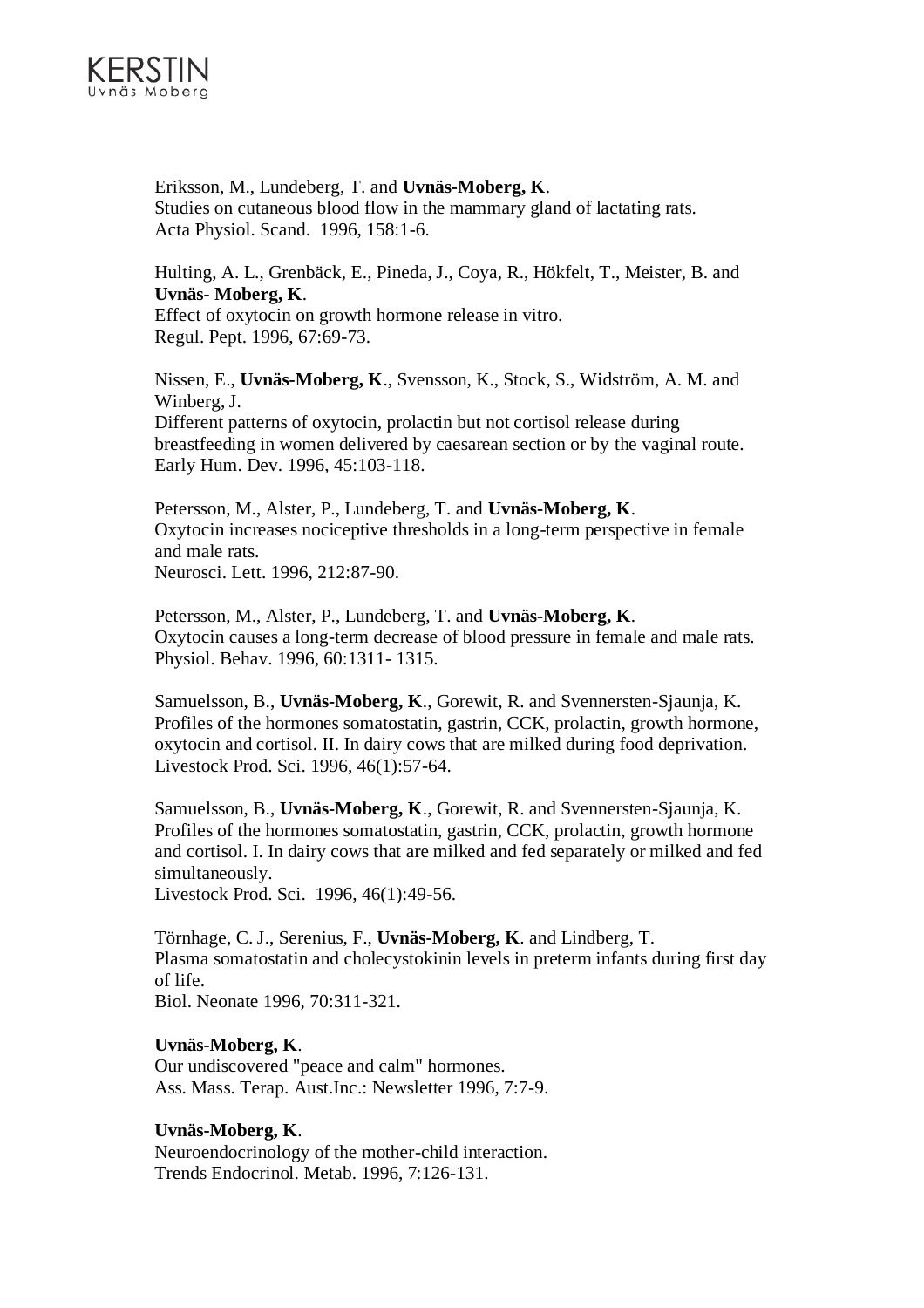Eriksson, M., Lundeberg, T. and **Uvnäs-Moberg, K**.
Studies on cutaneous blood flow in the mammary gland of lactating rats.
Acta Physiol. Scand. 1996, 158:1-6.

Hulting, A. L., Grenbäck, E., Pineda, J., Coya, R., Hökfelt, T., Meister, B. and **Uvnäs- Moberg, K**.
Effect of oxytocin on growth hormone release in vitro.
Regul. Pept. 1996, 67:69-73.

Nissen, E., **Uvnäs-Moberg, K**., Svensson, K., Stock, S., Widström, A. M. and Winberg, J.
Different patterns of oxytocin, prolactin but not cortisol release during breastfeeding in women delivered by caesarean section or by the vaginal route.
Early Hum. Dev. 1996, 45:103-118.

Petersson, M., Alster, P., Lundeberg, T. and **Uvnäs-Moberg, K**.
Oxytocin increases nociceptive thresholds in a long-term perspective in female and male rats.
Neurosci. Lett. 1996, 212:87-90.

Petersson, M., Alster, P., Lundeberg, T. and **Uvnäs-Moberg, K**.
Oxytocin causes a long-term decrease of blood pressure in female and male rats.
Physiol. Behav. 1996, 60:1311- 1315.

Samuelsson, B., **Uvnäs-Moberg, K**., Gorewit, R. and Svennersten-Sjaunja, K.
Profiles of the hormones somatostatin, gastrin, CCK, prolactin, growth hormone, oxytocin and cortisol. II. In dairy cows that are milked during food deprivation.
Livestock Prod. Sci. 1996, 46(1):57-64.

Samuelsson, B., **Uvnäs-Moberg, K**., Gorewit, R. and Svennersten-Sjaunja, K.
Profiles of the hormones somatostatin, gastrin, CCK, prolactin, growth hormone and cortisol. I. In dairy cows that are milked and fed separately or milked and fed simultaneously.
Livestock Prod. Sci. 1996, 46(1):49-56.

Törnhage, C. J., Serenius, F., **Uvnäs-Moberg, K**. and Lindberg, T.
Plasma somatostatin and cholecystokinin levels in preterm infants during first day of life.
Biol. Neonate 1996, 70:311-321.

**Uvnäs-Moberg, K**.
Our undiscovered "peace and calm" hormones.
Ass. Mass. Terap. Aust.Inc.: Newsletter 1996, 7:7-9.

**Uvnäs-Moberg, K**.
Neuroendocrinology of the mother-child interaction.
Trends Endocrinol. Metab. 1996, 7:126-131.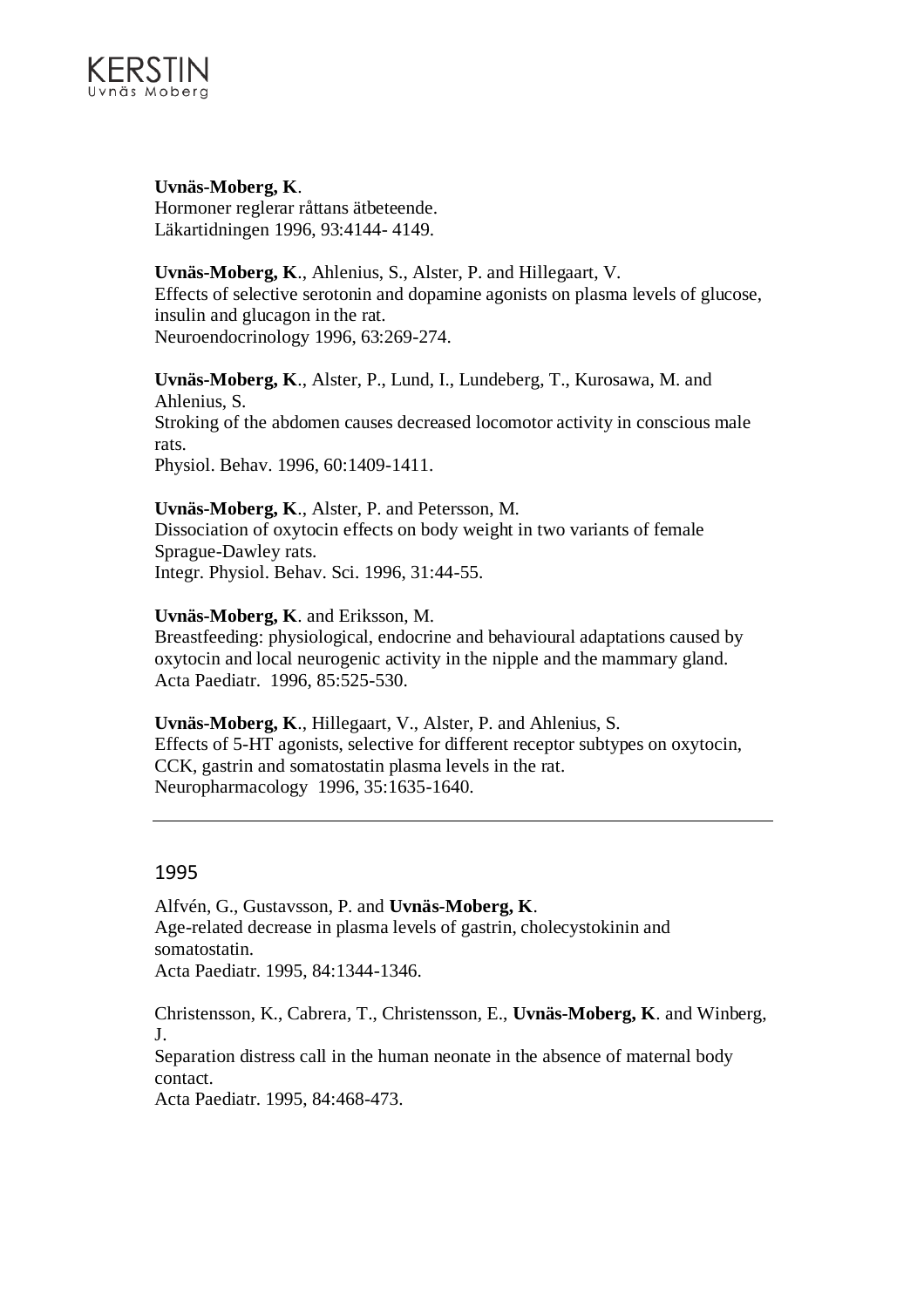**Uvnäs-Moberg, K**.
Hormoner reglerar råttans ätbeteende.
Läkartidningen 1996, 93:4144- 4149.

**Uvnäs-Moberg, K**., Ahlenius, S., Alster, P. and Hillegaart, V.
Effects of selective serotonin and dopamine agonists on plasma levels of glucose, insulin and glucagon in the rat.
Neuroendocrinology 1996, 63:269-274.

**Uvnäs-Moberg, K**., Alster, P., Lund, I., Lundeberg, T., Kurosawa, M. and Ahlenius, S.
Stroking of the abdomen causes decreased locomotor activity in conscious male rats.
Physiol. Behav. 1996, 60:1409-1411.

**Uvnäs-Moberg, K**., Alster, P. and Petersson, M.
Dissociation of oxytocin effects on body weight in two variants of female Sprague-Dawley rats.
Integr. Physiol. Behav. Sci. 1996, 31:44-55.

**Uvnäs-Moberg, K**. and Eriksson, M.
Breastfeeding: physiological, endocrine and behavioural adaptations caused by oxytocin and local neurogenic activity in the nipple and the mammary gland.
Acta Paediatr. 1996, 85:525-530.

**Uvnäs-Moberg, K**., Hillegaart, V., Alster, P. and Ahlenius, S.
Effects of 5-HT agonists, selective for different receptor subtypes on oxytocin, CCK, gastrin and somatostatin plasma levels in the rat.
Neuropharmacology 1996, 35:1635-1640.

---

## 1995

Alfvén, G., Gustavsson, P. and **Uvnäs-Moberg, K**.
Age-related decrease in plasma levels of gastrin, cholecystokinin and somatostatin.
Acta Paediatr. 1995, 84:1344-1346.

Christensson, K., Cabrera, T., Christensson, E., **Uvnäs-Moberg, K**. and Winberg, J.
Separation distress call in the human neonate in the absence of maternal body contact.
Acta Paediatr. 1995, 84:468-473.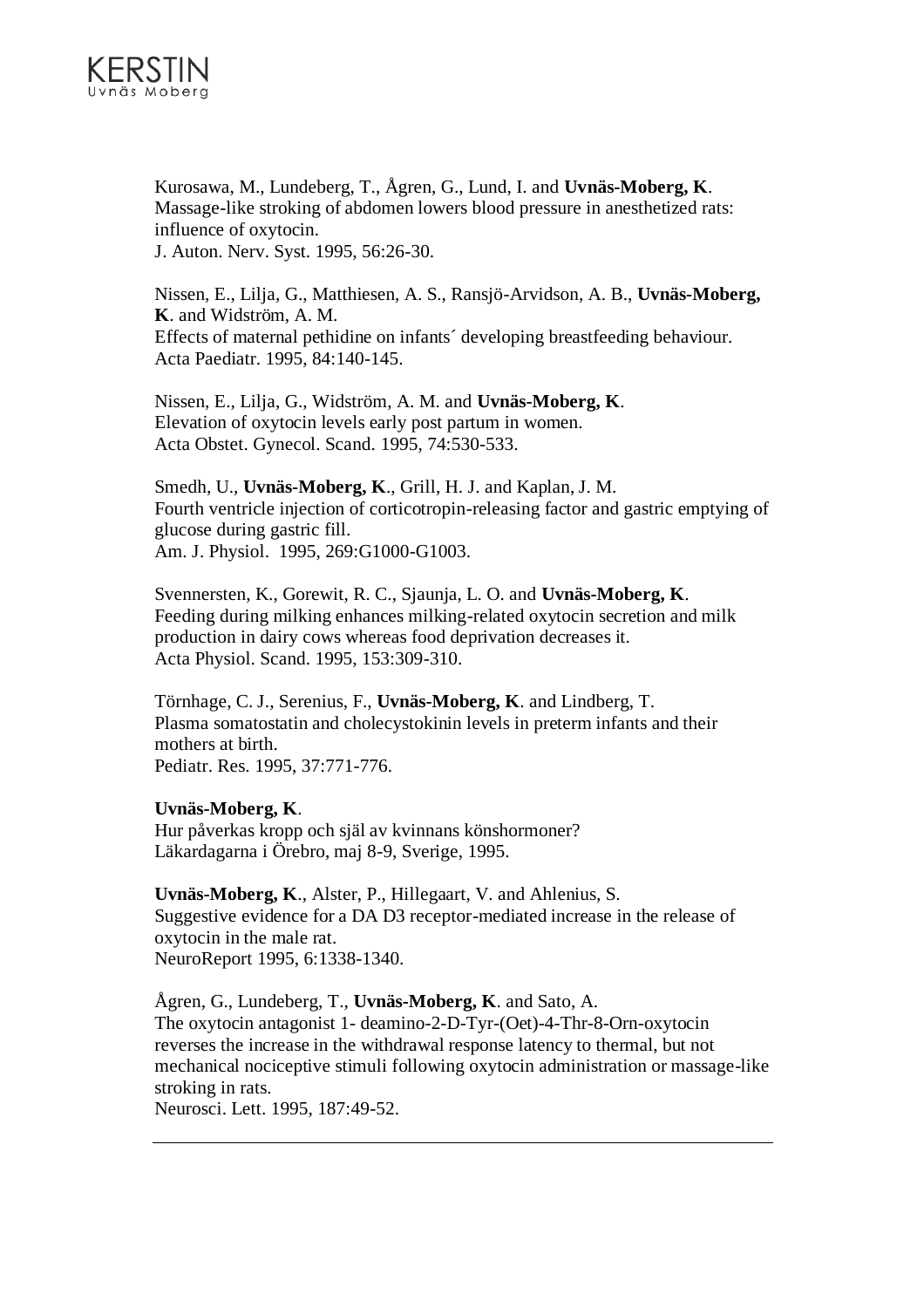Kurosawa, M., Lundeberg, T., Ågren, G., Lund, I. and **Uvnäs-Moberg, K**.
Massage-like stroking of abdomen lowers blood pressure in anesthetized rats: influence of oxytocin.
J. Auton. Nerv. Syst. 1995, 56:26-30.

Nissen, E., Lilja, G., Matthiesen, A. S., Ransjö-Arvidson, A. B., **Uvnäs-Moberg, K**. and Widström, A. M.
Effects of maternal pethidine on infants´ developing breastfeeding behaviour.
Acta Paediatr. 1995, 84:140-145.

Nissen, E., Lilja, G., Widström, A. M. and **Uvnäs-Moberg, K**.
Elevation of oxytocin levels early post partum in women.
Acta Obstet. Gynecol. Scand. 1995, 74:530-533.

Smedh, U., **Uvnäs-Moberg, K**., Grill, H. J. and Kaplan, J. M.
Fourth ventricle injection of corticotropin-releasing factor and gastric emptying of glucose during gastric fill.
Am. J. Physiol. 1995, 269:G1000-G1003.

Svennersten, K., Gorewit, R. C., Sjaunja, L. O. and **Uvnäs-Moberg, K**.
Feeding during milking enhances milking-related oxytocin secretion and milk production in dairy cows whereas food deprivation decreases it.
Acta Physiol. Scand. 1995, 153:309-310.

Törnhage, C. J., Serenius, F., **Uvnäs-Moberg, K**. and Lindberg, T.
Plasma somatostatin and cholecystokinin levels in preterm infants and their mothers at birth.
Pediatr. Res. 1995, 37:771-776.

**Uvnäs-Moberg, K**.
Hur påverkas kropp och själ av kvinnans könshormoner?
Läkardagarna i Örebro, maj 8-9, Sverige, 1995.

**Uvnäs-Moberg, K**., Alster, P., Hillegaart, V. and Ahlenius, S.
Suggestive evidence for a DA D3 receptor-mediated increase in the release of oxytocin in the male rat.
NeuroReport 1995, 6:1338-1340.

Ågren, G., Lundeberg, T., **Uvnäs-Moberg, K**. and Sato, A.
The oxytocin antagonist 1- deamino-2-D-Tyr-(Oet)-4-Thr-8-Orn-oxytocin reverses the increase in the withdrawal response latency to thermal, but not mechanical nociceptive stimuli following oxytocin administration or massage-like stroking in rats.
Neurosci. Lett. 1995, 187:49-52.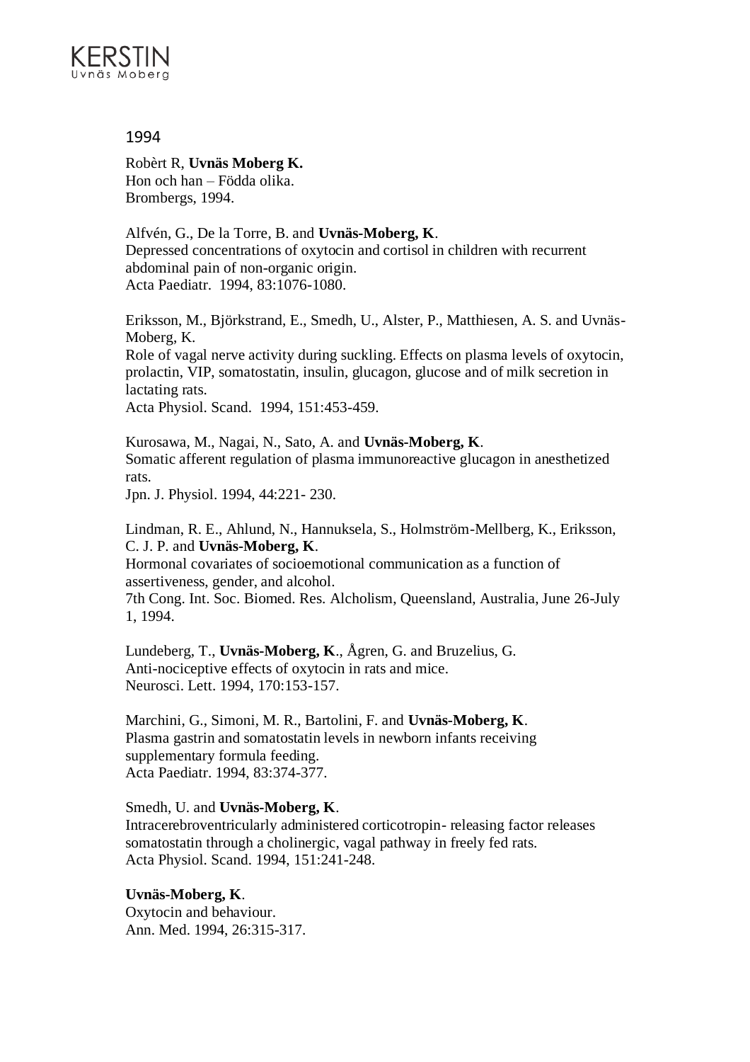## 1994

Robèrt R, **Uvnäs Moberg K.**
Hon och han – Födda olika.
Brombergs, 1994.

Alfvén, G., De la Torre, B. and **Uvnäs-Moberg, K**.
Depressed concentrations of oxytocin and cortisol in children with recurrent abdominal pain of non-organic origin.
Acta Paediatr. 1994, 83:1076-1080.

Eriksson, M., Björkstrand, E., Smedh, U., Alster, P., Matthiesen, A. S. and Uvnäs-Moberg, K.
Role of vagal nerve activity during suckling. Effects on plasma levels of oxytocin, prolactin, VIP, somatostatin, insulin, glucagon, glucose and of milk secretion in lactating rats.
Acta Physiol. Scand. 1994, 151:453-459.

Kurosawa, M., Nagai, N., Sato, A. and **Uvnäs-Moberg, K**.
Somatic afferent regulation of plasma immunoreactive glucagon in anesthetized rats.
Jpn. J. Physiol. 1994, 44:221- 230.

Lindman, R. E., Ahlund, N., Hannuksela, S., Holmström-Mellberg, K., Eriksson, C. J. P. and **Uvnäs-Moberg, K**.
Hormonal covariates of socioemotional communication as a function of assertiveness, gender, and alcohol.
7th Cong. Int. Soc. Biomed. Res. Alcholism, Queensland, Australia, June 26-July 1, 1994.

Lundeberg, T., **Uvnäs-Moberg, K**., Ågren, G. and Bruzelius, G.
Anti-nociceptive effects of oxytocin in rats and mice.
Neurosci. Lett. 1994, 170:153-157.

Marchini, G., Simoni, M. R., Bartolini, F. and **Uvnäs-Moberg, K**.
Plasma gastrin and somatostatin levels in newborn infants receiving supplementary formula feeding.
Acta Paediatr. 1994, 83:374-377.

Smedh, U. and **Uvnäs-Moberg, K**.
Intracerebroventricularly administered corticotropin- releasing factor releases somatostatin through a cholinergic, vagal pathway in freely fed rats.
Acta Physiol. Scand. 1994, 151:241-248.

**Uvnäs-Moberg, K**.
Oxytocin and behaviour.
Ann. Med. 1994, 26:315-317.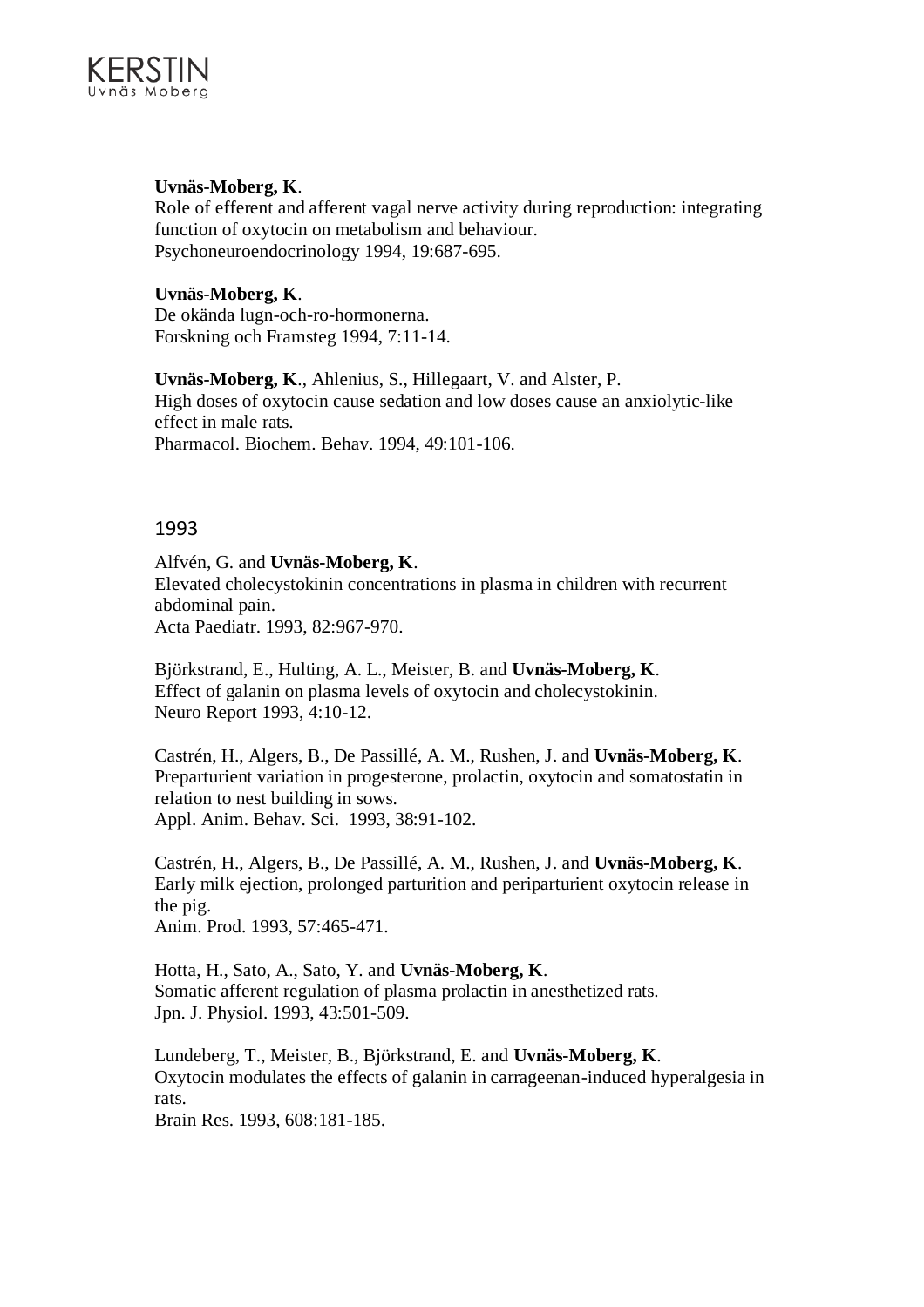**Uvnäs-Moberg, K**.
Role of efferent and afferent vagal nerve activity during reproduction: integrating function of oxytocin on metabolism and behaviour.
Psychoneuroendocrinology 1994, 19:687-695.

**Uvnäs-Moberg, K**.
De okända lugn-och-ro-hormonerna.
Forskning och Framsteg 1994, 7:11-14.

**Uvnäs-Moberg, K**., Ahlenius, S., Hillegaart, V. and Alster, P.
High doses of oxytocin cause sedation and low doses cause an anxiolytic-like effect in male rats.
Pharmacol. Biochem. Behav. 1994, 49:101-106.

---

## 1993

Alfvén, G. and **Uvnäs-Moberg, K**.
Elevated cholecystokinin concentrations in plasma in children with recurrent abdominal pain.
Acta Paediatr. 1993, 82:967-970.

Björkstrand, E., Hulting, A. L., Meister, B. and **Uvnäs-Moberg, K**.
Effect of galanin on plasma levels of oxytocin and cholecystokinin.
Neuro Report 1993, 4:10-12.

Castrén, H., Algers, B., De Passillé, A. M., Rushen, J. and **Uvnäs-Moberg, K**.
Preparturient variation in progesterone, prolactin, oxytocin and somatostatin in relation to nest building in sows.
Appl. Anim. Behav. Sci. 1993, 38:91-102.

Castrén, H., Algers, B., De Passillé, A. M., Rushen, J. and **Uvnäs-Moberg, K**.
Early milk ejection, prolonged parturition and periparturient oxytocin release in the pig.
Anim. Prod. 1993, 57:465-471.

Hotta, H., Sato, A., Sato, Y. and **Uvnäs-Moberg, K**.
Somatic afferent regulation of plasma prolactin in anesthetized rats.
Jpn. J. Physiol. 1993, 43:501-509.

Lundeberg, T., Meister, B., Björkstrand, E. and **Uvnäs-Moberg, K**.
Oxytocin modulates the effects of galanin in carrageenan-induced hyperalgesia in rats.
Brain Res. 1993, 608:181-185.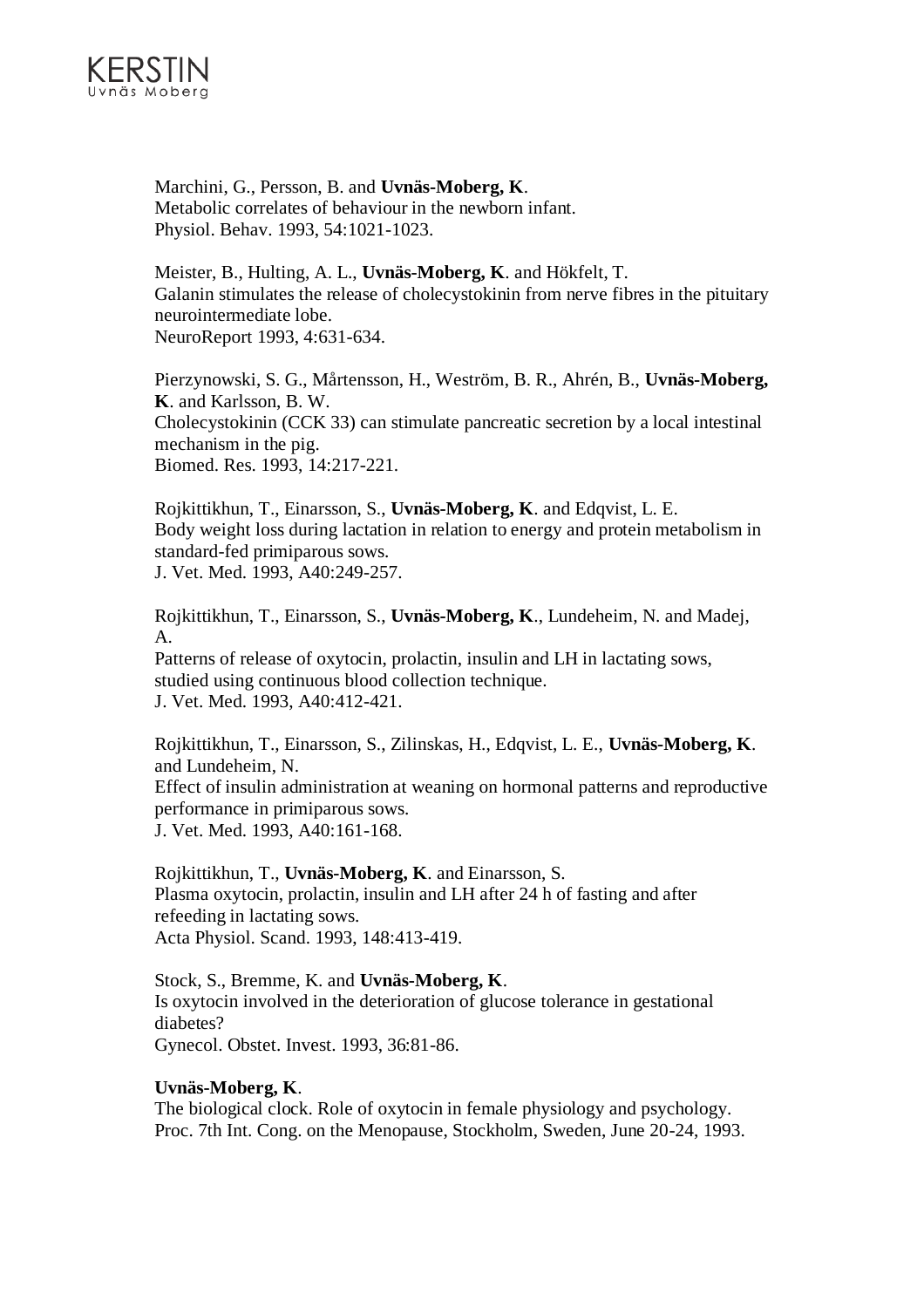Marchini, G., Persson, B. and **Uvnäs-Moberg, K**.
Metabolic correlates of behaviour in the newborn infant.
Physiol. Behav. 1993, 54:1021-1023.

Meister, B., Hulting, A. L., **Uvnäs-Moberg, K**. and Hökfelt, T.
Galanin stimulates the release of cholecystokinin from nerve fibres in the pituitary neurointermediate lobe.
NeuroReport 1993, 4:631-634.

Pierzynowski, S. G., Mårtensson, H., Weström, B. R., Ahrén, B., **Uvnäs-Moberg, K**. and Karlsson, B. W.
Cholecystokinin (CCK 33) can stimulate pancreatic secretion by a local intestinal mechanism in the pig.
Biomed. Res. 1993, 14:217-221.

Rojkittikhun, T., Einarsson, S., **Uvnäs-Moberg, K**. and Edqvist, L. E.
Body weight loss during lactation in relation to energy and protein metabolism in standard-fed primiparous sows.
J. Vet. Med. 1993, A40:249-257.

Rojkittikhun, T., Einarsson, S., **Uvnäs-Moberg, K**., Lundeheim, N. and Madej, A.
Patterns of release of oxytocin, prolactin, insulin and LH in lactating sows, studied using continuous blood collection technique.
J. Vet. Med. 1993, A40:412-421.

Rojkittikhun, T., Einarsson, S., Zilinskas, H., Edqvist, L. E., **Uvnäs-Moberg, K**. and Lundeheim, N.
Effect of insulin administration at weaning on hormonal patterns and reproductive performance in primiparous sows.
J. Vet. Med. 1993, A40:161-168.

Rojkittikhun, T., **Uvnäs-Moberg, K**. and Einarsson, S.
Plasma oxytocin, prolactin, insulin and LH after 24 h of fasting and after refeeding in lactating sows.
Acta Physiol. Scand. 1993, 148:413-419.

Stock, S., Bremme, K. and **Uvnäs-Moberg, K**.
Is oxytocin involved in the deterioration of glucose tolerance in gestational diabetes?
Gynecol. Obstet. Invest. 1993, 36:81-86.

**Uvnäs-Moberg, K**.
The biological clock. Role of oxytocin in female physiology and psychology.
Proc. 7th Int. Cong. on the Menopause, Stockholm, Sweden, June 20-24, 1993.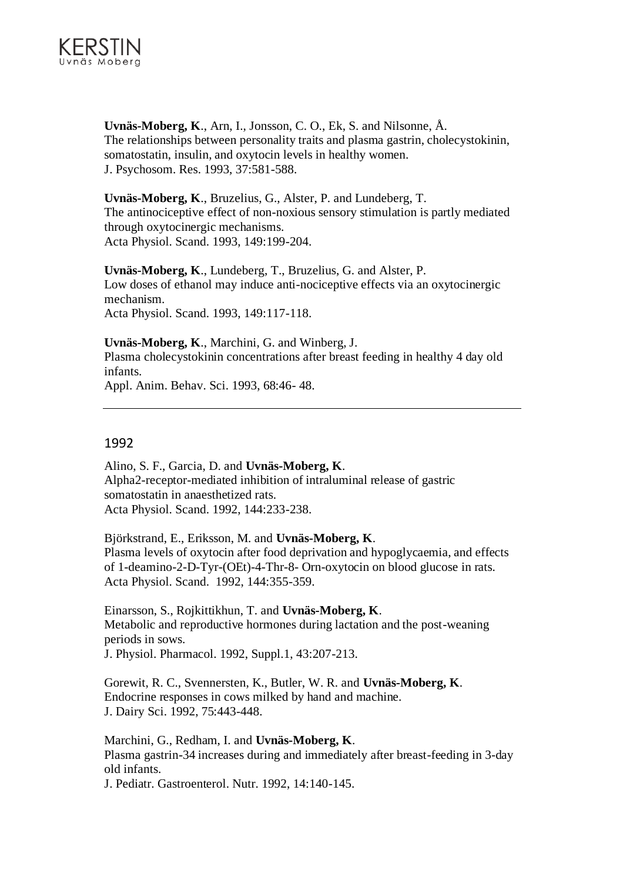**Uvnäs-Moberg, K**., Arn, I., Jonsson, C. O., Ek, S. and Nilsonne, Å.
The relationships between personality traits and plasma gastrin, cholecystokinin, somatostatin, insulin, and oxytocin levels in healthy women.
J. Psychosom. Res. 1993, 37:581-588.

**Uvnäs-Moberg, K**., Bruzelius, G., Alster, P. and Lundeberg, T.
The antinociceptive effect of non-noxious sensory stimulation is partly mediated through oxytocinergic mechanisms.
Acta Physiol. Scand. 1993, 149:199-204.

**Uvnäs-Moberg, K**., Lundeberg, T., Bruzelius, G. and Alster, P.
Low doses of ethanol may induce anti-nociceptive effects via an oxytocinergic mechanism.
Acta Physiol. Scand. 1993, 149:117-118.

**Uvnäs-Moberg, K**., Marchini, G. and Winberg, J.
Plasma cholecystokinin concentrations after breast feeding in healthy 4 day old infants.
Appl. Anim. Behav. Sci. 1993, 68:46- 48.

---

## 1992

Alino, S. F., Garcia, D. and **Uvnäs-Moberg, K**.
Alpha2-receptor-mediated inhibition of intraluminal release of gastric somatostatin in anaesthetized rats.
Acta Physiol. Scand. 1992, 144:233-238.

Björkstrand, E., Eriksson, M. and **Uvnäs-Moberg, K**.
Plasma levels of oxytocin after food deprivation and hypoglycaemia, and effects of 1-deamino-2-D-Tyr-(OEt)-4-Thr-8- Orn-oxytocin on blood glucose in rats.
Acta Physiol. Scand. 1992, 144:355-359.

Einarsson, S., Rojkittikhun, T. and **Uvnäs-Moberg, K**.
Metabolic and reproductive hormones during lactation and the post-weaning periods in sows.
J. Physiol. Pharmacol. 1992, Suppl.1, 43:207-213.

Gorewit, R. C., Svennersten, K., Butler, W. R. and **Uvnäs-Moberg, K**.
Endocrine responses in cows milked by hand and machine.
J. Dairy Sci. 1992, 75:443-448.

Marchini, G., Redham, I. and **Uvnäs-Moberg, K**.
Plasma gastrin-34 increases during and immediately after breast-feeding in 3-day old infants.
J. Pediatr. Gastroenterol. Nutr. 1992, 14:140-145.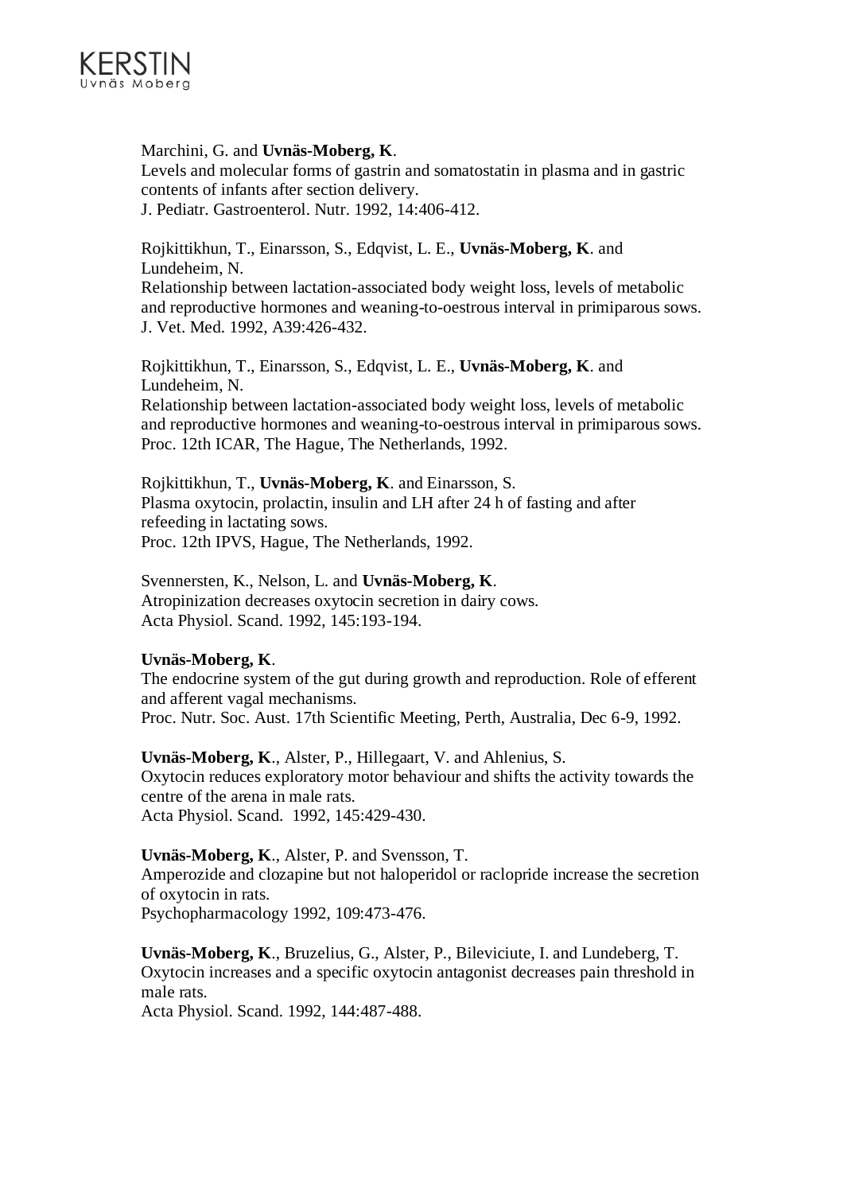Marchini, G. and **Uvnäs-Moberg, K**.
Levels and molecular forms of gastrin and somatostatin in plasma and in gastric contents of infants after section delivery.
J. Pediatr. Gastroenterol. Nutr. 1992, 14:406-412.

Rojkittikhun, T., Einarsson, S., Edqvist, L. E., **Uvnäs-Moberg, K**. and Lundeheim, N.
Relationship between lactation-associated body weight loss, levels of metabolic and reproductive hormones and weaning-to-oestrous interval in primiparous sows.
J. Vet. Med. 1992, A39:426-432.

Rojkittikhun, T., Einarsson, S., Edqvist, L. E., **Uvnäs-Moberg, K**. and Lundeheim, N.
Relationship between lactation-associated body weight loss, levels of metabolic and reproductive hormones and weaning-to-oestrous interval in primiparous sows.
Proc. 12th ICAR, The Hague, The Netherlands, 1992.

Rojkittikhun, T., **Uvnäs-Moberg, K**. and Einarsson, S.
Plasma oxytocin, prolactin, insulin and LH after 24 h of fasting and after refeeding in lactating sows.
Proc. 12th IPVS, Hague, The Netherlands, 1992.

Svennersten, K., Nelson, L. and **Uvnäs-Moberg, K**.
Atropinization decreases oxytocin secretion in dairy cows.
Acta Physiol. Scand. 1992, 145:193-194.

**Uvnäs-Moberg, K**.
The endocrine system of the gut during growth and reproduction. Role of efferent and afferent vagal mechanisms.
Proc. Nutr. Soc. Aust. 17th Scientific Meeting, Perth, Australia, Dec 6-9, 1992.

**Uvnäs-Moberg, K**., Alster, P., Hillegaart, V. and Ahlenius, S.
Oxytocin reduces exploratory motor behaviour and shifts the activity towards the centre of the arena in male rats.
Acta Physiol. Scand. 1992, 145:429-430.

**Uvnäs-Moberg, K**., Alster, P. and Svensson, T.
Amperozide and clozapine but not haloperidol or raclopride increase the secretion of oxytocin in rats.
Psychopharmacology 1992, 109:473-476.

**Uvnäs-Moberg, K**., Bruzelius, G., Alster, P., Bileviciute, I. and Lundeberg, T.
Oxytocin increases and a specific oxytocin antagonist decreases pain threshold in male rats.
Acta Physiol. Scand. 1992, 144:487-488.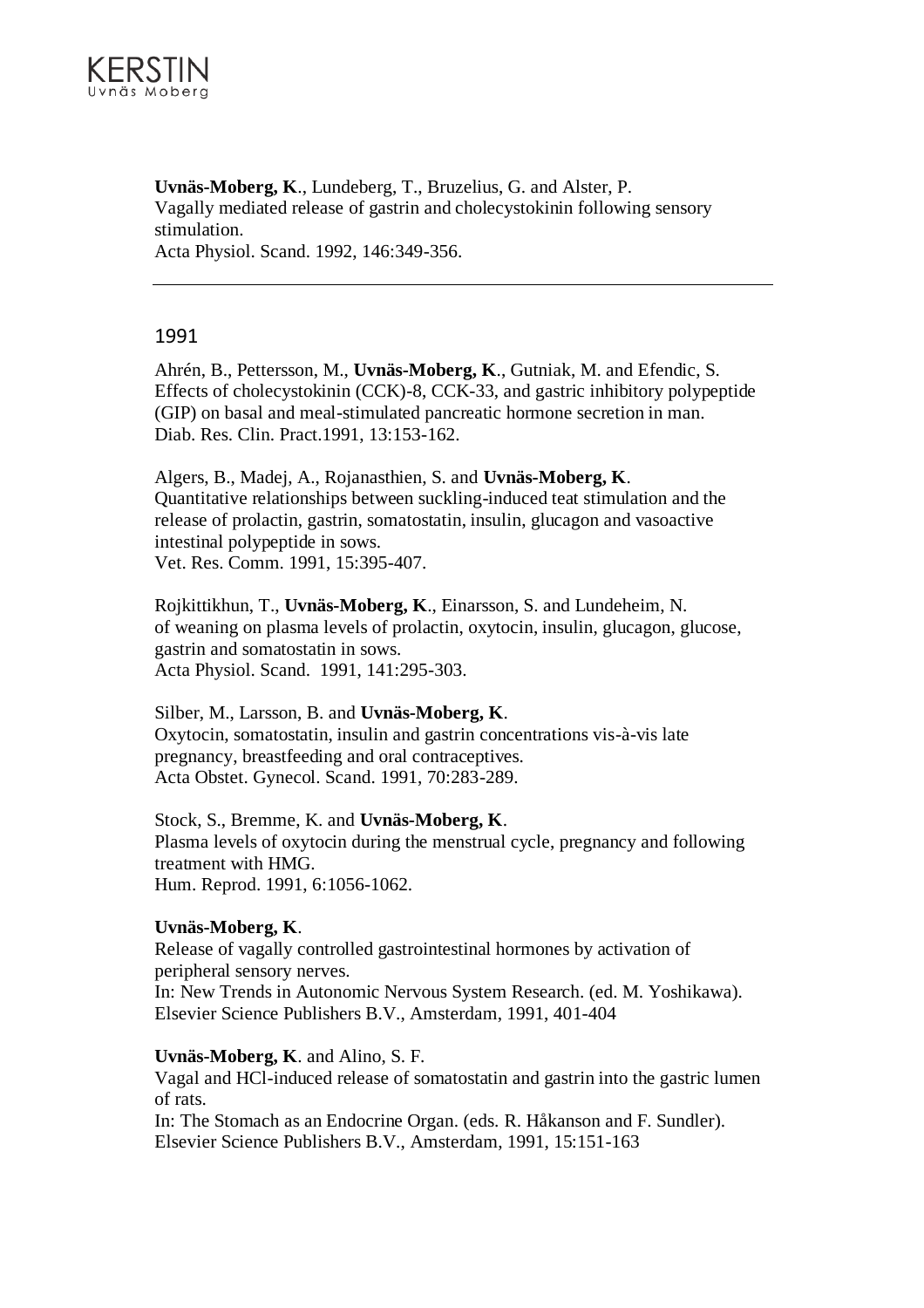**Uvnäs-Moberg, K**., Lundeberg, T., Bruzelius, G. and Alster, P.
Vagally mediated release of gastrin and cholecystokinin following sensory stimulation.
Acta Physiol. Scand. 1992, 146:349-356.

---

## 1991

Ahrén, B., Pettersson, M., **Uvnäs-Moberg, K**., Gutniak, M. and Efendic, S.
Effects of cholecystokinin (CCK)-8, CCK-33, and gastric inhibitory polypeptide (GIP) on basal and meal-stimulated pancreatic hormone secretion in man.
Diab. Res. Clin. Pract.1991, 13:153-162.

Algers, B., Madej, A., Rojanasthien, S. and **Uvnäs-Moberg, K**.
Quantitative relationships between suckling-induced teat stimulation and the release of prolactin, gastrin, somatostatin, insulin, glucagon and vasoactive intestinal polypeptide in sows.
Vet. Res. Comm. 1991, 15:395-407.

Rojkittikhun, T., **Uvnäs-Moberg, K**., Einarsson, S. and Lundeheim, N.
of weaning on plasma levels of prolactin, oxytocin, insulin, glucagon, glucose, gastrin and somatostatin in sows.
Acta Physiol. Scand. 1991, 141:295-303.

Silber, M., Larsson, B. and **Uvnäs-Moberg, K**.
Oxytocin, somatostatin, insulin and gastrin concentrations vis-à-vis late pregnancy, breastfeeding and oral contraceptives.
Acta Obstet. Gynecol. Scand. 1991, 70:283-289.

Stock, S., Bremme, K. and **Uvnäs-Moberg, K**.
Plasma levels of oxytocin during the menstrual cycle, pregnancy and following treatment with HMG.
Hum. Reprod. 1991, 6:1056-1062.

**Uvnäs-Moberg, K**.
Release of vagally controlled gastrointestinal hormones by activation of peripheral sensory nerves.
In: New Trends in Autonomic Nervous System Research. (ed. M. Yoshikawa). Elsevier Science Publishers B.V., Amsterdam, 1991, 401-404

**Uvnäs-Moberg, K**. and Alino, S. F.
Vagal and HCl-induced release of somatostatin and gastrin into the gastric lumen of rats.
In: The Stomach as an Endocrine Organ. (eds. R. Håkanson and F. Sundler). Elsevier Science Publishers B.V., Amsterdam, 1991, 15:151-163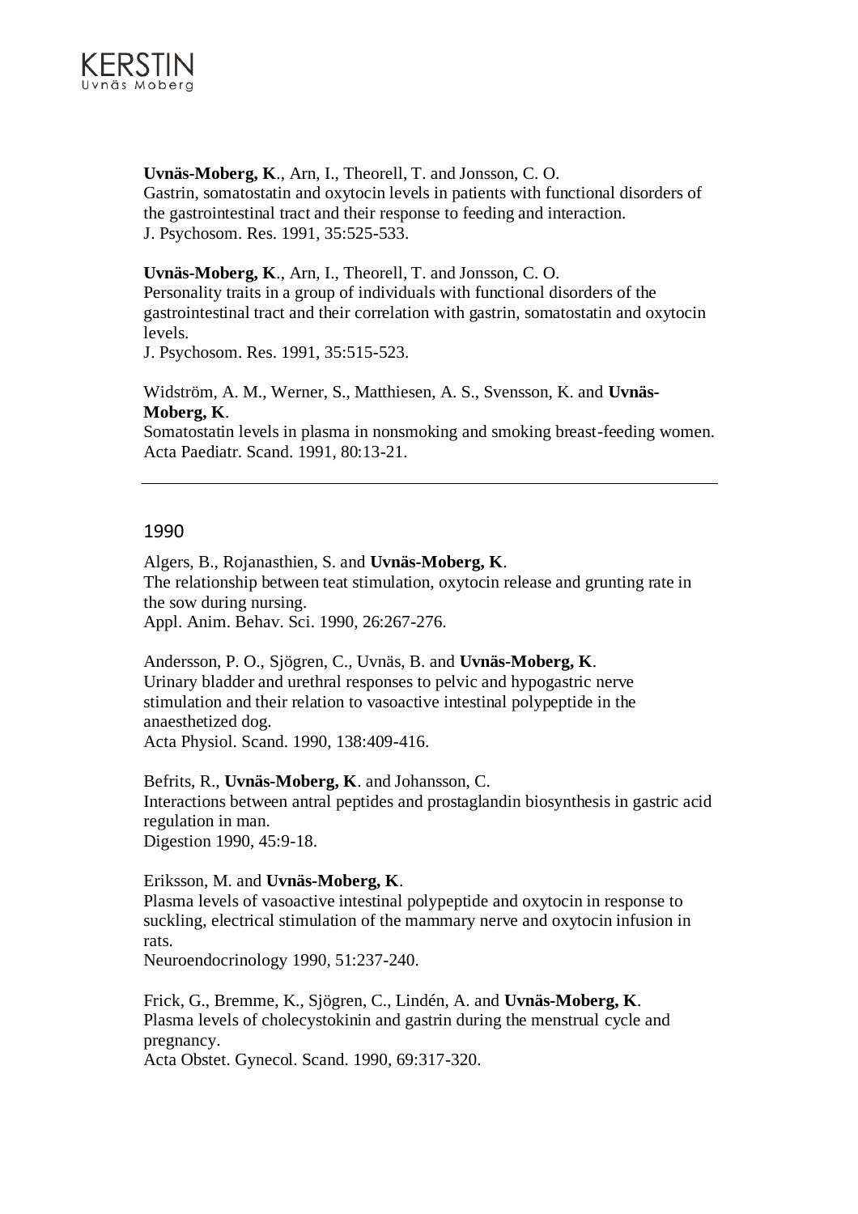**Uvnäs-Moberg, K**., Arn, I., Theorell, T. and Jonsson, C. O.
Gastrin, somatostatin and oxytocin levels in patients with functional disorders of the gastrointestinal tract and their response to feeding and interaction.
J. Psychosom. Res. 1991, 35:525-533.

**Uvnäs-Moberg, K**., Arn, I., Theorell, T. and Jonsson, C. O.
Personality traits in a group of individuals with functional disorders of the gastrointestinal tract and their correlation with gastrin, somatostatin and oxytocin levels.
J. Psychosom. Res. 1991, 35:515-523.

Widström, A. M., Werner, S., Matthiesen, A. S., Svensson, K. and **Uvnäs-Moberg, K**.
Somatostatin levels in plasma in nonsmoking and smoking breast-feeding women.
Acta Paediatr. Scand. 1991, 80:13-21.

---

## 1990

Algers, B., Rojanasthien, S. and **Uvnäs-Moberg, K**.
The relationship between teat stimulation, oxytocin release and grunting rate in the sow during nursing.
Appl. Anim. Behav. Sci. 1990, 26:267-276.

Andersson, P. O., Sjögren, C., Uvnäs, B. and **Uvnäs-Moberg, K**.
Urinary bladder and urethral responses to pelvic and hypogastric nerve stimulation and their relation to vasoactive intestinal polypeptide in the anaesthetized dog.
Acta Physiol. Scand. 1990, 138:409-416.

Befrits, R., **Uvnäs-Moberg, K**. and Johansson, C.
Interactions between antral peptides and prostaglandin biosynthesis in gastric acid regulation in man.
Digestion 1990, 45:9-18.

Eriksson, M. and **Uvnäs-Moberg, K**.
Plasma levels of vasoactive intestinal polypeptide and oxytocin in response to suckling, electrical stimulation of the mammary nerve and oxytocin infusion in rats.
Neuroendocrinology 1990, 51:237-240.

Frick, G., Bremme, K., Sjögren, C., Lindén, A. and **Uvnäs-Moberg, K**.
Plasma levels of cholecystokinin and gastrin during the menstrual cycle and pregnancy.
Acta Obstet. Gynecol. Scand. 1990, 69:317-320.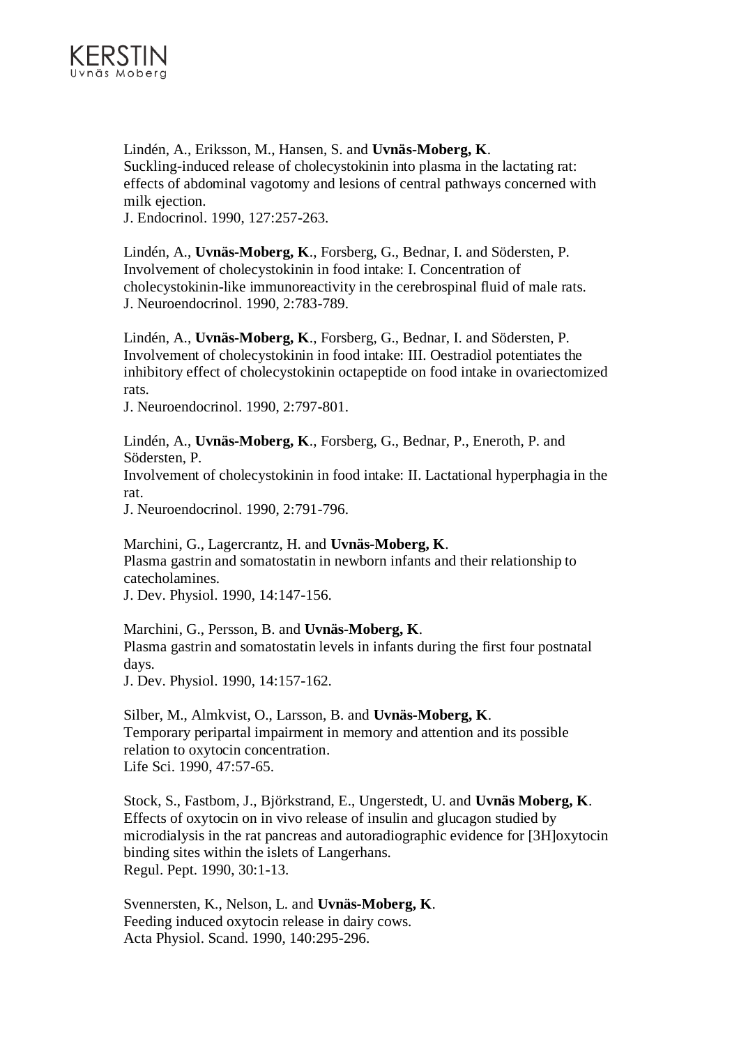Lindén, A., Eriksson, M., Hansen, S. and **Uvnäs-Moberg, K**.
Suckling-induced release of cholecystokinin into plasma in the lactating rat: effects of abdominal vagotomy and lesions of central pathways concerned with milk ejection.
J. Endocrinol. 1990, 127:257-263.

Lindén, A., **Uvnäs-Moberg, K**., Forsberg, G., Bednar, I. and Södersten, P.
Involvement of cholecystokinin in food intake: I. Concentration of cholecystokinin-like immunoreactivity in the cerebrospinal fluid of male rats.
J. Neuroendocrinol. 1990, 2:783-789.

Lindén, A., **Uvnäs-Moberg, K**., Forsberg, G., Bednar, I. and Södersten, P.
Involvement of cholecystokinin in food intake: III. Oestradiol potentiates the inhibitory effect of cholecystokinin octapeptide on food intake in ovariectomized rats.
J. Neuroendocrinol. 1990, 2:797-801.

Lindén, A., **Uvnäs-Moberg, K**., Forsberg, G., Bednar, P., Eneroth, P. and Södersten, P.
Involvement of cholecystokinin in food intake: II. Lactational hyperphagia in the rat.
J. Neuroendocrinol. 1990, 2:791-796.

Marchini, G., Lagercrantz, H. and **Uvnäs-Moberg, K**.
Plasma gastrin and somatostatin in newborn infants and their relationship to catecholamines.
J. Dev. Physiol. 1990, 14:147-156.

Marchini, G., Persson, B. and **Uvnäs-Moberg, K**.
Plasma gastrin and somatostatin levels in infants during the first four postnatal days.
J. Dev. Physiol. 1990, 14:157-162.

Silber, M., Almkvist, O., Larsson, B. and **Uvnäs-Moberg, K**.
Temporary peripartal impairment in memory and attention and its possible relation to oxytocin concentration.
Life Sci. 1990, 47:57-65.

Stock, S., Fastbom, J., Björkstrand, E., Ungerstedt, U. and **Uvnäs Moberg, K**.
Effects of oxytocin on in vivo release of insulin and glucagon studied by microdialysis in the rat pancreas and autoradiographic evidence for [3H]oxytocin binding sites within the islets of Langerhans.
Regul. Pept. 1990, 30:1-13.

Svennersten, K., Nelson, L. and **Uvnäs-Moberg, K**.
Feeding induced oxytocin release in dairy cows.
Acta Physiol. Scand. 1990, 140:295-296.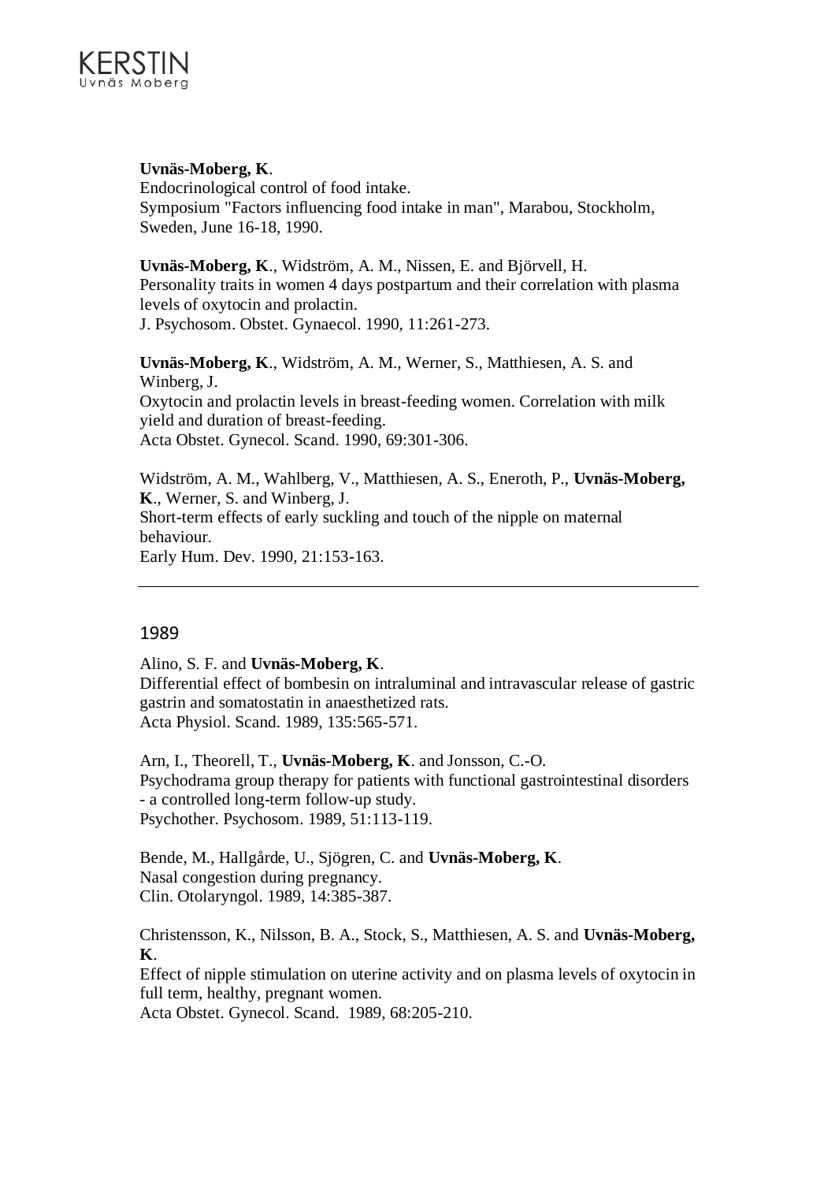**Uvnäs-Moberg, K**.
Endocrinological control of food intake.
Symposium "Factors influencing food intake in man", Marabou, Stockholm, Sweden, June 16-18, 1990.

**Uvnäs-Moberg, K**., Widström, A. M., Nissen, E. and Björvell, H.
Personality traits in women 4 days postpartum and their correlation with plasma levels of oxytocin and prolactin.
J. Psychosom. Obstet. Gynaecol. 1990, 11:261-273.

**Uvnäs-Moberg, K**., Widström, A. M., Werner, S., Matthiesen, A. S. and Winberg, J.
Oxytocin and prolactin levels in breast-feeding women. Correlation with milk yield and duration of breast-feeding.
Acta Obstet. Gynecol. Scand. 1990, 69:301-306.

Widström, A. M., Wahlberg, V., Matthiesen, A. S., Eneroth, P., **Uvnäs-Moberg, K**., Werner, S. and Winberg, J.
Short-term effects of early suckling and touch of the nipple on maternal behaviour.
Early Hum. Dev. 1990, 21:153-163.

---

## 1989

Alino, S. F. and **Uvnäs-Moberg, K**.
Differential effect of bombesin on intraluminal and intravascular release of gastric gastrin and somatostatin in anaesthetized rats.
Acta Physiol. Scand. 1989, 135:565-571.

Arn, I., Theorell, T., **Uvnäs-Moberg, K**. and Jonsson, C.-O.
Psychodrama group therapy for patients with functional gastrointestinal disorders - a controlled long-term follow-up study.
Psychother. Psychosom. 1989, 51:113-119.

Bende, M., Hallgårde, U., Sjögren, C. and **Uvnäs-Moberg, K**.
Nasal congestion during pregnancy.
Clin. Otolaryngol. 1989, 14:385-387.

Christensson, K., Nilsson, B. A., Stock, S., Matthiesen, A. S. and **Uvnäs-Moberg, K**.
Effect of nipple stimulation on uterine activity and on plasma levels of oxytocin in full term, healthy, pregnant women.
Acta Obstet. Gynecol. Scand. 1989, 68:205-210.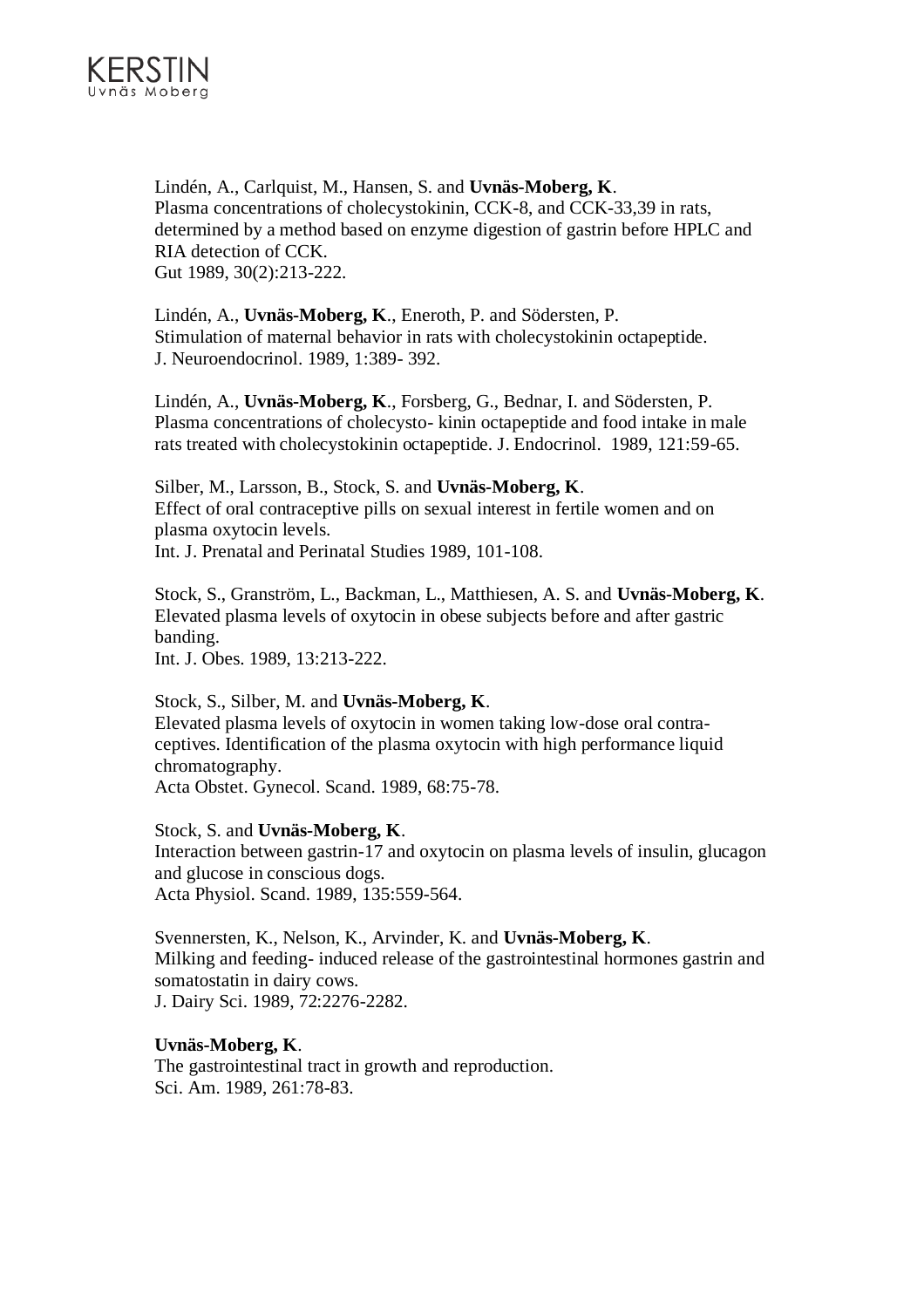Lindén, A., Carlquist, M., Hansen, S. and **Uvnäs-Moberg, K**.
Plasma concentrations of cholecystokinin, CCK-8, and CCK-33,39 in rats, determined by a method based on enzyme digestion of gastrin before HPLC and RIA detection of CCK.
Gut 1989, 30(2):213-222.

Lindén, A., **Uvnäs-Moberg, K**., Eneroth, P. and Södersten, P.
Stimulation of maternal behavior in rats with cholecystokinin octapeptide.
J. Neuroendocrinol. 1989, 1:389- 392.

Lindén, A., **Uvnäs-Moberg, K**., Forsberg, G., Bednar, I. and Södersten, P.
Plasma concentrations of cholecysto- kinin octapeptide and food intake in male rats treated with cholecystokinin octapeptide. J. Endocrinol. 1989, 121:59-65.

Silber, M., Larsson, B., Stock, S. and **Uvnäs-Moberg, K**.
Effect of oral contraceptive pills on sexual interest in fertile women and on plasma oxytocin levels.
Int. J. Prenatal and Perinatal Studies 1989, 101-108.

Stock, S., Granström, L., Backman, L., Matthiesen, A. S. and **Uvnäs-Moberg, K**.
Elevated plasma levels of oxytocin in obese subjects before and after gastric banding.
Int. J. Obes. 1989, 13:213-222.

Stock, S., Silber, M. and **Uvnäs-Moberg, K**.
Elevated plasma levels of oxytocin in women taking low-dose oral contra-ceptives. Identification of the plasma oxytocin with high performance liquid chromatography.
Acta Obstet. Gynecol. Scand. 1989, 68:75-78.

Stock, S. and **Uvnäs-Moberg, K**.
Interaction between gastrin-17 and oxytocin on plasma levels of insulin, glucagon and glucose in conscious dogs.
Acta Physiol. Scand. 1989, 135:559-564.

Svennersten, K., Nelson, K., Arvinder, K. and **Uvnäs-Moberg, K**.
Milking and feeding- induced release of the gastrointestinal hormones gastrin and somatostatin in dairy cows.
J. Dairy Sci. 1989, 72:2276-2282.

**Uvnäs-Moberg, K**.
The gastrointestinal tract in growth and reproduction.
Sci. Am. 1989, 261:78-83.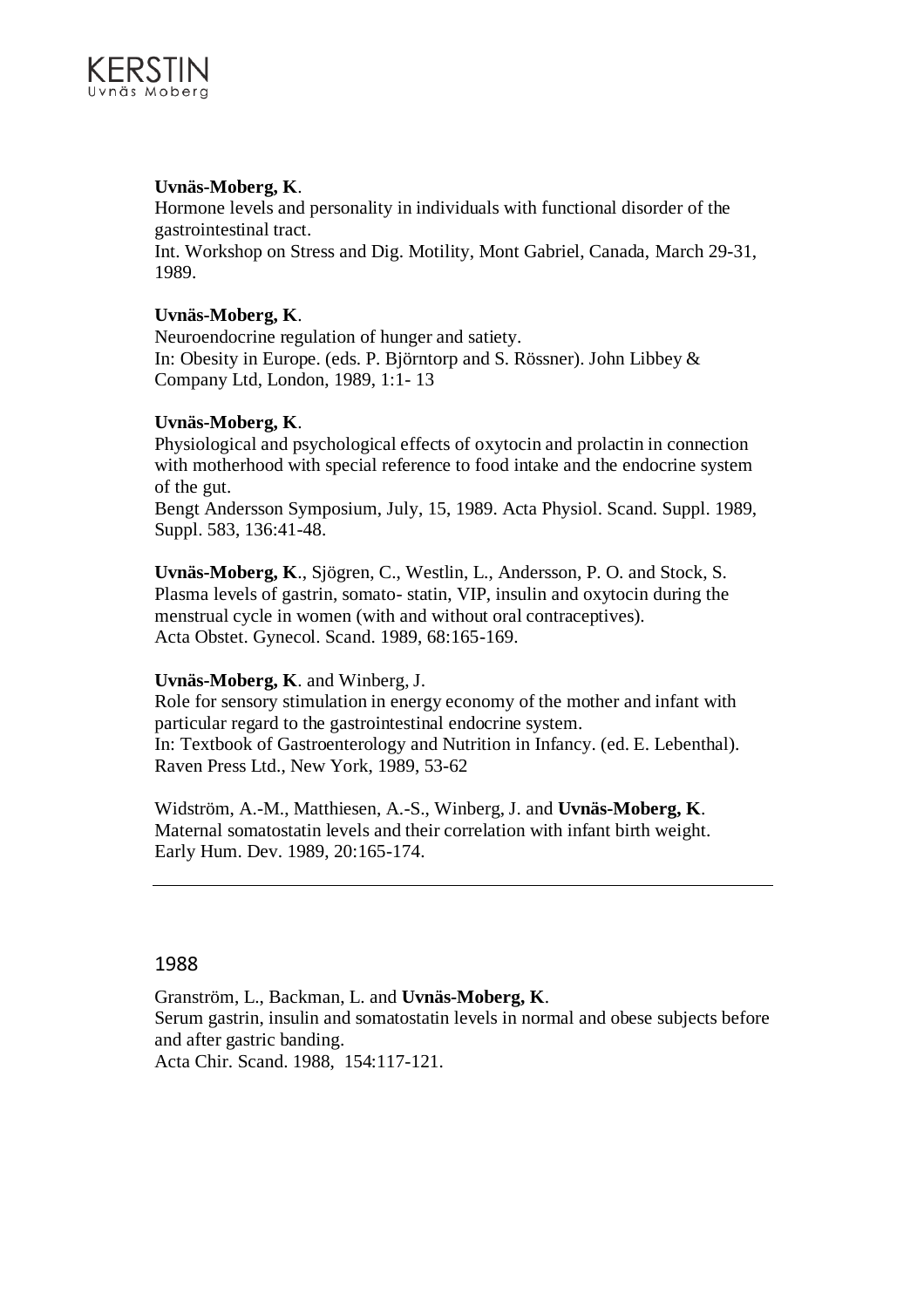**Uvnäs-Moberg, K**.
Hormone levels and personality in individuals with functional disorder of the gastrointestinal tract.
Int. Workshop on Stress and Dig. Motility, Mont Gabriel, Canada, March 29-31, 1989.

**Uvnäs-Moberg, K**.
Neuroendocrine regulation of hunger and satiety.
In: Obesity in Europe. (eds. P. Björntorp and S. Rössner). John Libbey & Company Ltd, London, 1989, 1:1- 13

**Uvnäs-Moberg, K**.
Physiological and psychological effects of oxytocin and prolactin in connection with motherhood with special reference to food intake and the endocrine system of the gut.
Bengt Andersson Symposium, July, 15, 1989. Acta Physiol. Scand. Suppl. 1989, Suppl. 583, 136:41-48.

**Uvnäs-Moberg, K**., Sjögren, C., Westlin, L., Andersson, P. O. and Stock, S.
Plasma levels of gastrin, somato- statin, VIP, insulin and oxytocin during the menstrual cycle in women (with and without oral contraceptives).
Acta Obstet. Gynecol. Scand. 1989, 68:165-169.

**Uvnäs-Moberg, K**. and Winberg, J.
Role for sensory stimulation in energy economy of the mother and infant with particular regard to the gastrointestinal endocrine system.
In: Textbook of Gastroenterology and Nutrition in Infancy. (ed. E. Lebenthal). Raven Press Ltd., New York, 1989, 53-62

Widström, A.-M., Matthiesen, A.-S., Winberg, J. and **Uvnäs-Moberg, K**.
Maternal somatostatin levels and their correlation with infant birth weight.
Early Hum. Dev. 1989, 20:165-174.

---

## 1988

Granström, L., Backman, L. and **Uvnäs-Moberg, K**.
Serum gastrin, insulin and somatostatin levels in normal and obese subjects before and after gastric banding.
Acta Chir. Scand. 1988, 154:117-121.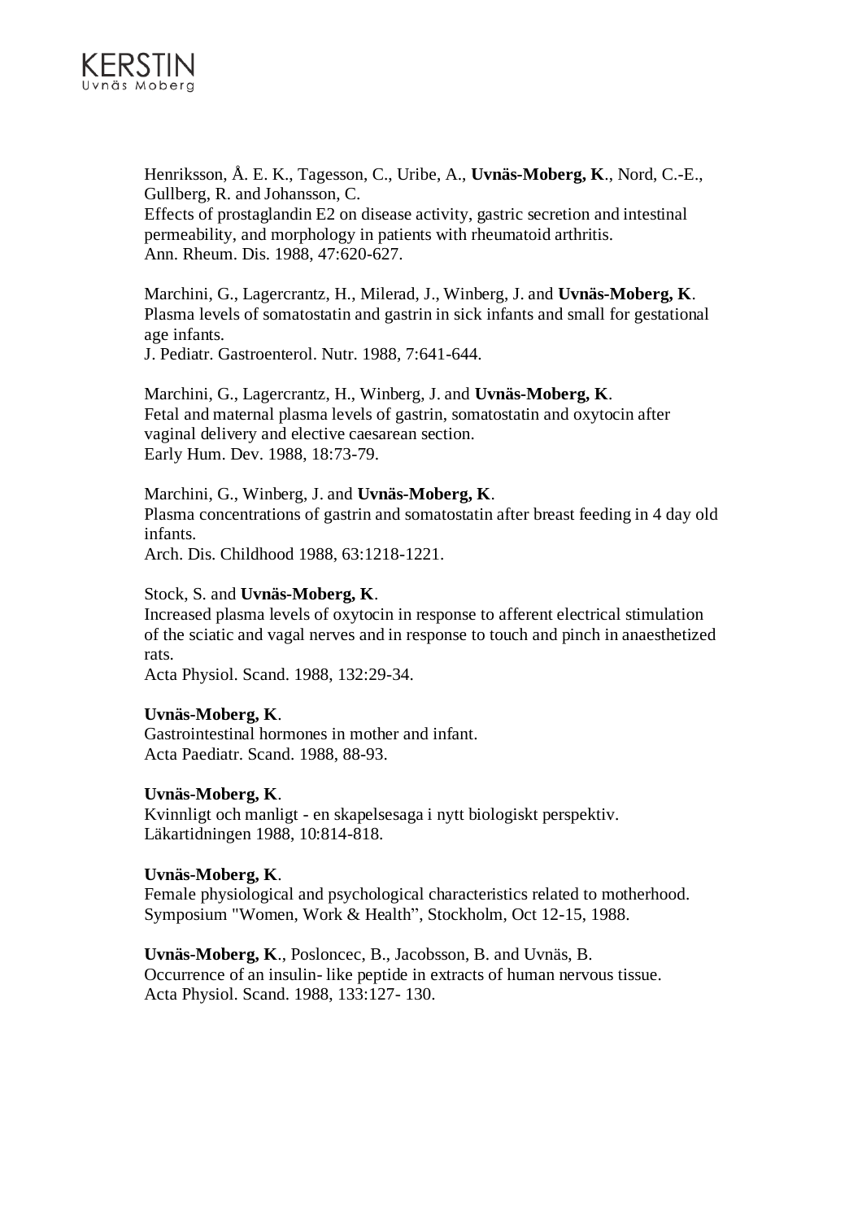Henriksson, Å. E. K., Tagesson, C., Uribe, A., **Uvnäs-Moberg, K**., Nord, C.-E., Gullberg, R. and Johansson, C.
Effects of prostaglandin E2 on disease activity, gastric secretion and intestinal permeability, and morphology in patients with rheumatoid arthritis.
Ann. Rheum. Dis. 1988, 47:620-627.

Marchini, G., Lagercrantz, H., Milerad, J., Winberg, J. and **Uvnäs-Moberg, K**.
Plasma levels of somatostatin and gastrin in sick infants and small for gestational age infants.
J. Pediatr. Gastroenterol. Nutr. 1988, 7:641-644.

Marchini, G., Lagercrantz, H., Winberg, J. and **Uvnäs-Moberg, K**.
Fetal and maternal plasma levels of gastrin, somatostatin and oxytocin after vaginal delivery and elective caesarean section.
Early Hum. Dev. 1988, 18:73-79.

Marchini, G., Winberg, J. and **Uvnäs-Moberg, K**.
Plasma concentrations of gastrin and somatostatin after breast feeding in 4 day old infants.
Arch. Dis. Childhood 1988, 63:1218-1221.

Stock, S. and **Uvnäs-Moberg, K**.
Increased plasma levels of oxytocin in response to afferent electrical stimulation of the sciatic and vagal nerves and in response to touch and pinch in anaesthetized rats.
Acta Physiol. Scand. 1988, 132:29-34.

**Uvnäs-Moberg, K**.
Gastrointestinal hormones in mother and infant.
Acta Paediatr. Scand. 1988, 88-93.

**Uvnäs-Moberg, K**.
Kvinnligt och manligt - en skapelsesaga i nytt biologiskt perspektiv.
Läkartidningen 1988, 10:814-818.

**Uvnäs-Moberg, K**.
Female physiological and psychological characteristics related to motherhood.
Symposium "Women, Work & Health", Stockholm, Oct 12-15, 1988.

**Uvnäs-Moberg, K**., Posloncec, B., Jacobsson, B. and Uvnäs, B.
Occurrence of an insulin- like peptide in extracts of human nervous tissue.
Acta Physiol. Scand. 1988, 133:127- 130.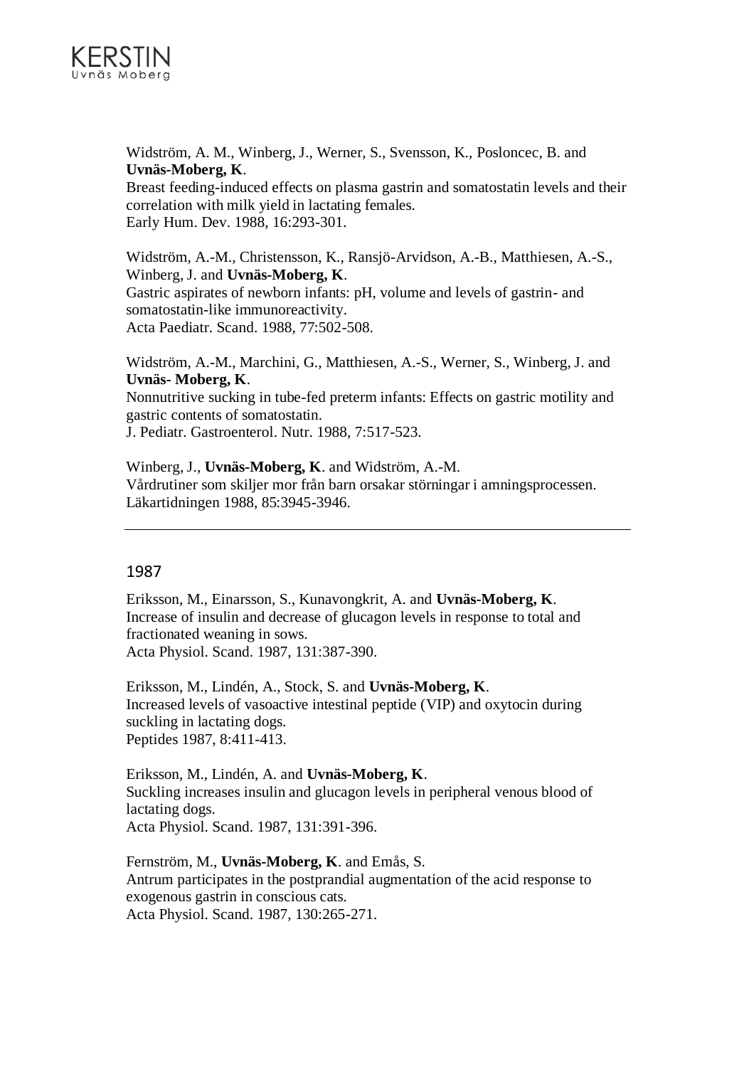Widström, A. M., Winberg, J., Werner, S., Svensson, K., Posloncec, B. and **Uvnäs-Moberg, K**.
Breast feeding-induced effects on plasma gastrin and somatostatin levels and their correlation with milk yield in lactating females.
Early Hum. Dev. 1988, 16:293-301.

Widström, A.-M., Christensson, K., Ransjö-Arvidson, A.-B., Matthiesen, A.-S., Winberg, J. and **Uvnäs-Moberg, K**.
Gastric aspirates of newborn infants: pH, volume and levels of gastrin- and somatostatin-like immunoreactivity.
Acta Paediatr. Scand. 1988, 77:502-508.

Widström, A.-M., Marchini, G., Matthiesen, A.-S., Werner, S., Winberg, J. and **Uvnäs- Moberg, K**.
Nonnutritive sucking in tube-fed preterm infants: Effects on gastric motility and gastric contents of somatostatin.
J. Pediatr. Gastroenterol. Nutr. 1988, 7:517-523.

Winberg, J., **Uvnäs-Moberg, K**. and Widström, A.-M.
Vårdrutiner som skiljer mor från barn orsakar störningar i amningsprocessen.
Läkartidningen 1988, 85:3945-3946.

---

## 1987

Eriksson, M., Einarsson, S., Kunavongkrit, A. and **Uvnäs-Moberg, K**.
Increase of insulin and decrease of glucagon levels in response to total and fractionated weaning in sows.
Acta Physiol. Scand. 1987, 131:387-390.

Eriksson, M., Lindén, A., Stock, S. and **Uvnäs-Moberg, K**.
Increased levels of vasoactive intestinal peptide (VIP) and oxytocin during suckling in lactating dogs.
Peptides 1987, 8:411-413.

Eriksson, M., Lindén, A. and **Uvnäs-Moberg, K**.
Suckling increases insulin and glucagon levels in peripheral venous blood of lactating dogs.
Acta Physiol. Scand. 1987, 131:391-396.

Fernström, M., **Uvnäs-Moberg, K**. and Emås, S.
Antrum participates in the postprandial augmentation of the acid response to exogenous gastrin in conscious cats.
Acta Physiol. Scand. 1987, 130:265-271.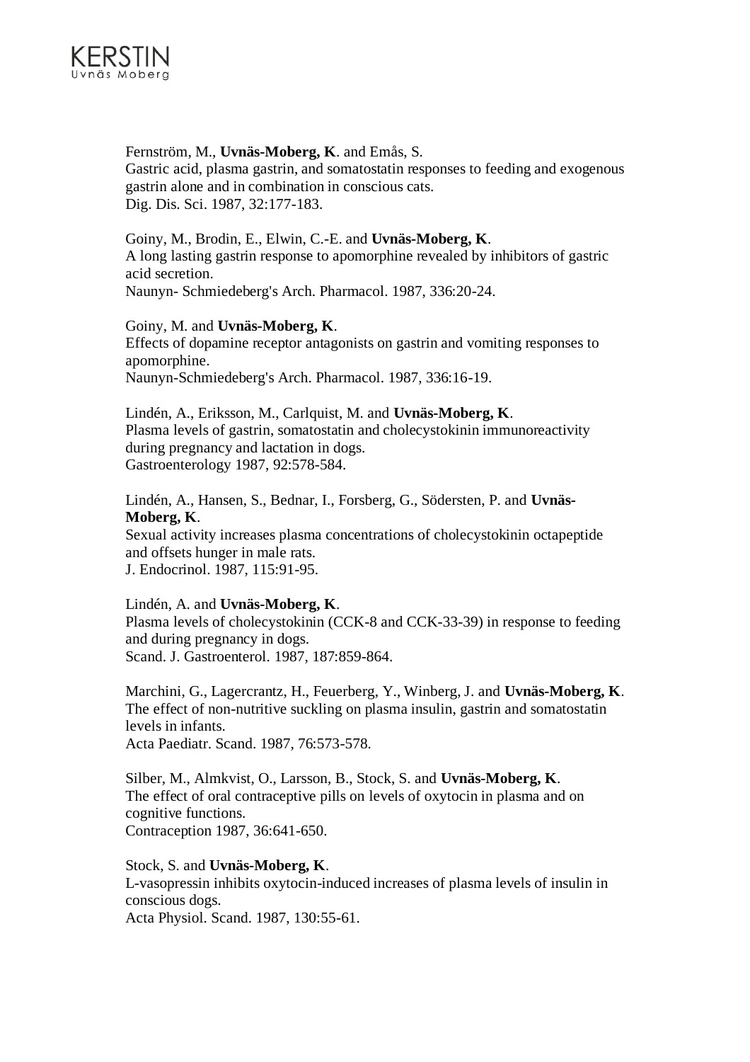Fernström, M., **Uvnäs-Moberg, K**. and Emås, S.
Gastric acid, plasma gastrin, and somatostatin responses to feeding and exogenous gastrin alone and in combination in conscious cats.
Dig. Dis. Sci. 1987, 32:177-183.

Goiny, M., Brodin, E., Elwin, C.-E. and **Uvnäs-Moberg, K**.
A long lasting gastrin response to apomorphine revealed by inhibitors of gastric acid secretion.
Naunyn- Schmiedeberg's Arch. Pharmacol. 1987, 336:20-24.

Goiny, M. and **Uvnäs-Moberg, K**.
Effects of dopamine receptor antagonists on gastrin and vomiting responses to apomorphine.
Naunyn-Schmiedeberg's Arch. Pharmacol. 1987, 336:16-19.

Lindén, A., Eriksson, M., Carlquist, M. and **Uvnäs-Moberg, K**.
Plasma levels of gastrin, somatostatin and cholecystokinin immunoreactivity during pregnancy and lactation in dogs.
Gastroenterology 1987, 92:578-584.

Lindén, A., Hansen, S., Bednar, I., Forsberg, G., Södersten, P. and **Uvnäs-Moberg, K**.
Sexual activity increases plasma concentrations of cholecystokinin octapeptide and offsets hunger in male rats.
J. Endocrinol. 1987, 115:91-95.

Lindén, A. and **Uvnäs-Moberg, K**.
Plasma levels of cholecystokinin (CCK-8 and CCK-33-39) in response to feeding and during pregnancy in dogs.
Scand. J. Gastroenterol. 1987, 187:859-864.

Marchini, G., Lagercrantz, H., Feuerberg, Y., Winberg, J. and **Uvnäs-Moberg, K**.
The effect of non-nutritive suckling on plasma insulin, gastrin and somatostatin levels in infants.
Acta Paediatr. Scand. 1987, 76:573-578.

Silber, M., Almkvist, O., Larsson, B., Stock, S. and **Uvnäs-Moberg, K**.
The effect of oral contraceptive pills on levels of oxytocin in plasma and on cognitive functions.
Contraception 1987, 36:641-650.

Stock, S. and **Uvnäs-Moberg, K**.
L-vasopressin inhibits oxytocin-induced increases of plasma levels of insulin in conscious dogs.
Acta Physiol. Scand. 1987, 130:55-61.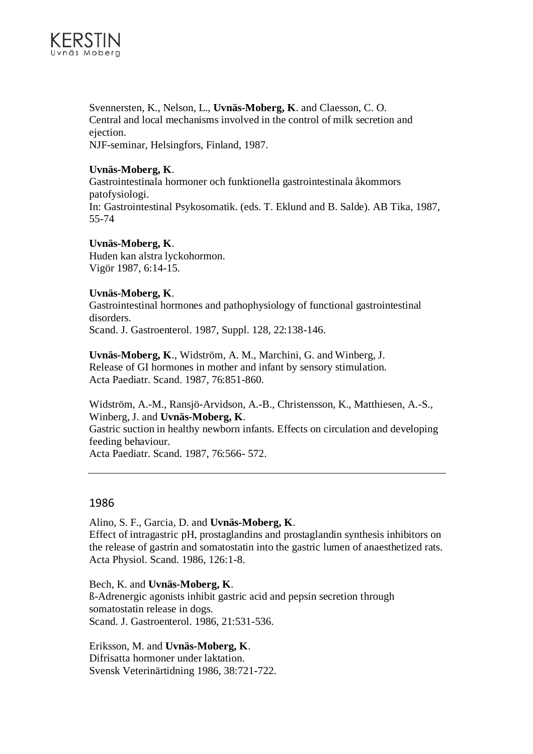Svennersten, K., Nelson, L., **Uvnäs-Moberg, K**. and Claesson, C. O.
Central and local mechanisms involved in the control of milk secretion and ejection.
NJF-seminar, Helsingfors, Finland, 1987.

**Uvnäs-Moberg, K**.
Gastrointestinala hormoner och funktionella gastrointestinala åkommors patofysiologi.
In: Gastrointestinal Psykosomatik. (eds. T. Eklund and B. Salde). AB Tika, 1987, 55-74

**Uvnäs-Moberg, K**.
Huden kan alstra lyckohormon.
Vigör 1987, 6:14-15.

**Uvnäs-Moberg, K**.
Gastrointestinal hormones and pathophysiology of functional gastrointestinal disorders.
Scand. J. Gastroenterol. 1987, Suppl. 128, 22:138-146.

**Uvnäs-Moberg, K**., Widström, A. M., Marchini, G. and Winberg, J.
Release of GI hormones in mother and infant by sensory stimulation.
Acta Paediatr. Scand. 1987, 76:851-860.

Widström, A.-M., Ransjö-Arvidson, A.-B., Christensson, K., Matthiesen, A.-S., Winberg, J. and **Uvnäs-Moberg, K**.
Gastric suction in healthy newborn infants. Effects on circulation and developing feeding behaviour.
Acta Paediatr. Scand. 1987, 76:566- 572.

---

## 1986

Alino, S. F., Garcia, D. and **Uvnäs-Moberg, K**.
Effect of intragastric pH, prostaglandins and prostaglandin synthesis inhibitors on the release of gastrin and somatostatin into the gastric lumen of anaesthetized rats.
Acta Physiol. Scand. 1986, 126:1-8.

Bech, K. and **Uvnäs-Moberg, K**.
ß-Adrenergic agonists inhibit gastric acid and pepsin secretion through somatostatin release in dogs.
Scand. J. Gastroenterol. 1986, 21:531-536.

Eriksson, M. and **Uvnäs-Moberg, K**.
Difrisatta hormoner under laktation.
Svensk Veterinärtidning 1986, 38:721-722.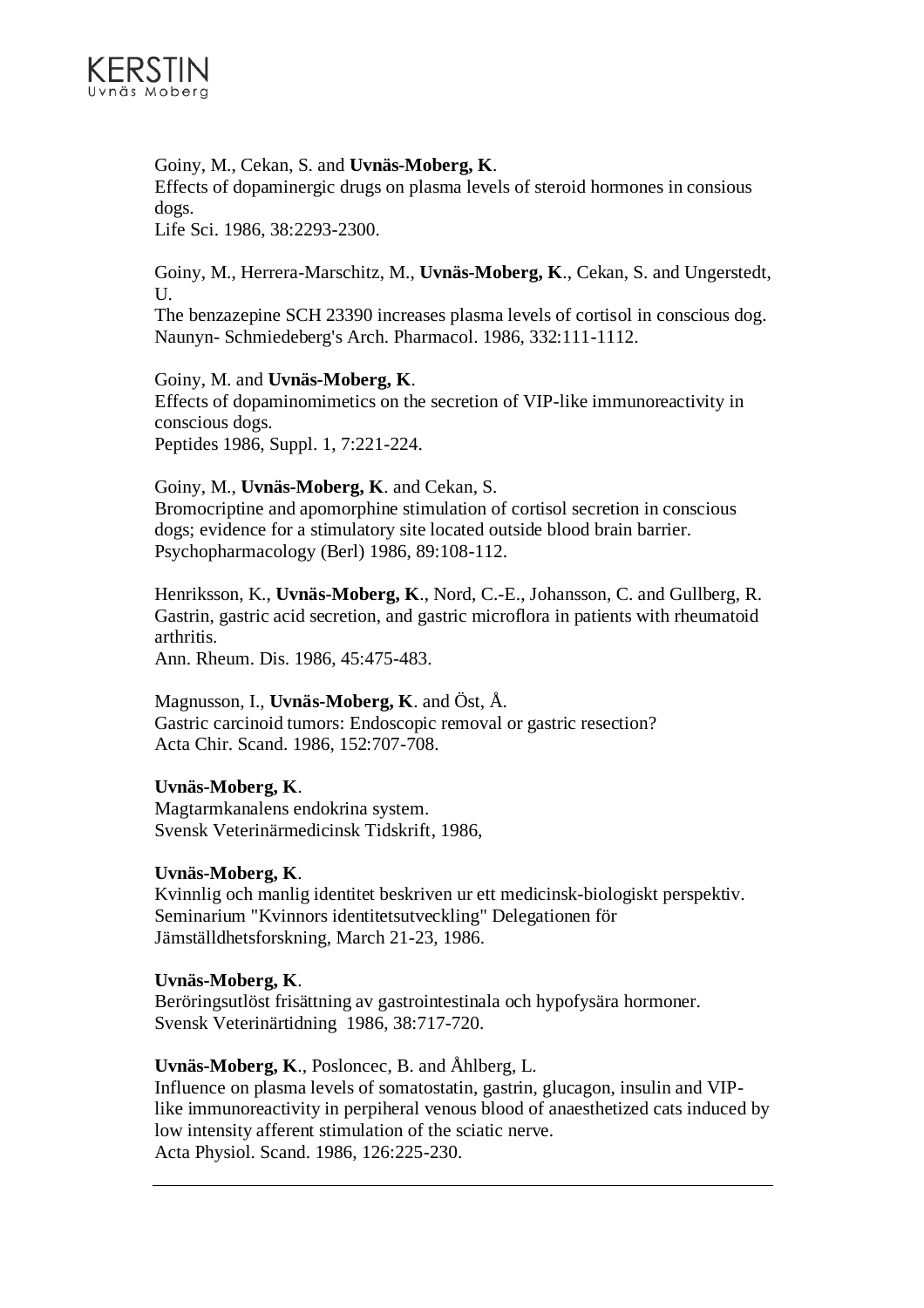Goiny, M., Cekan, S. and **Uvnäs-Moberg, K**.
Effects of dopaminergic drugs on plasma levels of steroid hormones in consious dogs.
Life Sci. 1986, 38:2293-2300.

Goiny, M., Herrera-Marschitz, M., **Uvnäs-Moberg, K**., Cekan, S. and Ungerstedt, U.
The benzazepine SCH 23390 increases plasma levels of cortisol in conscious dog.
Naunyn- Schmiedeberg's Arch. Pharmacol. 1986, 332:111-1112.

Goiny, M. and **Uvnäs-Moberg, K**.
Effects of dopaminomimetics on the secretion of VIP-like immunoreactivity in conscious dogs.
Peptides 1986, Suppl. 1, 7:221-224.

Goiny, M., **Uvnäs-Moberg, K**. and Cekan, S.
Bromocriptine and apomorphine stimulation of cortisol secretion in conscious dogs; evidence for a stimulatory site located outside blood brain barrier.
Psychopharmacology (Berl) 1986, 89:108-112.

Henriksson, K., **Uvnäs-Moberg, K**., Nord, C.-E., Johansson, C. and Gullberg, R.
Gastrin, gastric acid secretion, and gastric microflora in patients with rheumatoid arthritis.
Ann. Rheum. Dis. 1986, 45:475-483.

Magnusson, I., **Uvnäs-Moberg, K**. and Öst, Å.
Gastric carcinoid tumors: Endoscopic removal or gastric resection?
Acta Chir. Scand. 1986, 152:707-708.

**Uvnäs-Moberg, K**.
Magtarmkanalens endokrina system.
Svensk Veterinärmedicinsk Tidskrift, 1986,

**Uvnäs-Moberg, K**.
Kvinnlig och manlig identitet beskriven ur ett medicinsk-biologiskt perspektiv.
Seminarium "Kvinnors identitetsutveckling" Delegationen för Jämställdhetsforskning, March 21-23, 1986.

**Uvnäs-Moberg, K**.
Beröringsutlöst frisättning av gastrointestinala och hypofysära hormoner.
Svensk Veterinärtidning 1986, 38:717-720.

**Uvnäs-Moberg, K**., Posloncec, B. and Åhlberg, L.
Influence on plasma levels of somatostatin, gastrin, glucagon, insulin and VIP-like immunoreactivity in perpiheral venous blood of anaesthetized cats induced by low intensity afferent stimulation of the sciatic nerve.
Acta Physiol. Scand. 1986, 126:225-230.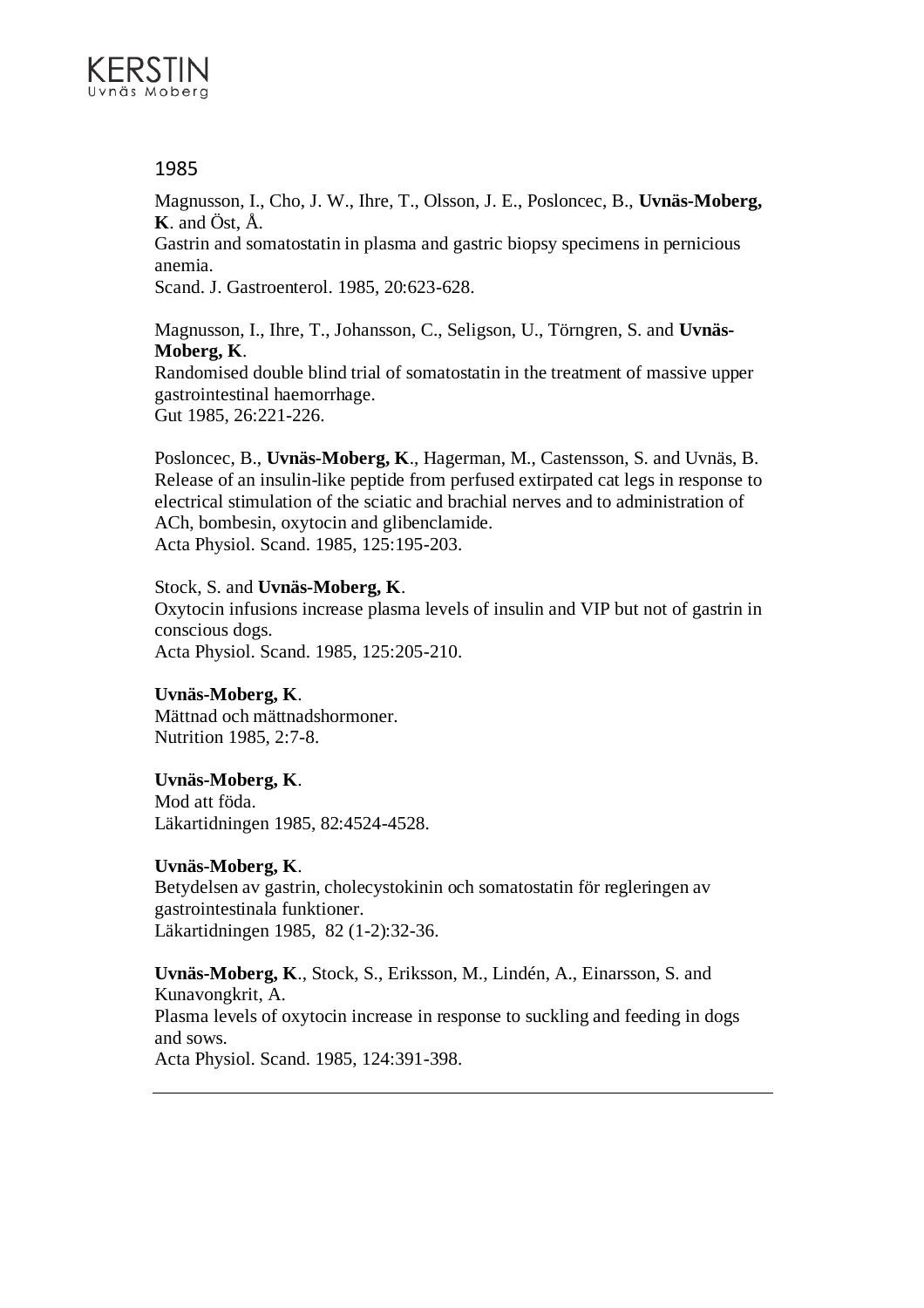## 1985

Magnusson, I., Cho, J. W., Ihre, T., Olsson, J. E., Posloncec, B., **Uvnäs-Moberg, K**. and Öst, Å.
Gastrin and somatostatin in plasma and gastric biopsy specimens in pernicious anemia.
Scand. J. Gastroenterol. 1985, 20:623-628.

Magnusson, I., Ihre, T., Johansson, C., Seligson, U., Törngren, S. and **Uvnäs-Moberg, K**.
Randomised double blind trial of somatostatin in the treatment of massive upper gastrointestinal haemorrhage.
Gut 1985, 26:221-226.

Posloncec, B., **Uvnäs-Moberg, K**., Hagerman, M., Castensson, S. and Uvnäs, B.
Release of an insulin-like peptide from perfused extirpated cat legs in response to electrical stimulation of the sciatic and brachial nerves and to administration of ACh, bombesin, oxytocin and glibenclamide.
Acta Physiol. Scand. 1985, 125:195-203.

Stock, S. and **Uvnäs-Moberg, K**.
Oxytocin infusions increase plasma levels of insulin and VIP but not of gastrin in conscious dogs.
Acta Physiol. Scand. 1985, 125:205-210.

**Uvnäs-Moberg, K**.
Mättnad och mättnadshormoner.
Nutrition 1985, 2:7-8.

**Uvnäs-Moberg, K**.
Mod att föda.
Läkartidningen 1985, 82:4524-4528.

**Uvnäs-Moberg, K**.
Betydelsen av gastrin, cholecystokinin och somatostatin för regleringen av gastrointestinala funktioner.
Läkartidningen 1985, 82 (1-2):32-36.

**Uvnäs-Moberg, K**., Stock, S., Eriksson, M., Lindén, A., Einarsson, S. and Kunavongkrit, A.
Plasma levels of oxytocin increase in response to suckling and feeding in dogs and sows.
Acta Physiol. Scand. 1985, 124:391-398.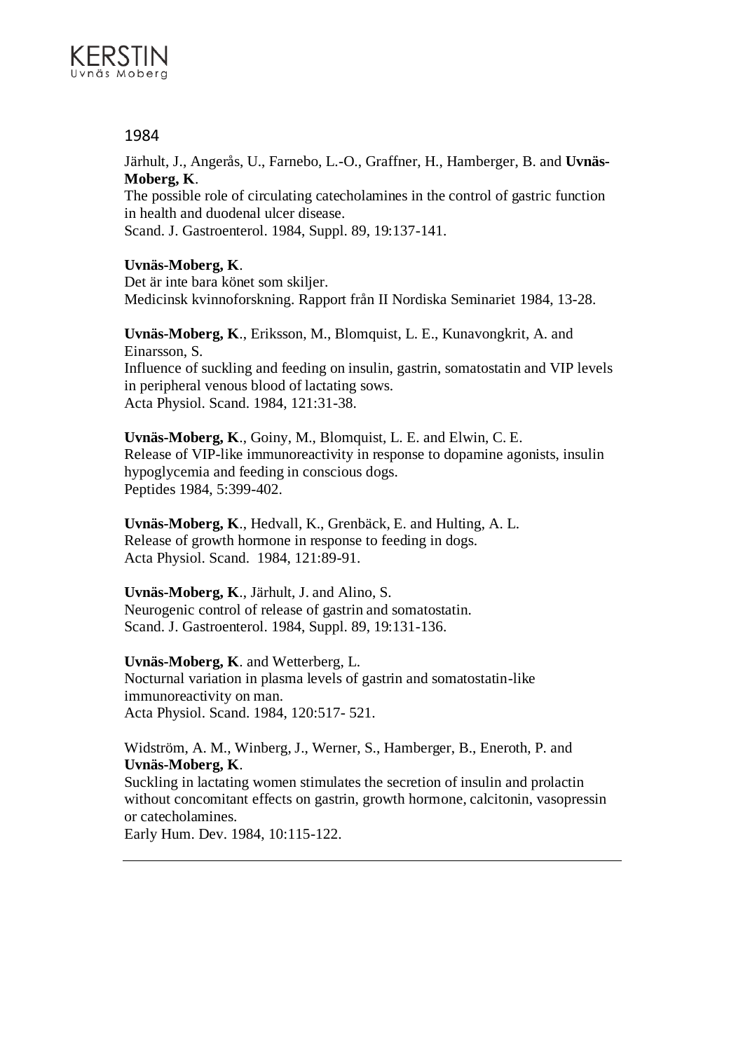## 1984

Järhult, J., Angerås, U., Farnebo, L.-O., Graffner, H., Hamberger, B. and **Uvnäs-Moberg, K**.
The possible role of circulating catecholamines in the control of gastric function in health and duodenal ulcer disease.
Scand. J. Gastroenterol. 1984, Suppl. 89, 19:137-141.

**Uvnäs-Moberg, K**.
Det är inte bara könet som skiljer.
Medicinsk kvinnoforskning. Rapport från II Nordiska Seminariet 1984, 13-28.

**Uvnäs-Moberg, K**., Eriksson, M., Blomquist, L. E., Kunavongkrit, A. and Einarsson, S.
Influence of suckling and feeding on insulin, gastrin, somatostatin and VIP levels in peripheral venous blood of lactating sows.
Acta Physiol. Scand. 1984, 121:31-38.

**Uvnäs-Moberg, K**., Goiny, M., Blomquist, L. E. and Elwin, C. E.
Release of VIP-like immunoreactivity in response to dopamine agonists, insulin hypoglycemia and feeding in conscious dogs.
Peptides 1984, 5:399-402.

**Uvnäs-Moberg, K**., Hedvall, K., Grenbäck, E. and Hulting, A. L.
Release of growth hormone in response to feeding in dogs.
Acta Physiol. Scand. 1984, 121:89-91.

**Uvnäs-Moberg, K**., Järhult, J. and Alino, S.
Neurogenic control of release of gastrin and somatostatin.
Scand. J. Gastroenterol. 1984, Suppl. 89, 19:131-136.

**Uvnäs-Moberg, K**. and Wetterberg, L.
Nocturnal variation in plasma levels of gastrin and somatostatin-like immunoreactivity on man.
Acta Physiol. Scand. 1984, 120:517- 521.

Widström, A. M., Winberg, J., Werner, S., Hamberger, B., Eneroth, P. and **Uvnäs-Moberg, K**.
Suckling in lactating women stimulates the secretion of insulin and prolactin without concomitant effects on gastrin, growth hormone, calcitonin, vasopressin or catecholamines.
Early Hum. Dev. 1984, 10:115-122.

---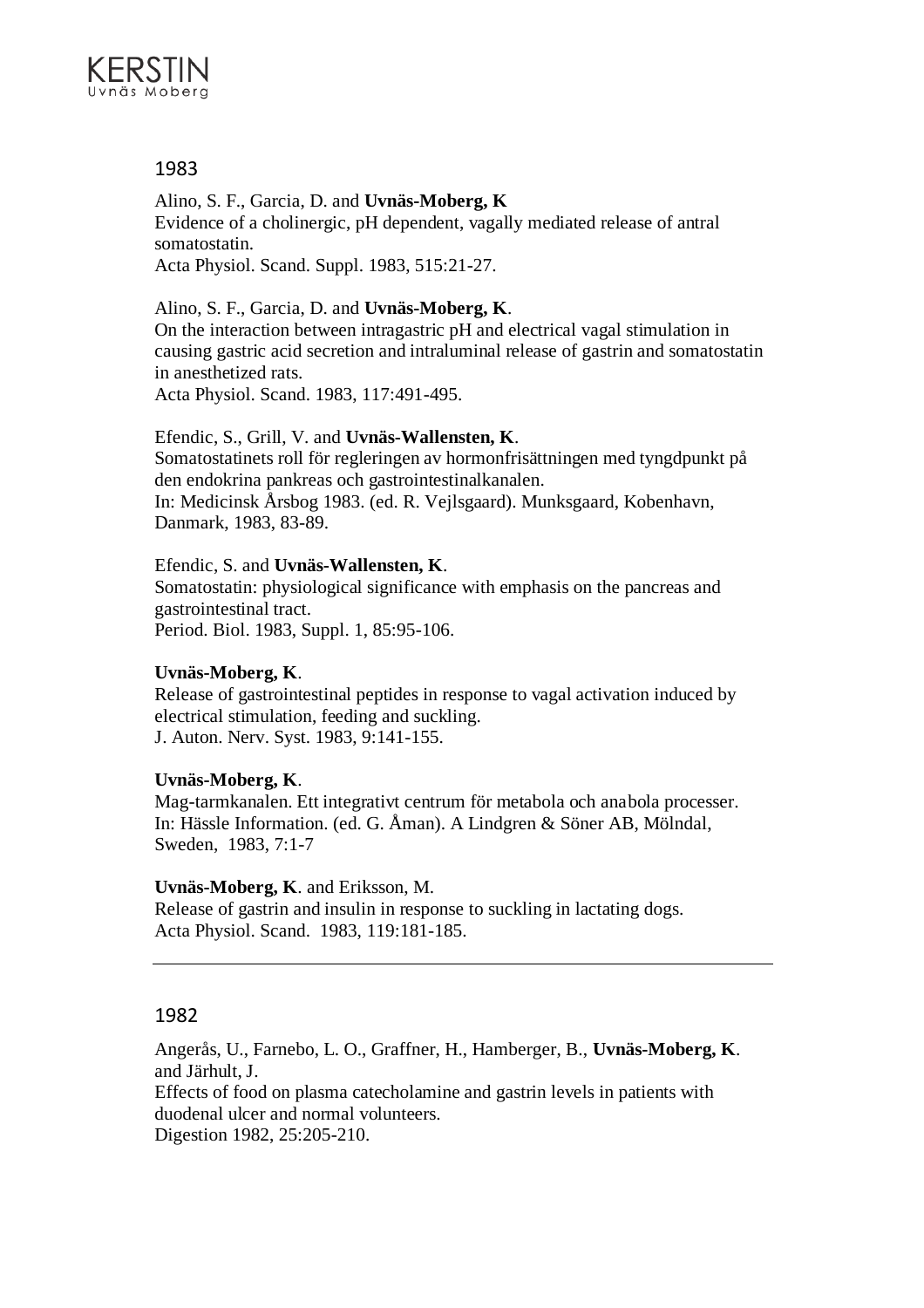## 1983

Alino, S. F., Garcia, D. and **Uvnäs-Moberg, K**
Evidence of a cholinergic, pH dependent, vagally mediated release of antral somatostatin.
Acta Physiol. Scand. Suppl. 1983, 515:21-27.

Alino, S. F., Garcia, D. and **Uvnäs-Moberg, K**.
On the interaction between intragastric pH and electrical vagal stimulation in causing gastric acid secretion and intraluminal release of gastrin and somatostatin in anesthetized rats.
Acta Physiol. Scand. 1983, 117:491-495.

Efendic, S., Grill, V. and **Uvnäs-Wallensten, K**.
Somatostatinets roll för regleringen av hormonfrisättningen med tyngdpunkt på den endokrina pankreas och gastrointestinalkanalen.
In: Medicinsk Årsbog 1983. (ed. R. Vejlsgaard). Munksgaard, Kobenhavn, Danmark, 1983, 83-89.

Efendic, S. and **Uvnäs-Wallensten, K**.
Somatostatin: physiological significance with emphasis on the pancreas and gastrointestinal tract.
Period. Biol. 1983, Suppl. 1, 85:95-106.

**Uvnäs-Moberg, K**.
Release of gastrointestinal peptides in response to vagal activation induced by electrical stimulation, feeding and suckling.
J. Auton. Nerv. Syst. 1983, 9:141-155.

**Uvnäs-Moberg, K**.
Mag-tarmkanalen. Ett integrativt centrum för metabola och anabola processer.
In: Hässle Information. (ed. G. Åman). A Lindgren & Söner AB, Mölndal, Sweden, 1983, 7:1-7

**Uvnäs-Moberg, K**. and Eriksson, M.
Release of gastrin and insulin in response to suckling in lactating dogs.
Acta Physiol. Scand. 1983, 119:181-185.

---

## 1982

Angerås, U., Farnebo, L. O., Graffner, H., Hamberger, B., **Uvnäs-Moberg, K**. and Järhult, J.
Effects of food on plasma catecholamine and gastrin levels in patients with duodenal ulcer and normal volunteers.
Digestion 1982, 25:205-210.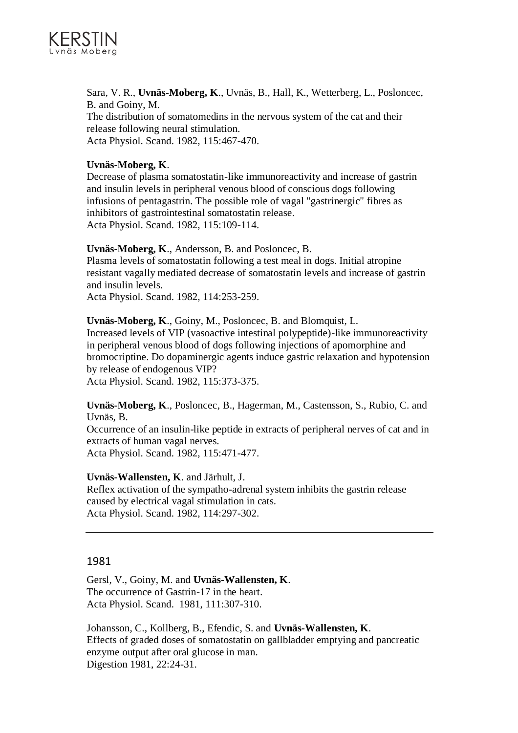Sara, V. R., **Uvnäs-Moberg, K**., Uvnäs, B., Hall, K., Wetterberg, L., Posloncec, B. and Goiny, M.
The distribution of somatomedins in the nervous system of the cat and their release following neural stimulation.
Acta Physiol. Scand. 1982, 115:467-470.

**Uvnäs-Moberg, K**.
Decrease of plasma somatostatin-like immunoreactivity and increase of gastrin and insulin levels in peripheral venous blood of conscious dogs following infusions of pentagastrin. The possible role of vagal "gastrinergic" fibres as inhibitors of gastrointestinal somatostatin release.
Acta Physiol. Scand. 1982, 115:109-114.

**Uvnäs-Moberg, K**., Andersson, B. and Posloncec, B.
Plasma levels of somatostatin following a test meal in dogs. Initial atropine resistant vagally mediated decrease of somatostatin levels and increase of gastrin and insulin levels.
Acta Physiol. Scand. 1982, 114:253-259.

**Uvnäs-Moberg, K**., Goiny, M., Posloncec, B. and Blomquist, L.
Increased levels of VIP (vasoactive intestinal polypeptide)-like immunoreactivity in peripheral venous blood of dogs following injections of apomorphine and bromocriptine. Do dopaminergic agents induce gastric relaxation and hypotension by release of endogenous VIP?
Acta Physiol. Scand. 1982, 115:373-375.

**Uvnäs-Moberg, K**., Posloncec, B., Hagerman, M., Castensson, S., Rubio, C. and Uvnäs, B.
Occurrence of an insulin-like peptide in extracts of peripheral nerves of cat and in extracts of human vagal nerves.
Acta Physiol. Scand. 1982, 115:471-477.

**Uvnäs-Wallensten, K**. and Järhult, J.
Reflex activation of the sympatho-adrenal system inhibits the gastrin release caused by electrical vagal stimulation in cats.
Acta Physiol. Scand. 1982, 114:297-302.

---

## 1981

Gersl, V., Goiny, M. and **Uvnäs-Wallensten, K**.
The occurrence of Gastrin-17 in the heart.
Acta Physiol. Scand. 1981, 111:307-310.

Johansson, C., Kollberg, B., Efendic, S. and **Uvnäs-Wallensten, K**.
Effects of graded doses of somatostatin on gallbladder emptying and pancreatic enzyme output after oral glucose in man.
Digestion 1981, 22:24-31.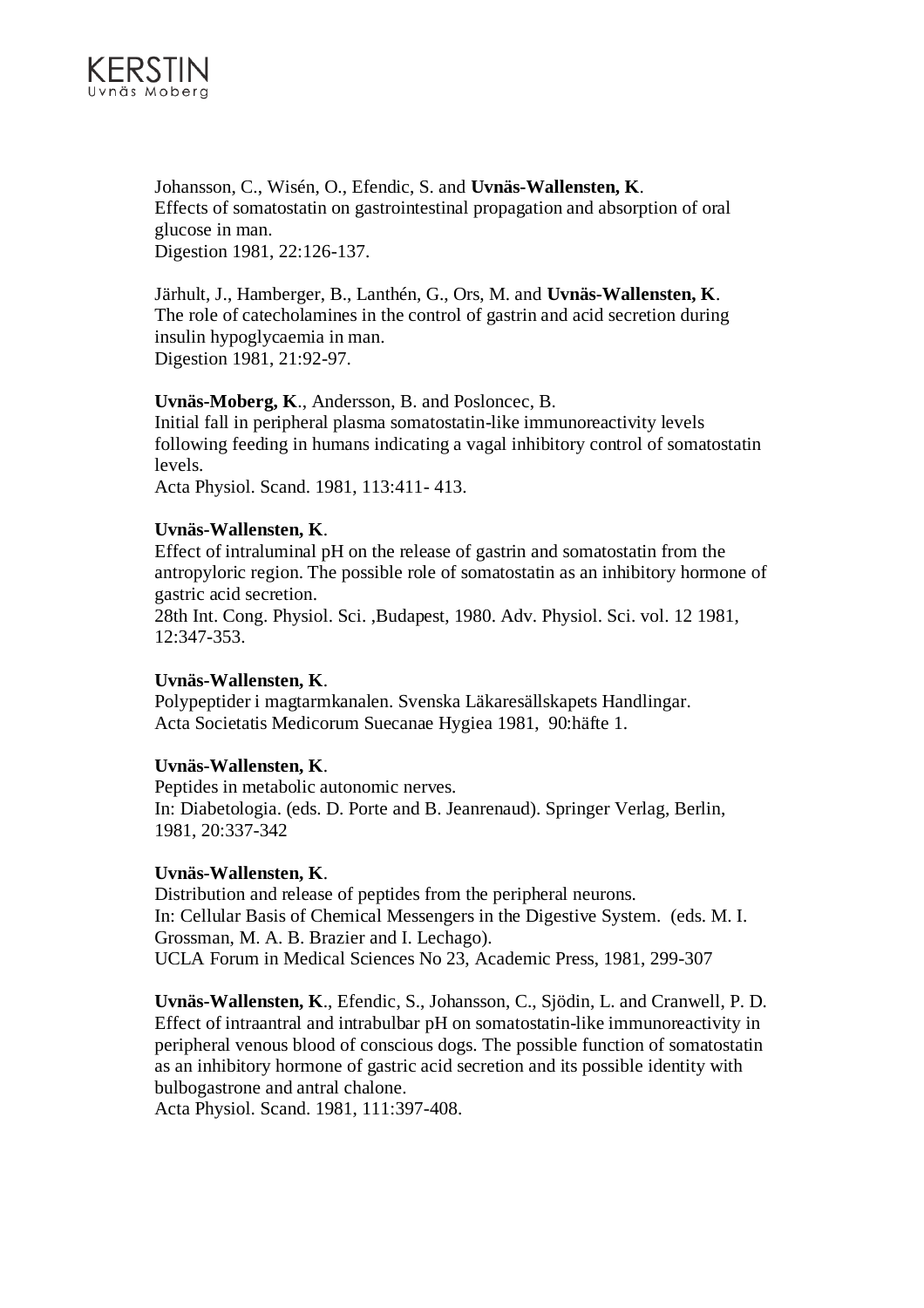Johansson, C., Wisén, O., Efendic, S. and **Uvnäs-Wallensten, K**.
Effects of somatostatin on gastrointestinal propagation and absorption of oral glucose in man.
Digestion 1981, 22:126-137.

Järhult, J., Hamberger, B., Lanthén, G., Ors, M. and **Uvnäs-Wallensten, K**.
The role of catecholamines in the control of gastrin and acid secretion during insulin hypoglycaemia in man.
Digestion 1981, 21:92-97.

**Uvnäs-Moberg, K**., Andersson, B. and Posloncec, B.
Initial fall in peripheral plasma somatostatin-like immunoreactivity levels following feeding in humans indicating a vagal inhibitory control of somatostatin levels.
Acta Physiol. Scand. 1981, 113:411- 413.

**Uvnäs-Wallensten, K**.
Effect of intraluminal pH on the release of gastrin and somatostatin from the antropyloric region. The possible role of somatostatin as an inhibitory hormone of gastric acid secretion.
28th Int. Cong. Physiol. Sci. ,Budapest, 1980. Adv. Physiol. Sci. vol. 12 1981, 12:347-353.

**Uvnäs-Wallensten, K**.
Polypeptider i magtarmkanalen. Svenska Läkaresällskapets Handlingar.
Acta Societatis Medicorum Suecanae Hygiea 1981, 90:häfte 1.

**Uvnäs-Wallensten, K**.
Peptides in metabolic autonomic nerves.
In: Diabetologia. (eds. D. Porte and B. Jeanrenaud). Springer Verlag, Berlin, 1981, 20:337-342

**Uvnäs-Wallensten, K**.
Distribution and release of peptides from the peripheral neurons.
In: Cellular Basis of Chemical Messengers in the Digestive System. (eds. M. I. Grossman, M. A. B. Brazier and I. Lechago).
UCLA Forum in Medical Sciences No 23, Academic Press, 1981, 299-307

**Uvnäs-Wallensten, K**., Efendic, S., Johansson, C., Sjödin, L. and Cranwell, P. D.
Effect of intraantral and intrabulbar pH on somatostatin-like immunoreactivity in peripheral venous blood of conscious dogs. The possible function of somatostatin as an inhibitory hormone of gastric acid secretion and its possible identity with bulbogastrone and antral chalone.
Acta Physiol. Scand. 1981, 111:397-408.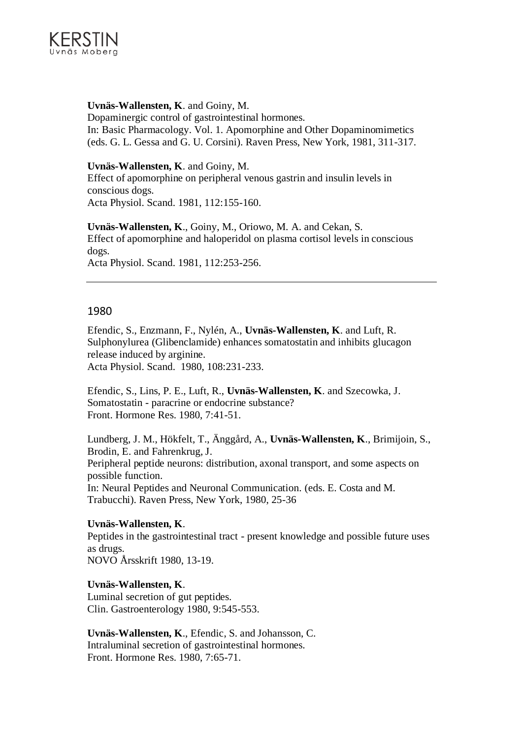**Uvnäs-Wallensten, K**. and Goiny, M.
Dopaminergic control of gastrointestinal hormones.
In: Basic Pharmacology. Vol. 1. Apomorphine and Other Dopaminomimetics (eds. G. L. Gessa and G. U. Corsini). Raven Press, New York, 1981, 311-317.

**Uvnäs-Wallensten, K**. and Goiny, M.
Effect of apomorphine on peripheral venous gastrin and insulin levels in conscious dogs.
Acta Physiol. Scand. 1981, 112:155-160.

**Uvnäs-Wallensten, K**., Goiny, M., Oriowo, M. A. and Cekan, S.
Effect of apomorphine and haloperidol on plasma cortisol levels in conscious dogs.
Acta Physiol. Scand. 1981, 112:253-256.

---

## 1980

Efendic, S., Enzmann, F., Nylén, A., **Uvnäs-Wallensten, K**. and Luft, R.
Sulphonylurea (Glibenclamide) enhances somatostatin and inhibits glucagon release induced by arginine.
Acta Physiol. Scand. 1980, 108:231-233.

Efendic, S., Lins, P. E., Luft, R., **Uvnäs-Wallensten, K**. and Szecowka, J.
Somatostatin - paracrine or endocrine substance?
Front. Hormone Res. 1980, 7:41-51.

Lundberg, J. M., Hökfelt, T., Änggård, A., **Uvnäs-Wallensten, K**., Brimijoin, S., Brodin, E. and Fahrenkrug, J.
Peripheral peptide neurons: distribution, axonal transport, and some aspects on possible function.
In: Neural Peptides and Neuronal Communication. (eds. E. Costa and M. Trabucchi). Raven Press, New York, 1980, 25-36

**Uvnäs-Wallensten, K**.
Peptides in the gastrointestinal tract - present knowledge and possible future uses as drugs.
NOVO Årsskrift 1980, 13-19.

**Uvnäs-Wallensten, K**.
Luminal secretion of gut peptides.
Clin. Gastroenterology 1980, 9:545-553.

**Uvnäs-Wallensten, K**., Efendic, S. and Johansson, C.
Intraluminal secretion of gastrointestinal hormones.
Front. Hormone Res. 1980, 7:65-71.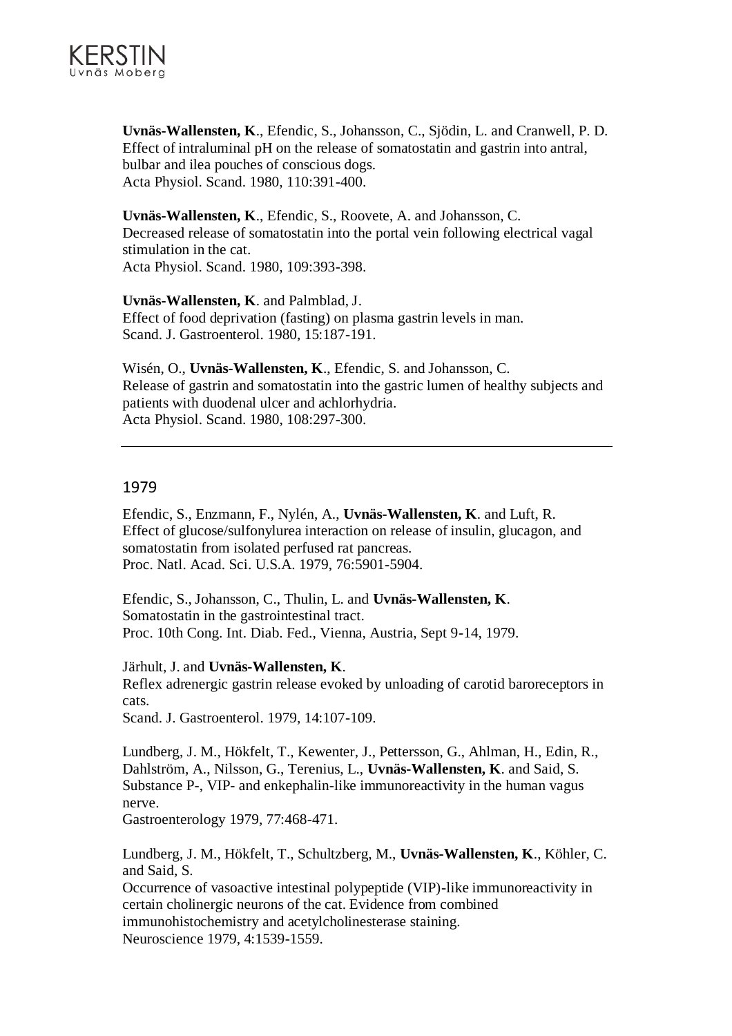**Uvnäs-Wallensten, K**., Efendic, S., Johansson, C., Sjödin, L. and Cranwell, P. D.
Effect of intraluminal pH on the release of somatostatin and gastrin into antral, bulbar and ilea pouches of conscious dogs.
Acta Physiol. Scand. 1980, 110:391-400.

**Uvnäs-Wallensten, K**., Efendic, S., Roovete, A. and Johansson, C.
Decreased release of somatostatin into the portal vein following electrical vagal stimulation in the cat.
Acta Physiol. Scand. 1980, 109:393-398.

**Uvnäs-Wallensten, K**. and Palmblad, J.
Effect of food deprivation (fasting) on plasma gastrin levels in man.
Scand. J. Gastroenterol. 1980, 15:187-191.

Wisén, O., **Uvnäs-Wallensten, K**., Efendic, S. and Johansson, C.
Release of gastrin and somatostatin into the gastric lumen of healthy subjects and patients with duodenal ulcer and achlorhydria.
Acta Physiol. Scand. 1980, 108:297-300.

---

## 1979

Efendic, S., Enzmann, F., Nylén, A., **Uvnäs-Wallensten, K**. and Luft, R.
Effect of glucose/sulfonylurea interaction on release of insulin, glucagon, and somatostatin from isolated perfused rat pancreas.
Proc. Natl. Acad. Sci. U.S.A. 1979, 76:5901-5904.

Efendic, S., Johansson, C., Thulin, L. and **Uvnäs-Wallensten, K**.
Somatostatin in the gastrointestinal tract.
Proc. 10th Cong. Int. Diab. Fed., Vienna, Austria, Sept 9-14, 1979.

Järhult, J. and **Uvnäs-Wallensten, K**.
Reflex adrenergic gastrin release evoked by unloading of carotid baroreceptors in cats.
Scand. J. Gastroenterol. 1979, 14:107-109.

Lundberg, J. M., Hökfelt, T., Kewenter, J., Pettersson, G., Ahlman, H., Edin, R., Dahlström, A., Nilsson, G., Terenius, L., **Uvnäs-Wallensten, K**. and Said, S.
Substance P-, VIP- and enkephalin-like immunoreactivity in the human vagus nerve.
Gastroenterology 1979, 77:468-471.

Lundberg, J. M., Hökfelt, T., Schultzberg, M., **Uvnäs-Wallensten, K**., Köhler, C. and Said, S.
Occurrence of vasoactive intestinal polypeptide (VIP)-like immunoreactivity in certain cholinergic neurons of the cat. Evidence from combined immunohistochemistry and acetylcholinesterase staining.
Neuroscience 1979, 4:1539-1559.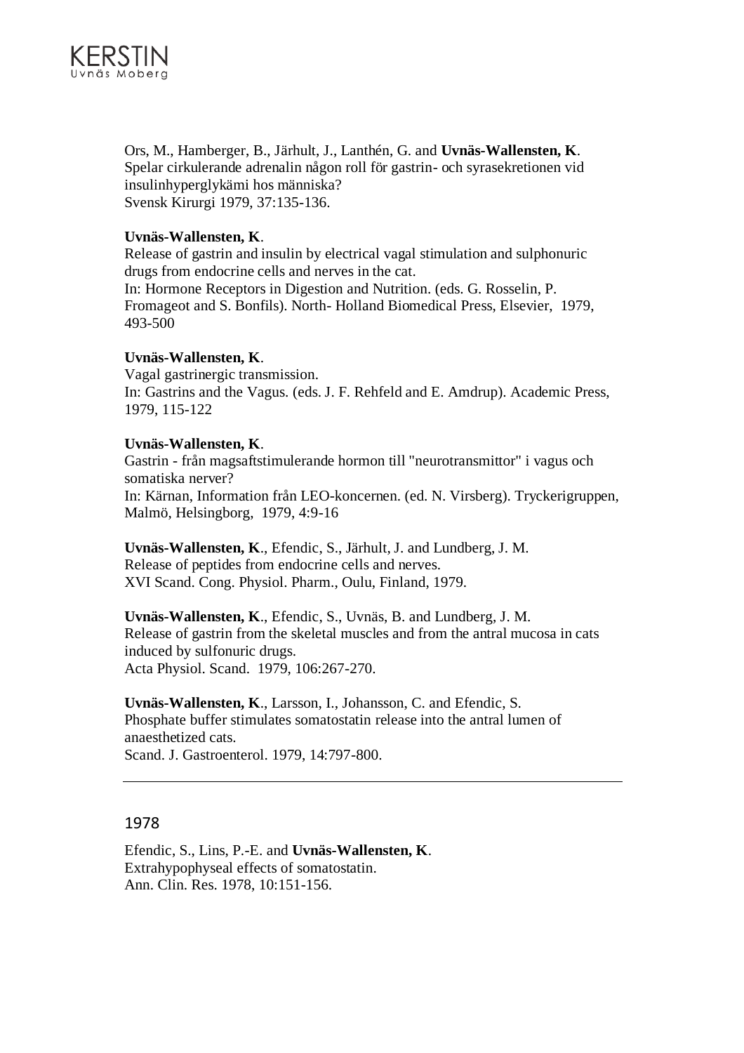Ors, M., Hamberger, B., Järhult, J., Lanthén, G. and **Uvnäs-Wallensten, K**.
Spelar cirkulerande adrenalin någon roll för gastrin- och syrasekretionen vid insulinhyperglykämi hos människa?
Svensk Kirurgi 1979, 37:135-136.

**Uvnäs-Wallensten, K**.
Release of gastrin and insulin by electrical vagal stimulation and sulphonuric drugs from endocrine cells and nerves in the cat.
In: Hormone Receptors in Digestion and Nutrition. (eds. G. Rosselin, P. Fromageot and S. Bonfils). North- Holland Biomedical Press, Elsevier, 1979, 493-500

**Uvnäs-Wallensten, K**.
Vagal gastrinergic transmission.
In: Gastrins and the Vagus. (eds. J. F. Rehfeld and E. Amdrup). Academic Press, 1979, 115-122

**Uvnäs-Wallensten, K**.
Gastrin - från magsaftstimulerande hormon till "neurotransmittor" i vagus och somatiska nerver?
In: Kärnan, Information från LEO-koncernen. (ed. N. Virsberg). Tryckerigruppen, Malmö, Helsingborg, 1979, 4:9-16

**Uvnäs-Wallensten, K**., Efendic, S., Järhult, J. and Lundberg, J. M.
Release of peptides from endocrine cells and nerves.
XVI Scand. Cong. Physiol. Pharm., Oulu, Finland, 1979.

**Uvnäs-Wallensten, K**., Efendic, S., Uvnäs, B. and Lundberg, J. M.
Release of gastrin from the skeletal muscles and from the antral mucosa in cats induced by sulfonuric drugs.
Acta Physiol. Scand. 1979, 106:267-270.

**Uvnäs-Wallensten, K**., Larsson, I., Johansson, C. and Efendic, S.
Phosphate buffer stimulates somatostatin release into the antral lumen of anaesthetized cats.
Scand. J. Gastroenterol. 1979, 14:797-800.

---

## 1978

Efendic, S., Lins, P.-E. and **Uvnäs-Wallensten, K**.
Extrahypophyseal effects of somatostatin.
Ann. Clin. Res. 1978, 10:151-156.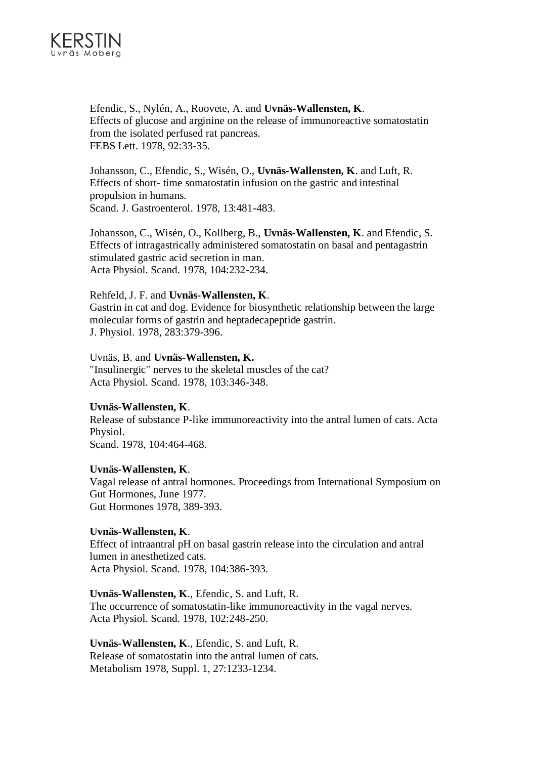Efendic, S., Nylén, A., Roovete, A. and **Uvnäs-Wallensten, K**.
Effects of glucose and arginine on the release of immunoreactive somatostatin from the isolated perfused rat pancreas.
FEBS Lett. 1978, 92:33-35.

Johansson, C., Efendic, S., Wisén, O., **Uvnäs-Wallensten, K**. and Luft, R.
Effects of short- time somatostatin infusion on the gastric and intestinal propulsion in humans.
Scand. J. Gastroenterol. 1978, 13:481-483.

Johansson, C., Wisén, O., Kollberg, B., **Uvnäs-Wallensten, K**. and Efendic, S.
Effects of intragastrically administered somatostatin on basal and pentagastrin stimulated gastric acid secretion in man.
Acta Physiol. Scand. 1978, 104:232-234.

Rehfeld, J. F. and **Uvnäs-Wallensten, K**.
Gastrin in cat and dog. Evidence for biosynthetic relationship between the large molecular forms of gastrin and heptadecapeptide gastrin.
J. Physiol. 1978, 283:379-396.

Uvnäs, B. and **Uvnäs-Wallensten, K.**
"Insulinergic" nerves to the skeletal muscles of the cat?
Acta Physiol. Scand. 1978, 103:346-348.

**Uvnäs-Wallensten, K**.
Release of substance P-like immunoreactivity into the antral lumen of cats. Acta Physiol.
Scand. 1978, 104:464-468.

**Uvnäs-Wallensten, K**.
Vagal release of antral hormones. Proceedings from International Symposium on Gut Hormones, June 1977.
Gut Hormones 1978, 389-393.

**Uvnäs-Wallensten, K**.
Effect of intraantral pH on basal gastrin release into the circulation and antral lumen in anesthetized cats.
Acta Physiol. Scand. 1978, 104:386-393.

**Uvnäs-Wallensten, K**., Efendic, S. and Luft, R.
The occurrence of somatostatin-like immunoreactivity in the vagal nerves.
Acta Physiol. Scand. 1978, 102:248-250.

**Uvnäs-Wallensten, K**., Efendic, S. and Luft, R.
Release of somatostatin into the antral lumen of cats.
Metabolism 1978, Suppl. 1, 27:1233-1234.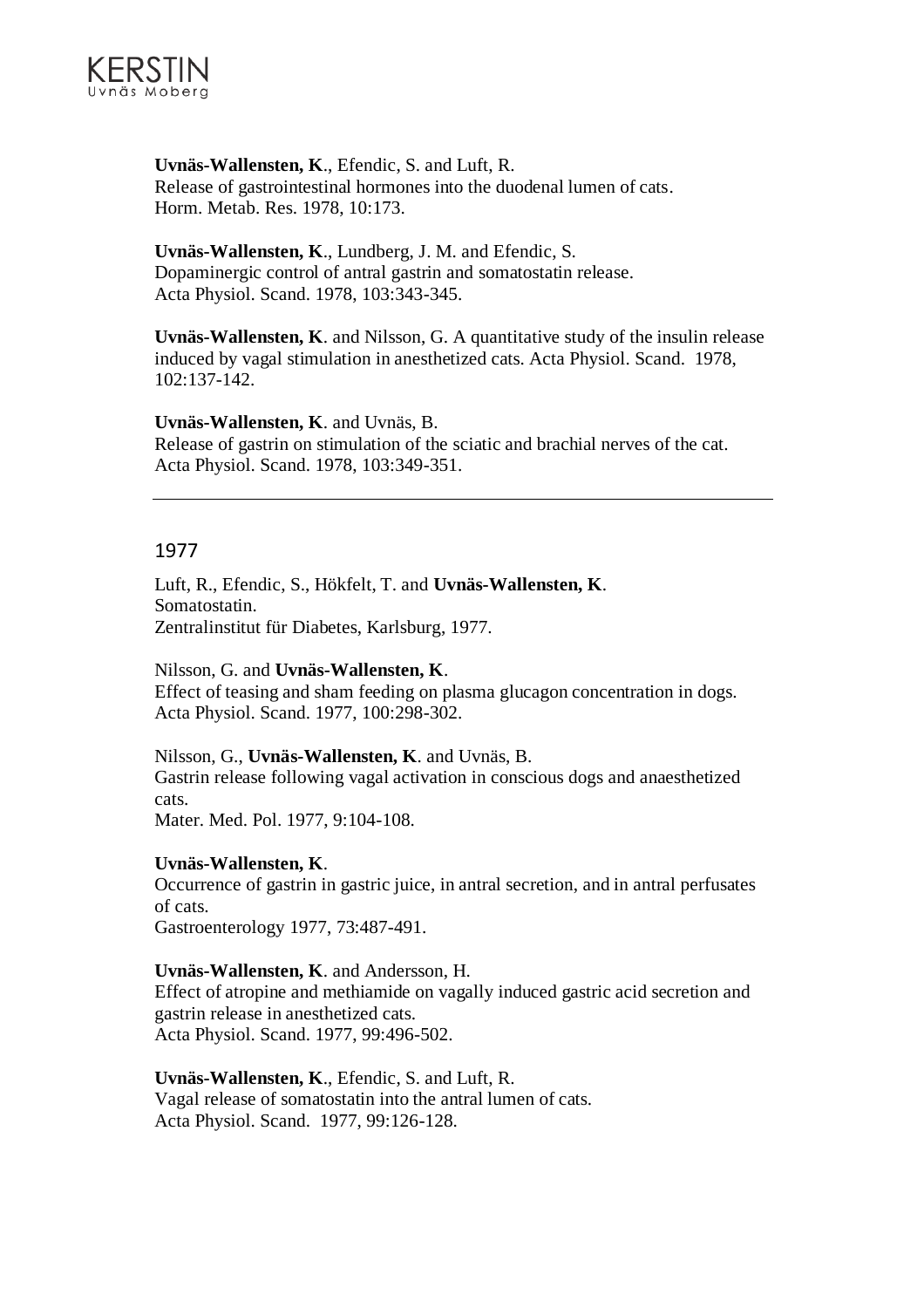**Uvnäs-Wallensten, K**., Efendic, S. and Luft, R.
Release of gastrointestinal hormones into the duodenal lumen of cats.
Horm. Metab. Res. 1978, 10:173.

**Uvnäs-Wallensten, K**., Lundberg, J. M. and Efendic, S.
Dopaminergic control of antral gastrin and somatostatin release.
Acta Physiol. Scand. 1978, 103:343-345.

**Uvnäs-Wallensten, K**. and Nilsson, G. A quantitative study of the insulin release induced by vagal stimulation in anesthetized cats. Acta Physiol. Scand. 1978, 102:137-142.

**Uvnäs-Wallensten, K**. and Uvnäs, B.
Release of gastrin on stimulation of the sciatic and brachial nerves of the cat.
Acta Physiol. Scand. 1978, 103:349-351.

---

## 1977

Luft, R., Efendic, S., Hökfelt, T. and **Uvnäs-Wallensten, K**.
Somatostatin.
Zentralinstitut für Diabetes, Karlsburg, 1977.

Nilsson, G. and **Uvnäs-Wallensten, K**.
Effect of teasing and sham feeding on plasma glucagon concentration in dogs.
Acta Physiol. Scand. 1977, 100:298-302.

Nilsson, G., **Uvnäs-Wallensten, K**. and Uvnäs, B.
Gastrin release following vagal activation in conscious dogs and anaesthetized cats.
Mater. Med. Pol. 1977, 9:104-108.

**Uvnäs-Wallensten, K**.
Occurrence of gastrin in gastric juice, in antral secretion, and in antral perfusates of cats.
Gastroenterology 1977, 73:487-491.

**Uvnäs-Wallensten, K**. and Andersson, H.
Effect of atropine and methiamide on vagally induced gastric acid secretion and gastrin release in anesthetized cats.
Acta Physiol. Scand. 1977, 99:496-502.

**Uvnäs-Wallensten, K**., Efendic, S. and Luft, R.
Vagal release of somatostatin into the antral lumen of cats.
Acta Physiol. Scand. 1977, 99:126-128.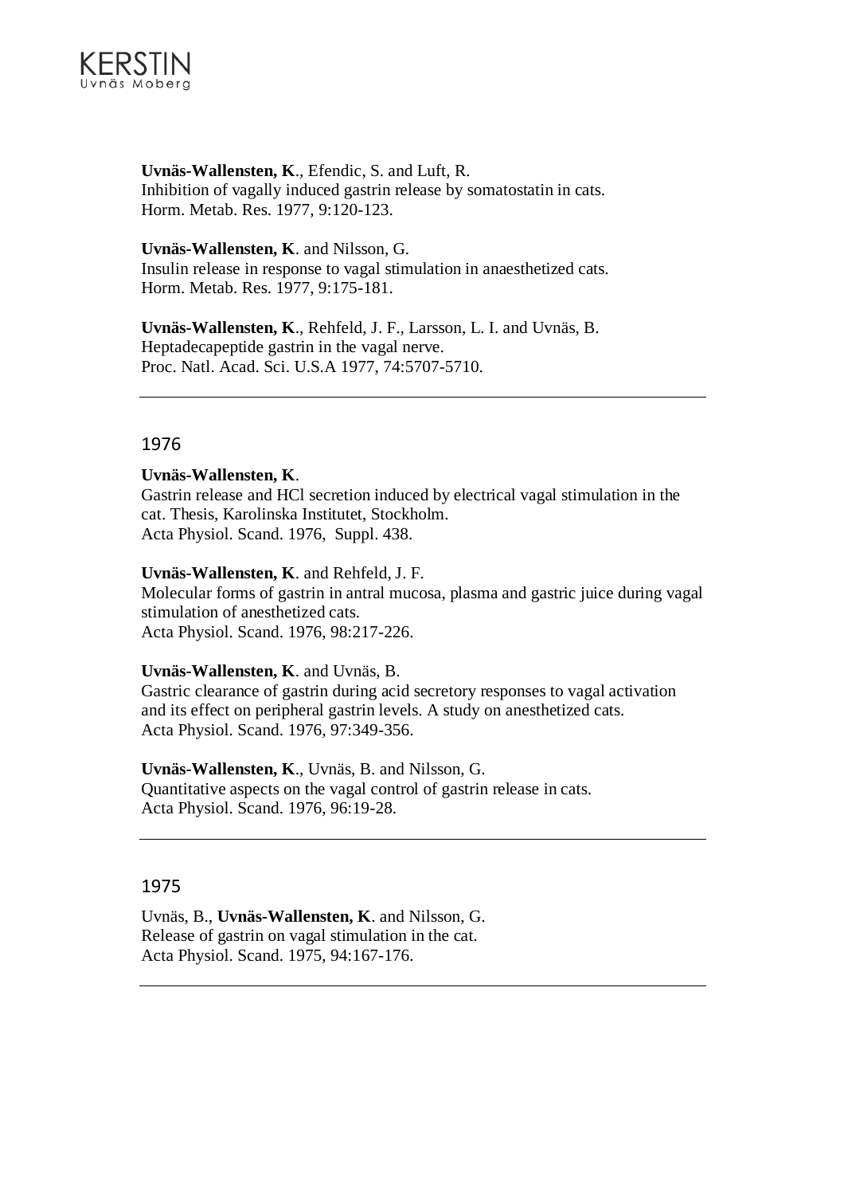**Uvnäs-Wallensten, K**., Efendic, S. and Luft, R.
Inhibition of vagally induced gastrin release by somatostatin in cats.
Horm. Metab. Res. 1977, 9:120-123.

**Uvnäs-Wallensten, K**. and Nilsson, G.
Insulin release in response to vagal stimulation in anaesthetized cats.
Horm. Metab. Res. 1977, 9:175-181.

**Uvnäs-Wallensten, K**., Rehfeld, J. F., Larsson, L. I. and Uvnäs, B.
Heptadecapeptide gastrin in the vagal nerve.
Proc. Natl. Acad. Sci. U.S.A 1977, 74:5707-5710.

---

## 1976

**Uvnäs-Wallensten, K**.
Gastrin release and HCl secretion induced by electrical vagal stimulation in the cat. Thesis, Karolinska Institutet, Stockholm.
Acta Physiol. Scand. 1976, Suppl. 438.

**Uvnäs-Wallensten, K**. and Rehfeld, J. F.
Molecular forms of gastrin in antral mucosa, plasma and gastric juice during vagal stimulation of anesthetized cats.
Acta Physiol. Scand. 1976, 98:217-226.

**Uvnäs-Wallensten, K**. and Uvnäs, B.
Gastric clearance of gastrin during acid secretory responses to vagal activation and its effect on peripheral gastrin levels. A study on anesthetized cats.
Acta Physiol. Scand. 1976, 97:349-356.

**Uvnäs-Wallensten, K**., Uvnäs, B. and Nilsson, G.
Quantitative aspects on the vagal control of gastrin release in cats.
Acta Physiol. Scand. 1976, 96:19-28.

---

## 1975

Uvnäs, B., **Uvnäs-Wallensten, K**. and Nilsson, G.
Release of gastrin on vagal stimulation in the cat.
Acta Physiol. Scand. 1975, 94:167-176.

---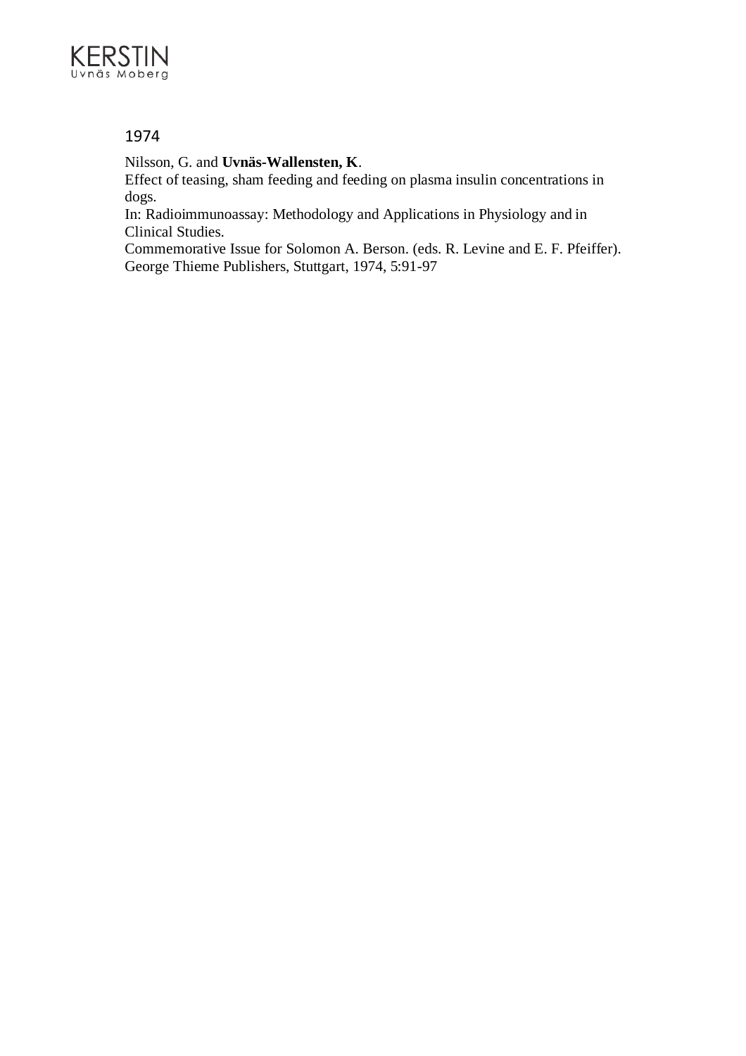## 1974

Nilsson, G. and **Uvnäs-Wallensten, K**.
Effect of teasing, sham feeding and feeding on plasma insulin concentrations in dogs.
In: Radioimmunoassay: Methodology and Applications in Physiology and in Clinical Studies.
Commemorative Issue for Solomon A. Berson. (eds. R. Levine and E. F. Pfeiffer).
George Thieme Publishers, Stuttgart, 1974, 5:91-97